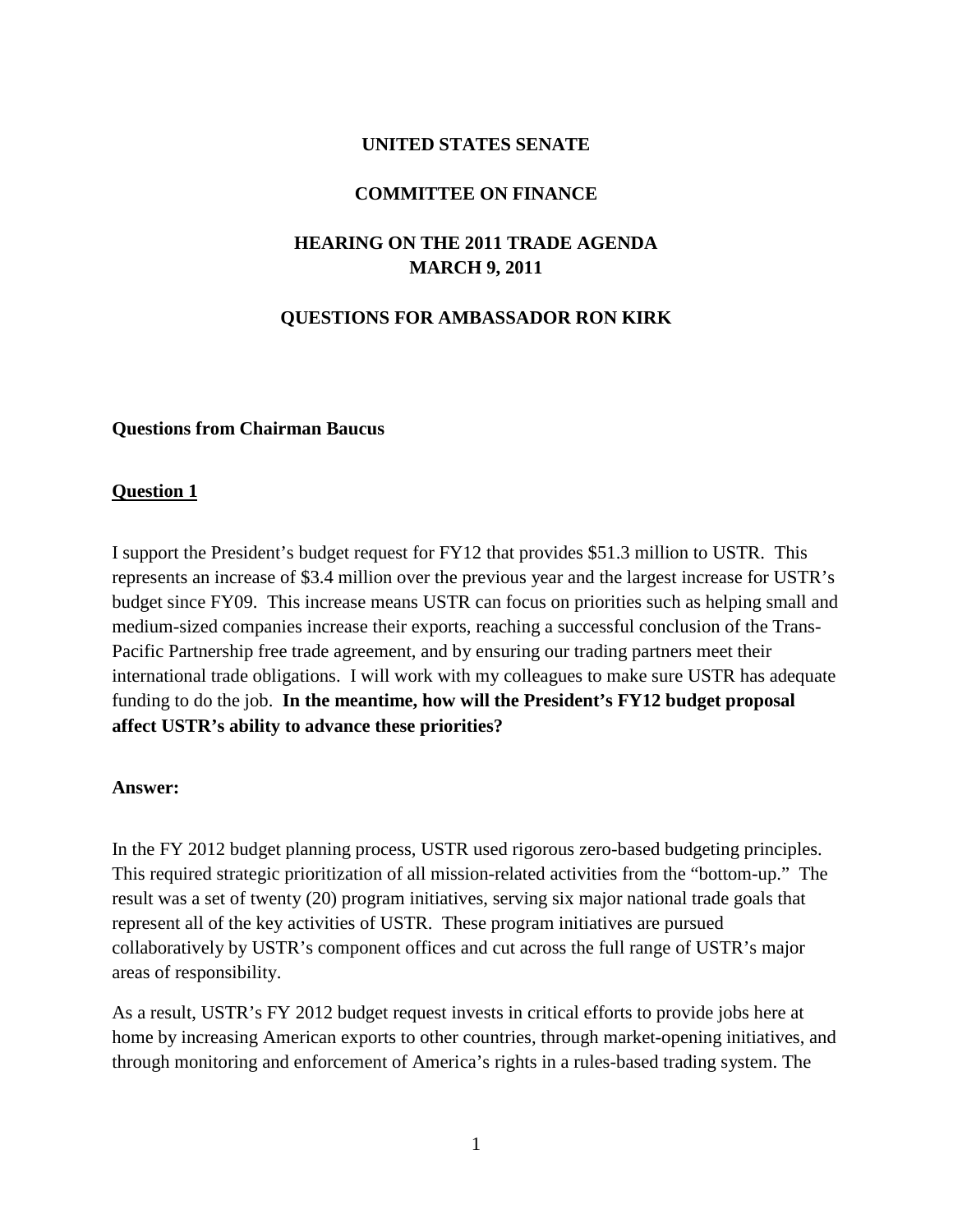**UNITED STATES SENATE**

**COMMITTEE ON FINANCE**

**HEARING ON THE 2011 TRADE AGENDA**
**MARCH 9, 2011**

**QUESTIONS FOR AMBASSADOR RON KIRK**

**Questions from Chairman Baucus**

**Question 1**

I support the President's budget request for FY12 that provides $51.3 million to USTR. This represents an increase of $3.4 million over the previous year and the largest increase for USTR's budget since FY09. This increase means USTR can focus on priorities such as helping small and medium-sized companies increase their exports, reaching a successful conclusion of the Trans-Pacific Partnership free trade agreement, and by ensuring our trading partners meet their international trade obligations. I will work with my colleagues to make sure USTR has adequate funding to do the job. **In the meantime, how will the President's FY12 budget proposal affect USTR's ability to advance these priorities?**

**Answer:**

In the FY 2012 budget planning process, USTR used rigorous zero-based budgeting principles. This required strategic prioritization of all mission-related activities from the "bottom-up." The result was a set of twenty (20) program initiatives, serving six major national trade goals that represent all of the key activities of USTR. These program initiatives are pursued collaboratively by USTR's component offices and cut across the full range of USTR's major areas of responsibility.

As a result, USTR's FY 2012 budget request invests in critical efforts to provide jobs here at home by increasing American exports to other countries, through market-opening initiatives, and through monitoring and enforcement of America's rights in a rules-based trading system. The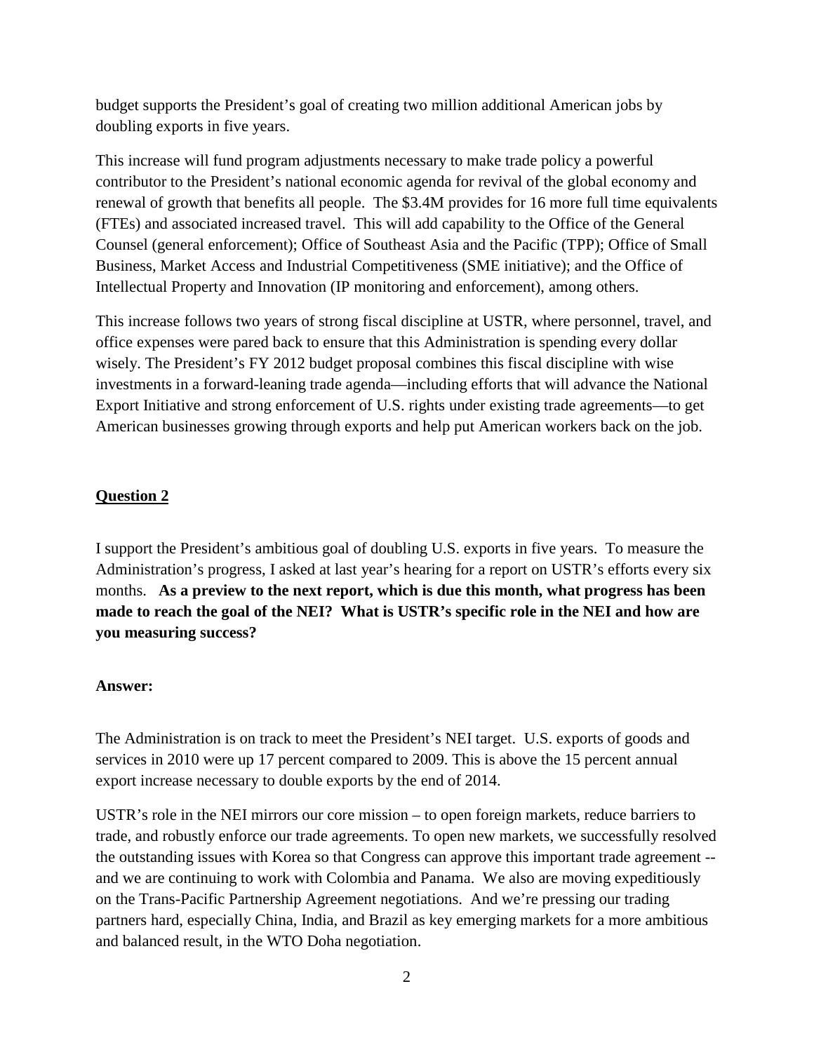budget supports the President's goal of creating two million additional American jobs by doubling exports in five years.

This increase will fund program adjustments necessary to make trade policy a powerful contributor to the President's national economic agenda for revival of the global economy and renewal of growth that benefits all people. The $3.4M provides for 16 more full time equivalents (FTEs) and associated increased travel. This will add capability to the Office of the General Counsel (general enforcement); Office of Southeast Asia and the Pacific (TPP); Office of Small Business, Market Access and Industrial Competitiveness (SME initiative); and the Office of Intellectual Property and Innovation (IP monitoring and enforcement), among others.

This increase follows two years of strong fiscal discipline at USTR, where personnel, travel, and office expenses were pared back to ensure that this Administration is spending every dollar wisely. The President's FY 2012 budget proposal combines this fiscal discipline with wise investments in a forward-leaning trade agenda—including efforts that will advance the National Export Initiative and strong enforcement of U.S. rights under existing trade agreements—to get American businesses growing through exports and help put American workers back on the job.

## Question 2

I support the President's ambitious goal of doubling U.S. exports in five years. To measure the Administration's progress, I asked at last year's hearing for a report on USTR's efforts every six months. **As a preview to the next report, which is due this month, what progress has been made to reach the goal of the NEI? What is USTR's specific role in the NEI and how are you measuring success?**

**Answer:**

The Administration is on track to meet the President's NEI target. U.S. exports of goods and services in 2010 were up 17 percent compared to 2009. This is above the 15 percent annual export increase necessary to double exports by the end of 2014.

USTR's role in the NEI mirrors our core mission – to open foreign markets, reduce barriers to trade, and robustly enforce our trade agreements. To open new markets, we successfully resolved the outstanding issues with Korea so that Congress can approve this important trade agreement -- and we are continuing to work with Colombia and Panama. We also are moving expeditiously on the Trans-Pacific Partnership Agreement negotiations. And we're pressing our trading partners hard, especially China, India, and Brazil as key emerging markets for a more ambitious and balanced result, in the WTO Doha negotiation.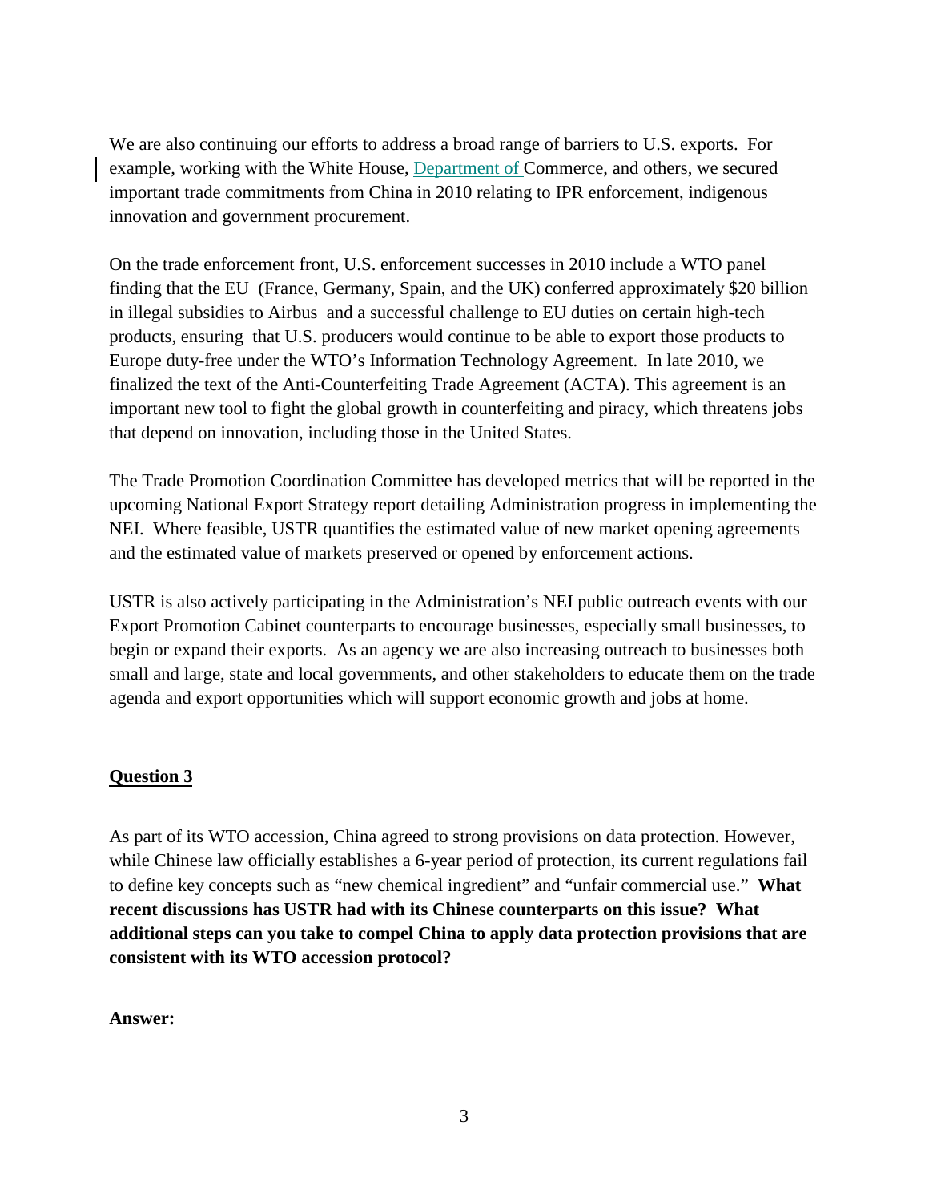We are also continuing our efforts to address a broad range of barriers to U.S. exports. For example, working with the White House, Department of Commerce, and others, we secured important trade commitments from China in 2010 relating to IPR enforcement, indigenous innovation and government procurement.

On the trade enforcement front, U.S. enforcement successes in 2010 include a WTO panel finding that the EU (France, Germany, Spain, and the UK) conferred approximately $20 billion in illegal subsidies to Airbus and a successful challenge to EU duties on certain high-tech products, ensuring that U.S. producers would continue to be able to export those products to Europe duty-free under the WTO's Information Technology Agreement. In late 2010, we finalized the text of the Anti-Counterfeiting Trade Agreement (ACTA). This agreement is an important new tool to fight the global growth in counterfeiting and piracy, which threatens jobs that depend on innovation, including those in the United States.

The Trade Promotion Coordination Committee has developed metrics that will be reported in the upcoming National Export Strategy report detailing Administration progress in implementing the NEI. Where feasible, USTR quantifies the estimated value of new market opening agreements and the estimated value of markets preserved or opened by enforcement actions.

USTR is also actively participating in the Administration's NEI public outreach events with our Export Promotion Cabinet counterparts to encourage businesses, especially small businesses, to begin or expand their exports. As an agency we are also increasing outreach to businesses both small and large, state and local governments, and other stakeholders to educate them on the trade agenda and export opportunities which will support economic growth and jobs at home.

## Question 3

As part of its WTO accession, China agreed to strong provisions on data protection. However, while Chinese law officially establishes a 6-year period of protection, its current regulations fail to define key concepts such as "new chemical ingredient" and "unfair commercial use." **What recent discussions has USTR had with its Chinese counterparts on this issue? What additional steps can you take to compel China to apply data protection provisions that are consistent with its WTO accession protocol?**

**Answer:**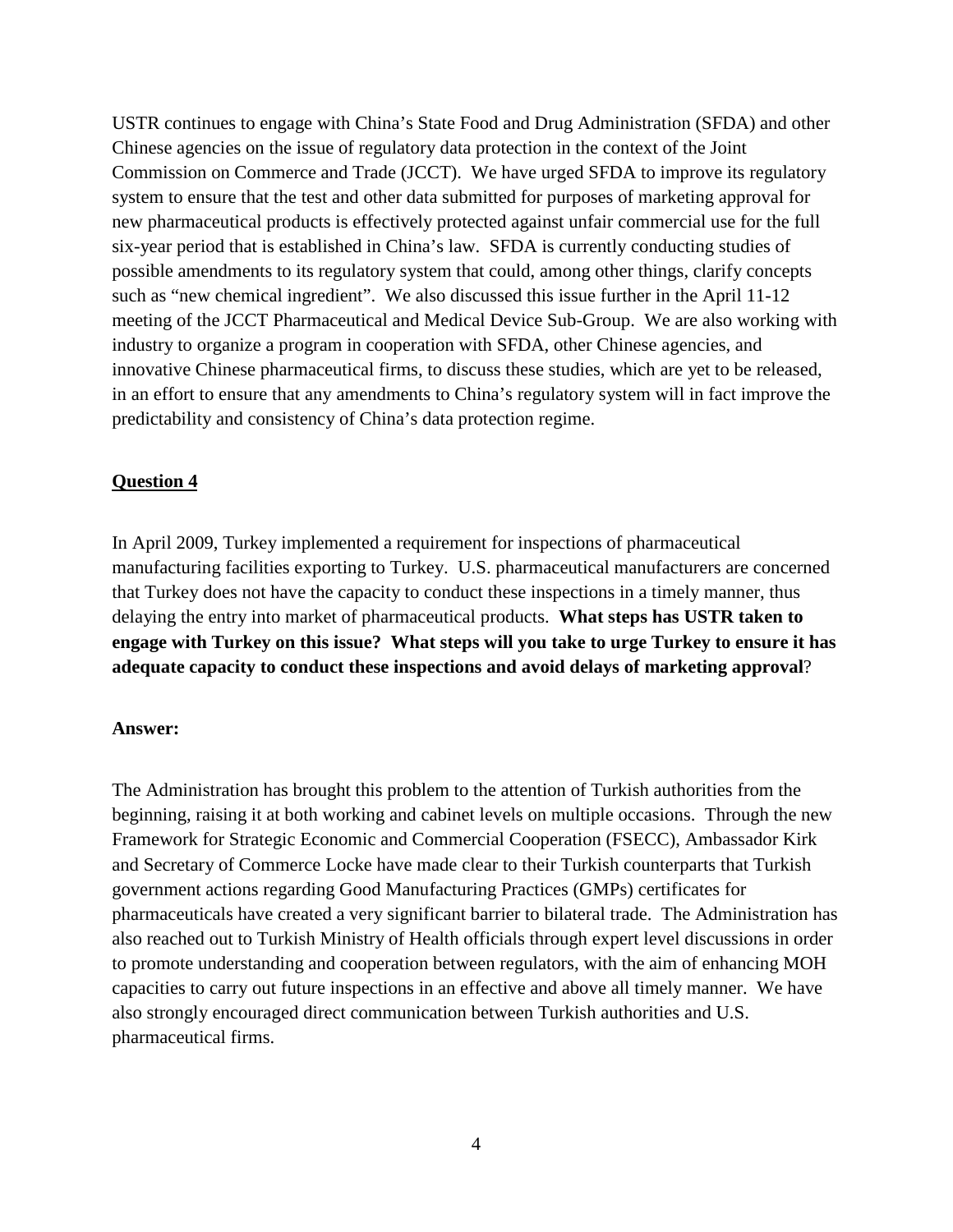USTR continues to engage with China's State Food and Drug Administration (SFDA) and other Chinese agencies on the issue of regulatory data protection in the context of the Joint Commission on Commerce and Trade (JCCT). We have urged SFDA to improve its regulatory system to ensure that the test and other data submitted for purposes of marketing approval for new pharmaceutical products is effectively protected against unfair commercial use for the full six-year period that is established in China's law. SFDA is currently conducting studies of possible amendments to its regulatory system that could, among other things, clarify concepts such as "new chemical ingredient". We also discussed this issue further in the April 11-12 meeting of the JCCT Pharmaceutical and Medical Device Sub-Group. We are also working with industry to organize a program in cooperation with SFDA, other Chinese agencies, and innovative Chinese pharmaceutical firms, to discuss these studies, which are yet to be released, in an effort to ensure that any amendments to China's regulatory system will in fact improve the predictability and consistency of China's data protection regime.

**<u>Question 4</u>**

In April 2009, Turkey implemented a requirement for inspections of pharmaceutical manufacturing facilities exporting to Turkey. U.S. pharmaceutical manufacturers are concerned that Turkey does not have the capacity to conduct these inspections in a timely manner, thus delaying the entry into market of pharmaceutical products. **What steps has USTR taken to engage with Turkey on this issue? What steps will you take to urge Turkey to ensure it has adequate capacity to conduct these inspections and avoid delays of marketing approval**?

**Answer:**

The Administration has brought this problem to the attention of Turkish authorities from the beginning, raising it at both working and cabinet levels on multiple occasions. Through the new Framework for Strategic Economic and Commercial Cooperation (FSECC), Ambassador Kirk and Secretary of Commerce Locke have made clear to their Turkish counterparts that Turkish government actions regarding Good Manufacturing Practices (GMPs) certificates for pharmaceuticals have created a very significant barrier to bilateral trade. The Administration has also reached out to Turkish Ministry of Health officials through expert level discussions in order to promote understanding and cooperation between regulators, with the aim of enhancing MOH capacities to carry out future inspections in an effective and above all timely manner. We have also strongly encouraged direct communication between Turkish authorities and U.S. pharmaceutical firms.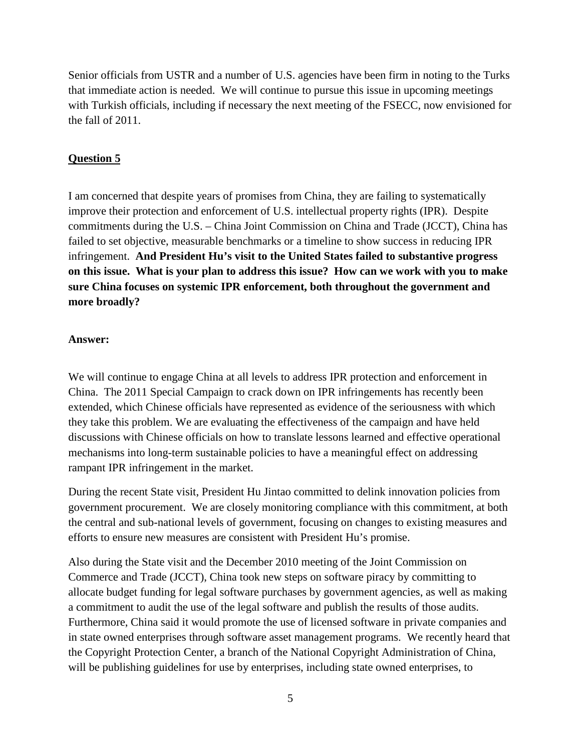Senior officials from USTR and a number of U.S. agencies have been firm in noting to the Turks that immediate action is needed. We will continue to pursue this issue in upcoming meetings with Turkish officials, including if necessary the next meeting of the FSECC, now envisioned for the fall of 2011.

## Question 5

I am concerned that despite years of promises from China, they are failing to systematically improve their protection and enforcement of U.S. intellectual property rights (IPR). Despite commitments during the U.S. – China Joint Commission on China and Trade (JCCT), China has failed to set objective, measurable benchmarks or a timeline to show success in reducing IPR infringement. **And President Hu's visit to the United States failed to substantive progress on this issue. What is your plan to address this issue? How can we work with you to make sure China focuses on systemic IPR enforcement, both throughout the government and more broadly?**

**Answer:**

We will continue to engage China at all levels to address IPR protection and enforcement in China. The 2011 Special Campaign to crack down on IPR infringements has recently been extended, which Chinese officials have represented as evidence of the seriousness with which they take this problem. We are evaluating the effectiveness of the campaign and have held discussions with Chinese officials on how to translate lessons learned and effective operational mechanisms into long-term sustainable policies to have a meaningful effect on addressing rampant IPR infringement in the market.

During the recent State visit, President Hu Jintao committed to delink innovation policies from government procurement. We are closely monitoring compliance with this commitment, at both the central and sub-national levels of government, focusing on changes to existing measures and efforts to ensure new measures are consistent with President Hu's promise.

Also during the State visit and the December 2010 meeting of the Joint Commission on Commerce and Trade (JCCT), China took new steps on software piracy by committing to allocate budget funding for legal software purchases by government agencies, as well as making a commitment to audit the use of the legal software and publish the results of those audits. Furthermore, China said it would promote the use of licensed software in private companies and in state owned enterprises through software asset management programs. We recently heard that the Copyright Protection Center, a branch of the National Copyright Administration of China, will be publishing guidelines for use by enterprises, including state owned enterprises, to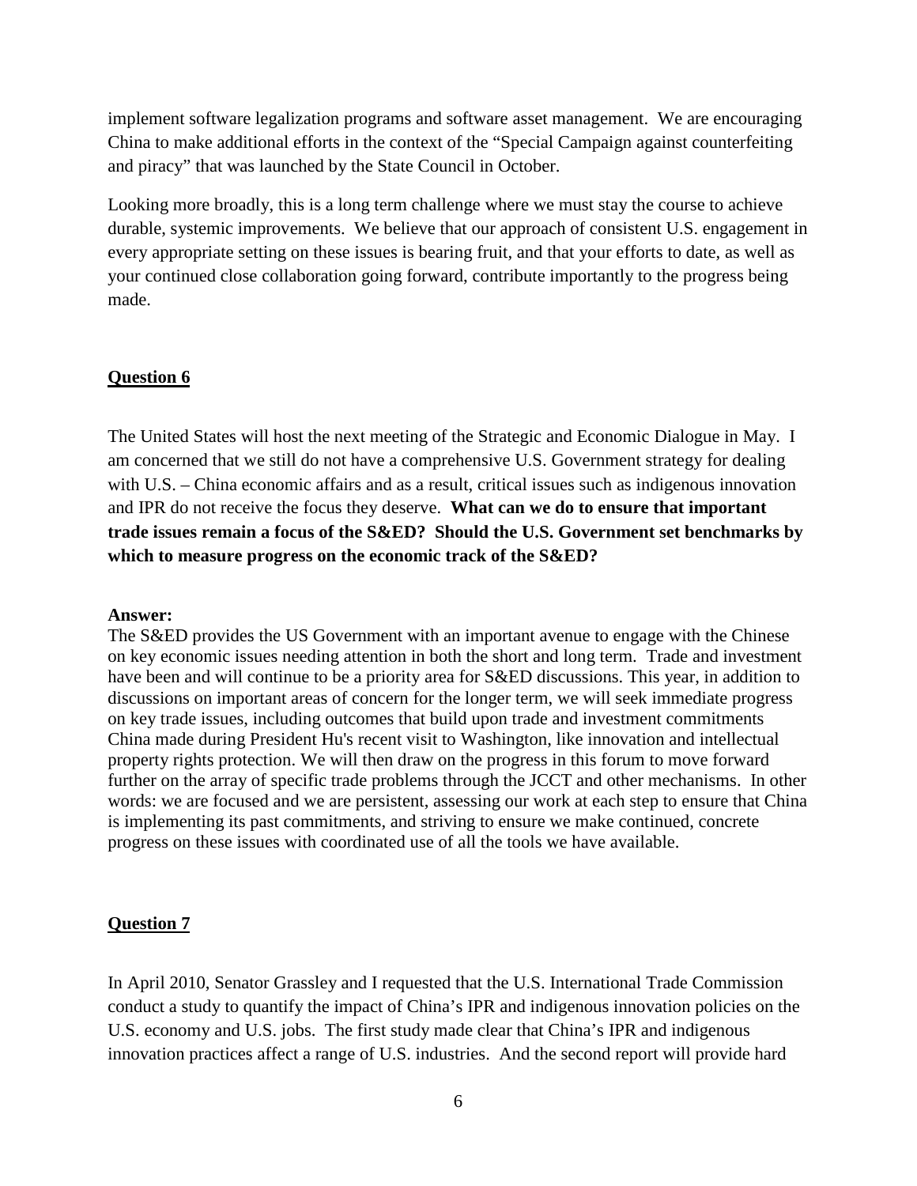implement software legalization programs and software asset management. We are encouraging China to make additional efforts in the context of the "Special Campaign against counterfeiting and piracy" that was launched by the State Council in October.

Looking more broadly, this is a long term challenge where we must stay the course to achieve durable, systemic improvements. We believe that our approach of consistent U.S. engagement in every appropriate setting on these issues is bearing fruit, and that your efforts to date, as well as your continued close collaboration going forward, contribute importantly to the progress being made.

## Question 6

The United States will host the next meeting of the Strategic and Economic Dialogue in May. I am concerned that we still do not have a comprehensive U.S. Government strategy for dealing with U.S. – China economic affairs and as a result, critical issues such as indigenous innovation and IPR do not receive the focus they deserve. **What can we do to ensure that important trade issues remain a focus of the S&ED? Should the U.S. Government set benchmarks by which to measure progress on the economic track of the S&ED?**

**Answer:**
The S&ED provides the US Government with an important avenue to engage with the Chinese on key economic issues needing attention in both the short and long term. Trade and investment have been and will continue to be a priority area for S&ED discussions. This year, in addition to discussions on important areas of concern for the longer term, we will seek immediate progress on key trade issues, including outcomes that build upon trade and investment commitments China made during President Hu's recent visit to Washington, like innovation and intellectual property rights protection. We will then draw on the progress in this forum to move forward further on the array of specific trade problems through the JCCT and other mechanisms. In other words: we are focused and we are persistent, assessing our work at each step to ensure that China is implementing its past commitments, and striving to ensure we make continued, concrete progress on these issues with coordinated use of all the tools we have available.

## Question 7

In April 2010, Senator Grassley and I requested that the U.S. International Trade Commission conduct a study to quantify the impact of China's IPR and indigenous innovation policies on the U.S. economy and U.S. jobs. The first study made clear that China's IPR and indigenous innovation practices affect a range of U.S. industries. And the second report will provide hard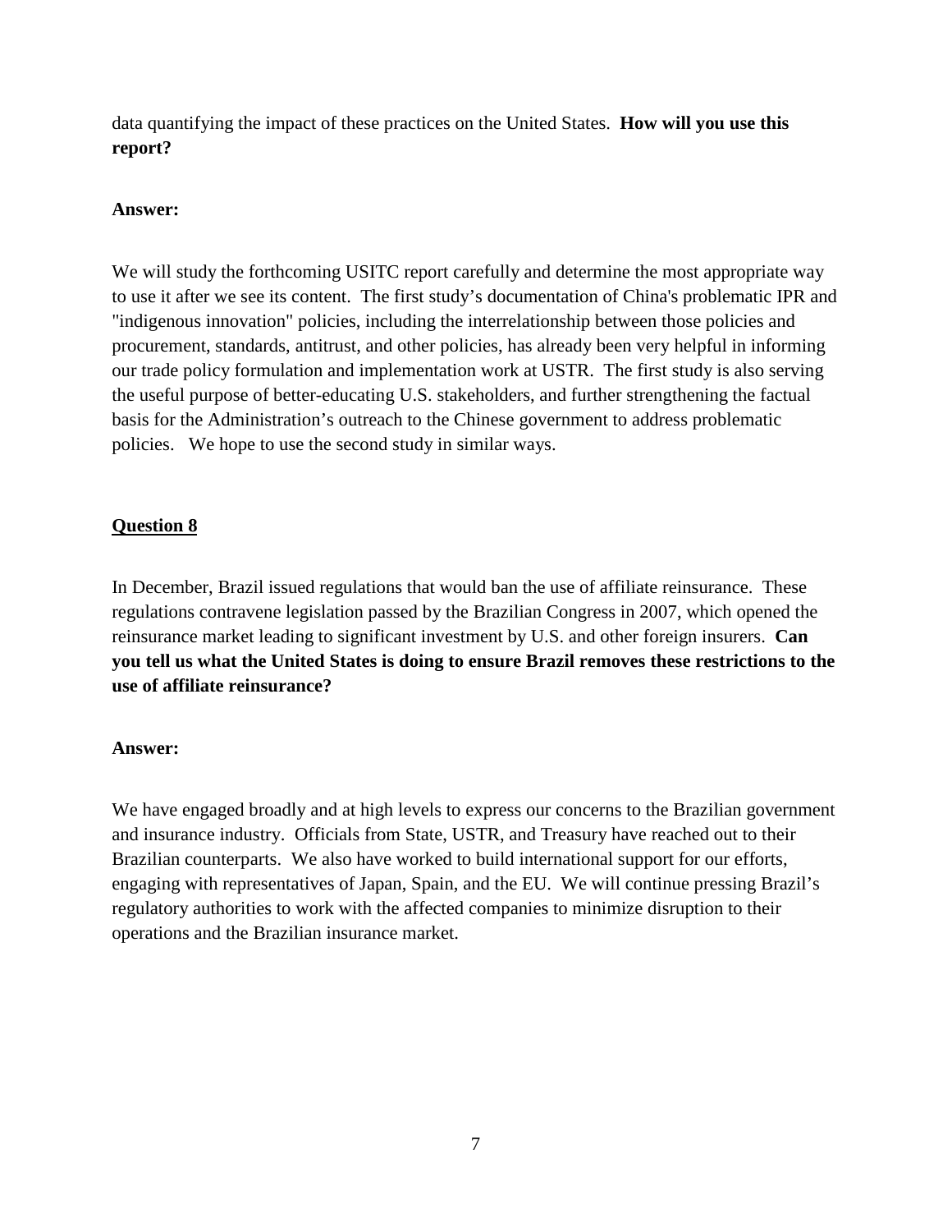data quantifying the impact of these practices on the United States. **How will you use this report?**

**Answer:**

We will study the forthcoming USITC report carefully and determine the most appropriate way to use it after we see its content. The first study's documentation of China's problematic IPR and "indigenous innovation" policies, including the interrelationship between those policies and procurement, standards, antitrust, and other policies, has already been very helpful in informing our trade policy formulation and implementation work at USTR. The first study is also serving the useful purpose of better-educating U.S. stakeholders, and further strengthening the factual basis for the Administration's outreach to the Chinese government to address problematic policies. We hope to use the second study in similar ways.

**<u>Question 8</u>**

In December, Brazil issued regulations that would ban the use of affiliate reinsurance. These regulations contravene legislation passed by the Brazilian Congress in 2007, which opened the reinsurance market leading to significant investment by U.S. and other foreign insurers. **Can you tell us what the United States is doing to ensure Brazil removes these restrictions to the use of affiliate reinsurance?**

**Answer:**

We have engaged broadly and at high levels to express our concerns to the Brazilian government and insurance industry. Officials from State, USTR, and Treasury have reached out to their Brazilian counterparts. We also have worked to build international support for our efforts, engaging with representatives of Japan, Spain, and the EU. We will continue pressing Brazil's regulatory authorities to work with the affected companies to minimize disruption to their operations and the Brazilian insurance market.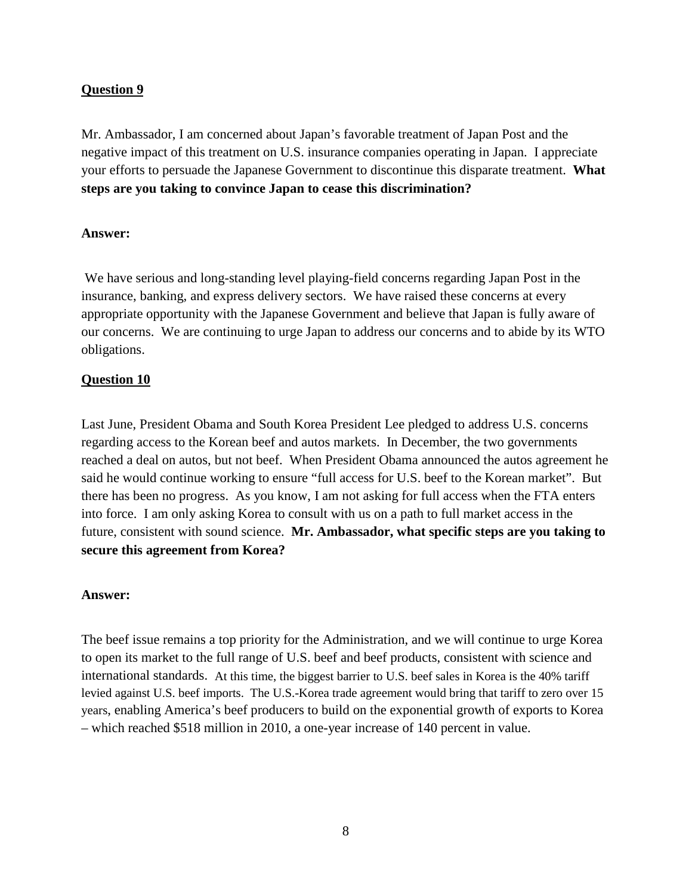**<u>Question 9</u>**

Mr. Ambassador, I am concerned about Japan's favorable treatment of Japan Post and the negative impact of this treatment on U.S. insurance companies operating in Japan. I appreciate your efforts to persuade the Japanese Government to discontinue this disparate treatment. **What steps are you taking to convince Japan to cease this discrimination?**

**Answer:**

We have serious and long-standing level playing-field concerns regarding Japan Post in the insurance, banking, and express delivery sectors. We have raised these concerns at every appropriate opportunity with the Japanese Government and believe that Japan is fully aware of our concerns. We are continuing to urge Japan to address our concerns and to abide by its WTO obligations.

**<u>Question 10</u>**

Last June, President Obama and South Korea President Lee pledged to address U.S. concerns regarding access to the Korean beef and autos markets. In December, the two governments reached a deal on autos, but not beef. When President Obama announced the autos agreement he said he would continue working to ensure "full access for U.S. beef to the Korean market". But there has been no progress. As you know, I am not asking for full access when the FTA enters into force. I am only asking Korea to consult with us on a path to full market access in the future, consistent with sound science. **Mr. Ambassador, what specific steps are you taking to secure this agreement from Korea?**

**Answer:**

The beef issue remains a top priority for the Administration, and we will continue to urge Korea to open its market to the full range of U.S. beef and beef products, consistent with science and international standards. At this time, the biggest barrier to U.S. beef sales in Korea is the 40% tariff levied against U.S. beef imports. The U.S.-Korea trade agreement would bring that tariff to zero over 15 years, enabling America's beef producers to build on the exponential growth of exports to Korea – which reached $518 million in 2010, a one-year increase of 140 percent in value.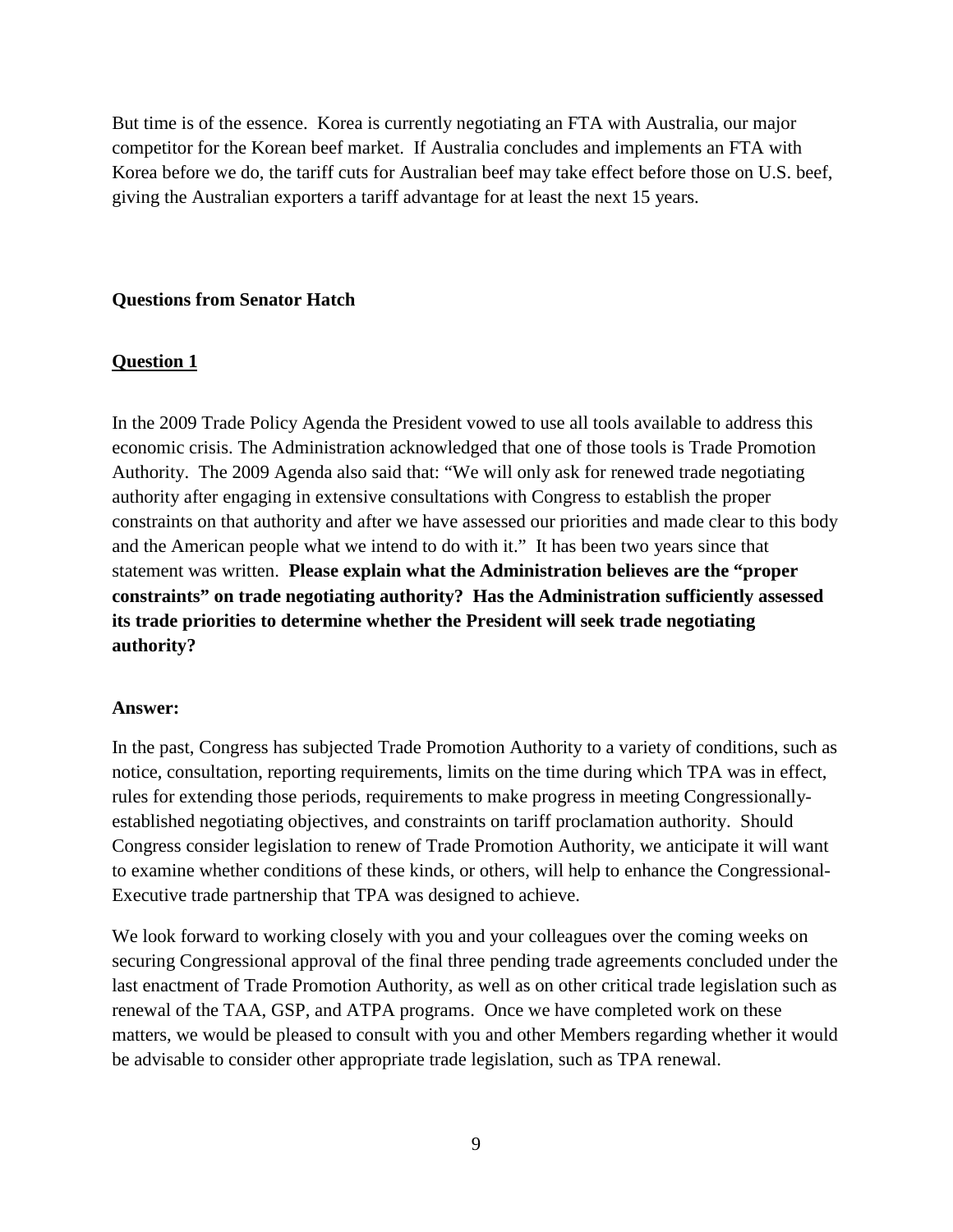But time is of the essence. Korea is currently negotiating an FTA with Australia, our major competitor for the Korean beef market. If Australia concludes and implements an FTA with Korea before we do, the tariff cuts for Australian beef may take effect before those on U.S. beef, giving the Australian exporters a tariff advantage for at least the next 15 years.

**Questions from Senator Hatch**

**Question 1**

In the 2009 Trade Policy Agenda the President vowed to use all tools available to address this economic crisis. The Administration acknowledged that one of those tools is Trade Promotion Authority. The 2009 Agenda also said that: "We will only ask for renewed trade negotiating authority after engaging in extensive consultations with Congress to establish the proper constraints on that authority and after we have assessed our priorities and made clear to this body and the American people what we intend to do with it." It has been two years since that statement was written. **Please explain what the Administration believes are the "proper constraints" on trade negotiating authority? Has the Administration sufficiently assessed its trade priorities to determine whether the President will seek trade negotiating authority?**

**Answer:**

In the past, Congress has subjected Trade Promotion Authority to a variety of conditions, such as notice, consultation, reporting requirements, limits on the time during which TPA was in effect, rules for extending those periods, requirements to make progress in meeting Congressionally-established negotiating objectives, and constraints on tariff proclamation authority. Should Congress consider legislation to renew of Trade Promotion Authority, we anticipate it will want to examine whether conditions of these kinds, or others, will help to enhance the Congressional-Executive trade partnership that TPA was designed to achieve.

We look forward to working closely with you and your colleagues over the coming weeks on securing Congressional approval of the final three pending trade agreements concluded under the last enactment of Trade Promotion Authority, as well as on other critical trade legislation such as renewal of the TAA, GSP, and ATPA programs. Once we have completed work on these matters, we would be pleased to consult with you and other Members regarding whether it would be advisable to consider other appropriate trade legislation, such as TPA renewal.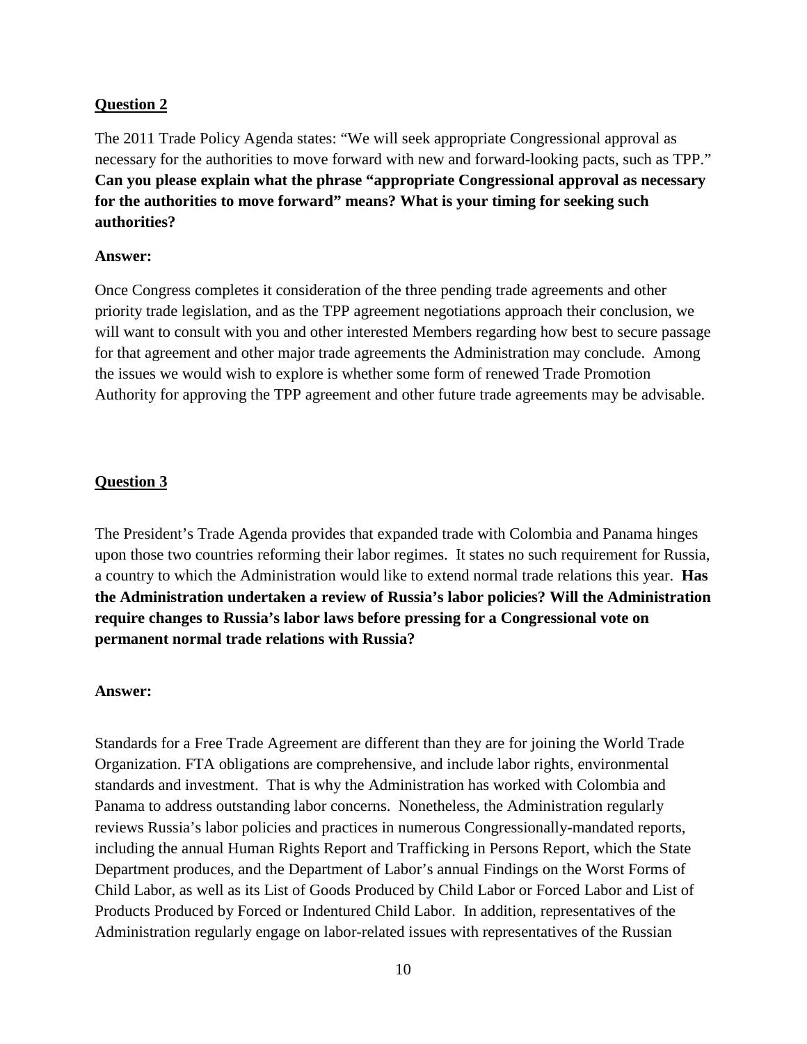**Question 2**

The 2011 Trade Policy Agenda states: "We will seek appropriate Congressional approval as necessary for the authorities to move forward with new and forward-looking pacts, such as TPP." **Can you please explain what the phrase "appropriate Congressional approval as necessary for the authorities to move forward" means? What is your timing for seeking such authorities?**

**Answer:**

Once Congress completes it consideration of the three pending trade agreements and other priority trade legislation, and as the TPP agreement negotiations approach their conclusion, we will want to consult with you and other interested Members regarding how best to secure passage for that agreement and other major trade agreements the Administration may conclude. Among the issues we would wish to explore is whether some form of renewed Trade Promotion Authority for approving the TPP agreement and other future trade agreements may be advisable.

**Question 3**

The President's Trade Agenda provides that expanded trade with Colombia and Panama hinges upon those two countries reforming their labor regimes. It states no such requirement for Russia, a country to which the Administration would like to extend normal trade relations this year. **Has the Administration undertaken a review of Russia's labor policies? Will the Administration require changes to Russia's labor laws before pressing for a Congressional vote on permanent normal trade relations with Russia?**

**Answer:**

Standards for a Free Trade Agreement are different than they are for joining the World Trade Organization. FTA obligations are comprehensive, and include labor rights, environmental standards and investment. That is why the Administration has worked with Colombia and Panama to address outstanding labor concerns. Nonetheless, the Administration regularly reviews Russia's labor policies and practices in numerous Congressionally-mandated reports, including the annual Human Rights Report and Trafficking in Persons Report, which the State Department produces, and the Department of Labor's annual Findings on the Worst Forms of Child Labor, as well as its List of Goods Produced by Child Labor or Forced Labor and List of Products Produced by Forced or Indentured Child Labor. In addition, representatives of the Administration regularly engage on labor-related issues with representatives of the Russian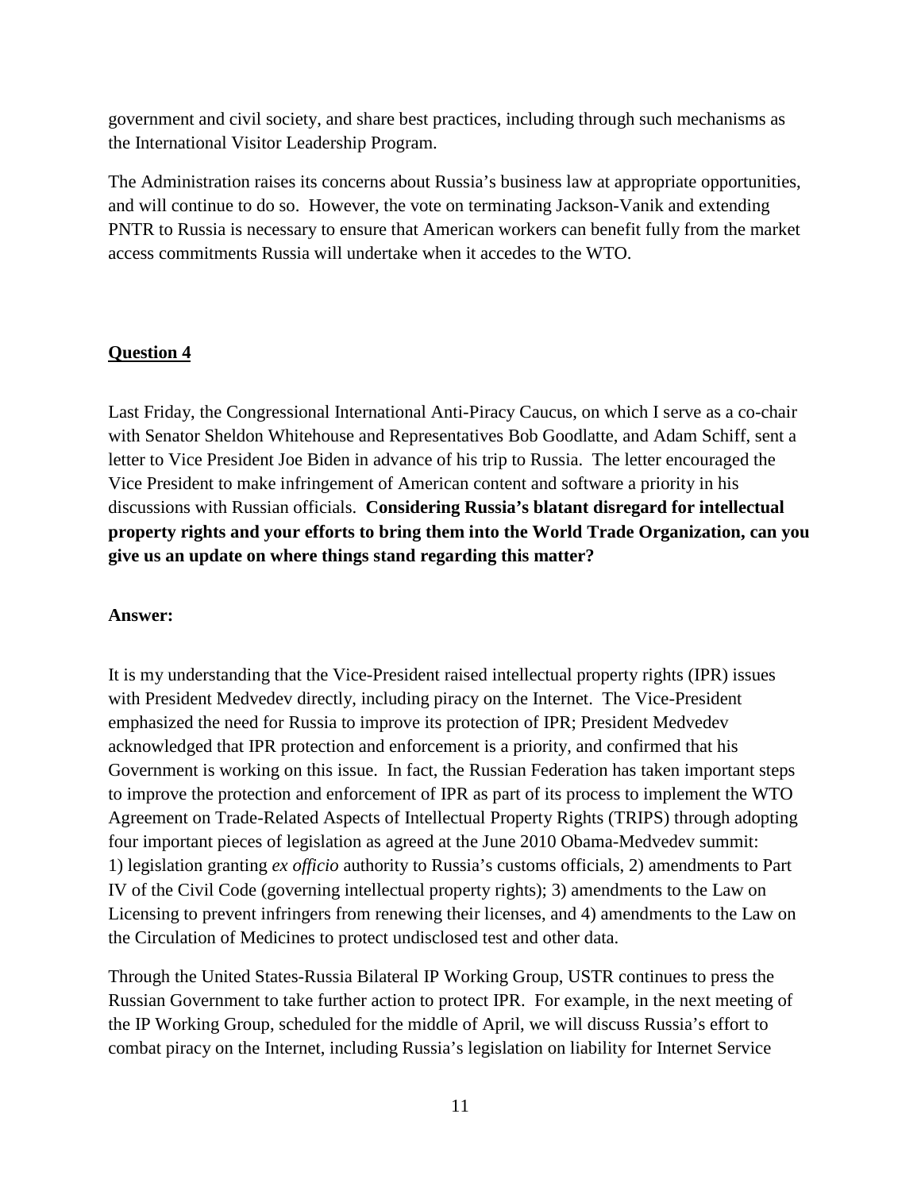government and civil society, and share best practices, including through such mechanisms as the International Visitor Leadership Program.

The Administration raises its concerns about Russia's business law at appropriate opportunities, and will continue to do so. However, the vote on terminating Jackson-Vanik and extending PNTR to Russia is necessary to ensure that American workers can benefit fully from the market access commitments Russia will undertake when it accedes to the WTO.

**Question 4**

Last Friday, the Congressional International Anti-Piracy Caucus, on which I serve as a co-chair with Senator Sheldon Whitehouse and Representatives Bob Goodlatte, and Adam Schiff, sent a letter to Vice President Joe Biden in advance of his trip to Russia. The letter encouraged the Vice President to make infringement of American content and software a priority in his discussions with Russian officials. **Considering Russia's blatant disregard for intellectual property rights and your efforts to bring them into the World Trade Organization, can you give us an update on where things stand regarding this matter?**

**Answer:**

It is my understanding that the Vice-President raised intellectual property rights (IPR) issues with President Medvedev directly, including piracy on the Internet. The Vice-President emphasized the need for Russia to improve its protection of IPR; President Medvedev acknowledged that IPR protection and enforcement is a priority, and confirmed that his Government is working on this issue. In fact, the Russian Federation has taken important steps to improve the protection and enforcement of IPR as part of its process to implement the WTO Agreement on Trade-Related Aspects of Intellectual Property Rights (TRIPS) through adopting four important pieces of legislation as agreed at the June 2010 Obama-Medvedev summit: 1) legislation granting *ex officio* authority to Russia's customs officials, 2) amendments to Part IV of the Civil Code (governing intellectual property rights); 3) amendments to the Law on Licensing to prevent infringers from renewing their licenses, and 4) amendments to the Law on the Circulation of Medicines to protect undisclosed test and other data.

Through the United States-Russia Bilateral IP Working Group, USTR continues to press the Russian Government to take further action to protect IPR. For example, in the next meeting of the IP Working Group, scheduled for the middle of April, we will discuss Russia's effort to combat piracy on the Internet, including Russia's legislation on liability for Internet Service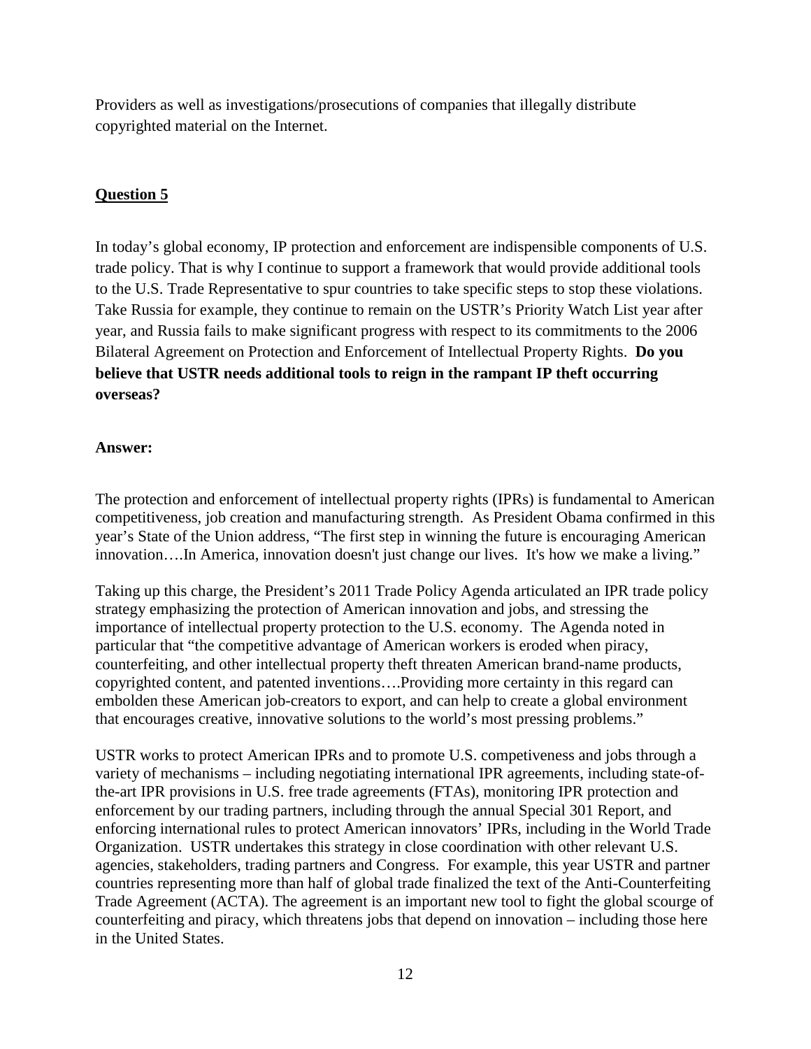Providers as well as investigations/prosecutions of companies that illegally distribute copyrighted material on the Internet.

## Question 5

In today's global economy, IP protection and enforcement are indispensible components of U.S. trade policy. That is why I continue to support a framework that would provide additional tools to the U.S. Trade Representative to spur countries to take specific steps to stop these violations. Take Russia for example, they continue to remain on the USTR's Priority Watch List year after year, and Russia fails to make significant progress with respect to its commitments to the 2006 Bilateral Agreement on Protection and Enforcement of Intellectual Property Rights. **Do you believe that USTR needs additional tools to reign in the rampant IP theft occurring overseas?**

**Answer:**

The protection and enforcement of intellectual property rights (IPRs) is fundamental to American competitiveness, job creation and manufacturing strength. As President Obama confirmed in this year's State of the Union address, "The first step in winning the future is encouraging American innovation….In America, innovation doesn't just change our lives. It's how we make a living."

Taking up this charge, the President's 2011 Trade Policy Agenda articulated an IPR trade policy strategy emphasizing the protection of American innovation and jobs, and stressing the importance of intellectual property protection to the U.S. economy. The Agenda noted in particular that "the competitive advantage of American workers is eroded when piracy, counterfeiting, and other intellectual property theft threaten American brand-name products, copyrighted content, and patented inventions….Providing more certainty in this regard can embolden these American job-creators to export, and can help to create a global environment that encourages creative, innovative solutions to the world's most pressing problems."

USTR works to protect American IPRs and to promote U.S. competiveness and jobs through a variety of mechanisms – including negotiating international IPR agreements, including state-of-the-art IPR provisions in U.S. free trade agreements (FTAs), monitoring IPR protection and enforcement by our trading partners, including through the annual Special 301 Report, and enforcing international rules to protect American innovators' IPRs, including in the World Trade Organization. USTR undertakes this strategy in close coordination with other relevant U.S. agencies, stakeholders, trading partners and Congress. For example, this year USTR and partner countries representing more than half of global trade finalized the text of the Anti-Counterfeiting Trade Agreement (ACTA). The agreement is an important new tool to fight the global scourge of counterfeiting and piracy, which threatens jobs that depend on innovation – including those here in the United States.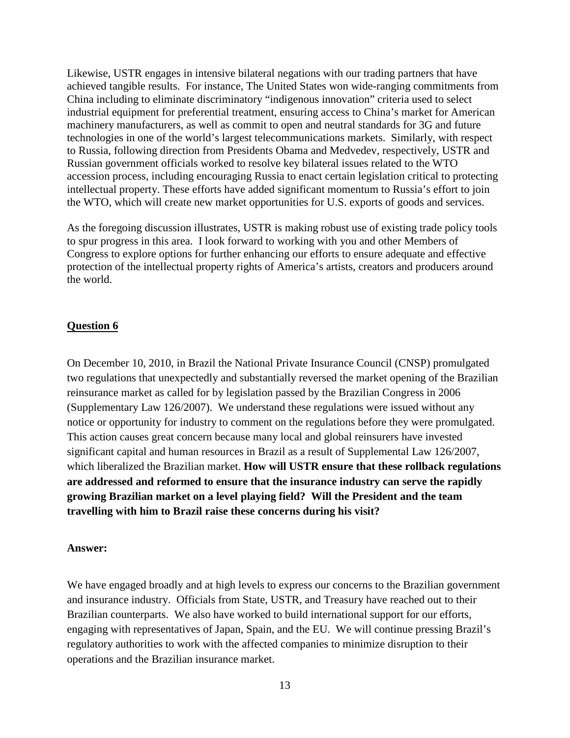Likewise, USTR engages in intensive bilateral negations with our trading partners that have achieved tangible results. For instance, The United States won wide-ranging commitments from China including to eliminate discriminatory "indigenous innovation" criteria used to select industrial equipment for preferential treatment, ensuring access to China's market for American machinery manufacturers, as well as commit to open and neutral standards for 3G and future technologies in one of the world's largest telecommunications markets. Similarly, with respect to Russia, following direction from Presidents Obama and Medvedev, respectively, USTR and Russian government officials worked to resolve key bilateral issues related to the WTO accession process, including encouraging Russia to enact certain legislation critical to protecting intellectual property. These efforts have added significant momentum to Russia's effort to join the WTO, which will create new market opportunities for U.S. exports of goods and services.

As the foregoing discussion illustrates, USTR is making robust use of existing trade policy tools to spur progress in this area. I look forward to working with you and other Members of Congress to explore options for further enhancing our efforts to ensure adequate and effective protection of the intellectual property rights of America's artists, creators and producers around the world.

**Question 6**

On December 10, 2010, in Brazil the National Private Insurance Council (CNSP) promulgated two regulations that unexpectedly and substantially reversed the market opening of the Brazilian reinsurance market as called for by legislation passed by the Brazilian Congress in 2006 (Supplementary Law 126/2007). We understand these regulations were issued without any notice or opportunity for industry to comment on the regulations before they were promulgated. This action causes great concern because many local and global reinsurers have invested significant capital and human resources in Brazil as a result of Supplemental Law 126/2007, which liberalized the Brazilian market. **How will USTR ensure that these rollback regulations are addressed and reformed to ensure that the insurance industry can serve the rapidly growing Brazilian market on a level playing field? Will the President and the team travelling with him to Brazil raise these concerns during his visit?**

**Answer:**

We have engaged broadly and at high levels to express our concerns to the Brazilian government and insurance industry. Officials from State, USTR, and Treasury have reached out to their Brazilian counterparts. We also have worked to build international support for our efforts, engaging with representatives of Japan, Spain, and the EU. We will continue pressing Brazil's regulatory authorities to work with the affected companies to minimize disruption to their operations and the Brazilian insurance market.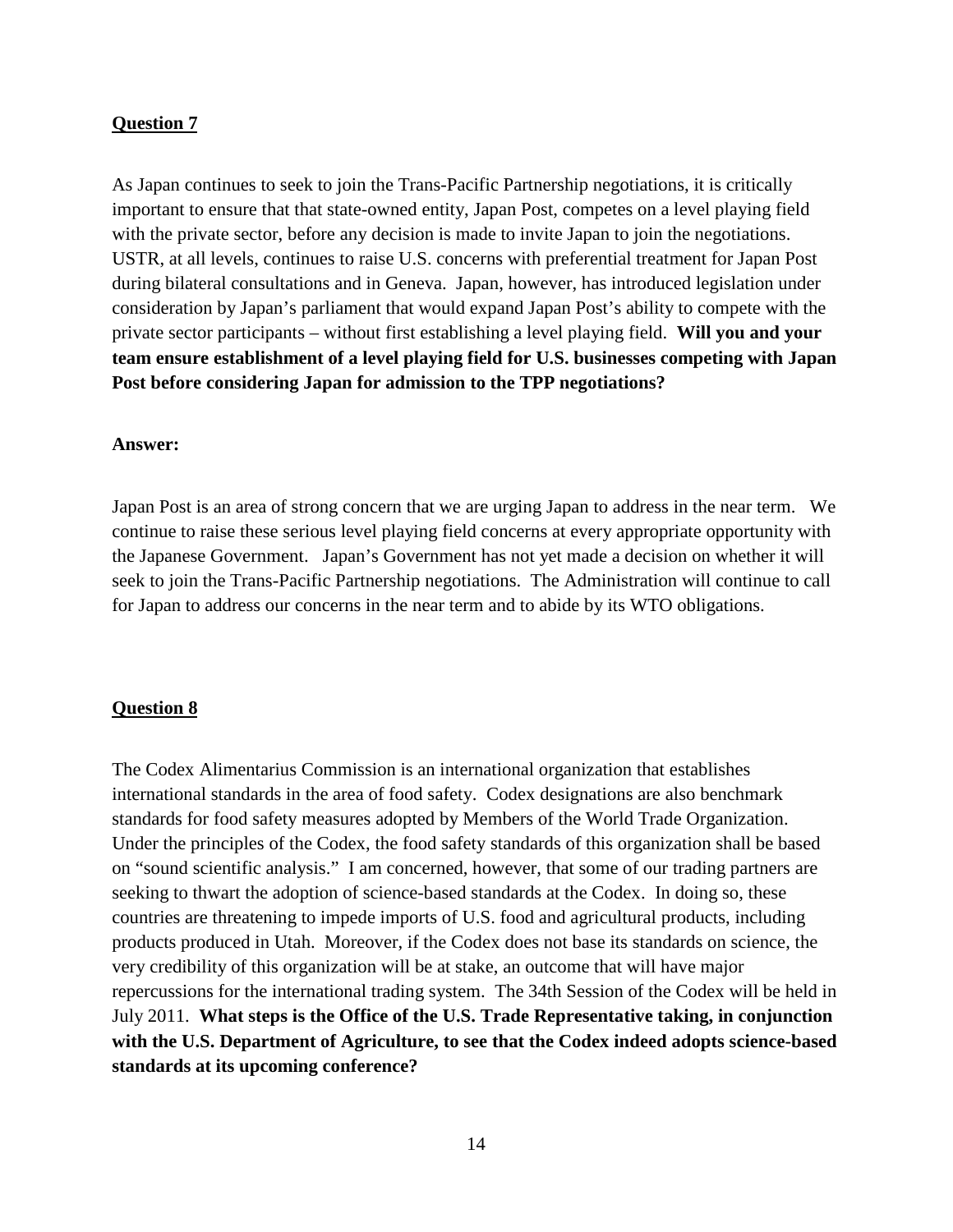**Question 7**

As Japan continues to seek to join the Trans-Pacific Partnership negotiations, it is critically important to ensure that that state-owned entity, Japan Post, competes on a level playing field with the private sector, before any decision is made to invite Japan to join the negotiations. USTR, at all levels, continues to raise U.S. concerns with preferential treatment for Japan Post during bilateral consultations and in Geneva. Japan, however, has introduced legislation under consideration by Japan's parliament that would expand Japan Post's ability to compete with the private sector participants – without first establishing a level playing field. **Will you and your team ensure establishment of a level playing field for U.S. businesses competing with Japan Post before considering Japan for admission to the TPP negotiations?**

**Answer:**

Japan Post is an area of strong concern that we are urging Japan to address in the near term. We continue to raise these serious level playing field concerns at every appropriate opportunity with the Japanese Government. Japan's Government has not yet made a decision on whether it will seek to join the Trans-Pacific Partnership negotiations. The Administration will continue to call for Japan to address our concerns in the near term and to abide by its WTO obligations.

**Question 8**

The Codex Alimentarius Commission is an international organization that establishes international standards in the area of food safety. Codex designations are also benchmark standards for food safety measures adopted by Members of the World Trade Organization. Under the principles of the Codex, the food safety standards of this organization shall be based on "sound scientific analysis." I am concerned, however, that some of our trading partners are seeking to thwart the adoption of science-based standards at the Codex. In doing so, these countries are threatening to impede imports of U.S. food and agricultural products, including products produced in Utah. Moreover, if the Codex does not base its standards on science, the very credibility of this organization will be at stake, an outcome that will have major repercussions for the international trading system. The 34th Session of the Codex will be held in July 2011. **What steps is the Office of the U.S. Trade Representative taking, in conjunction with the U.S. Department of Agriculture, to see that the Codex indeed adopts science-based standards at its upcoming conference?**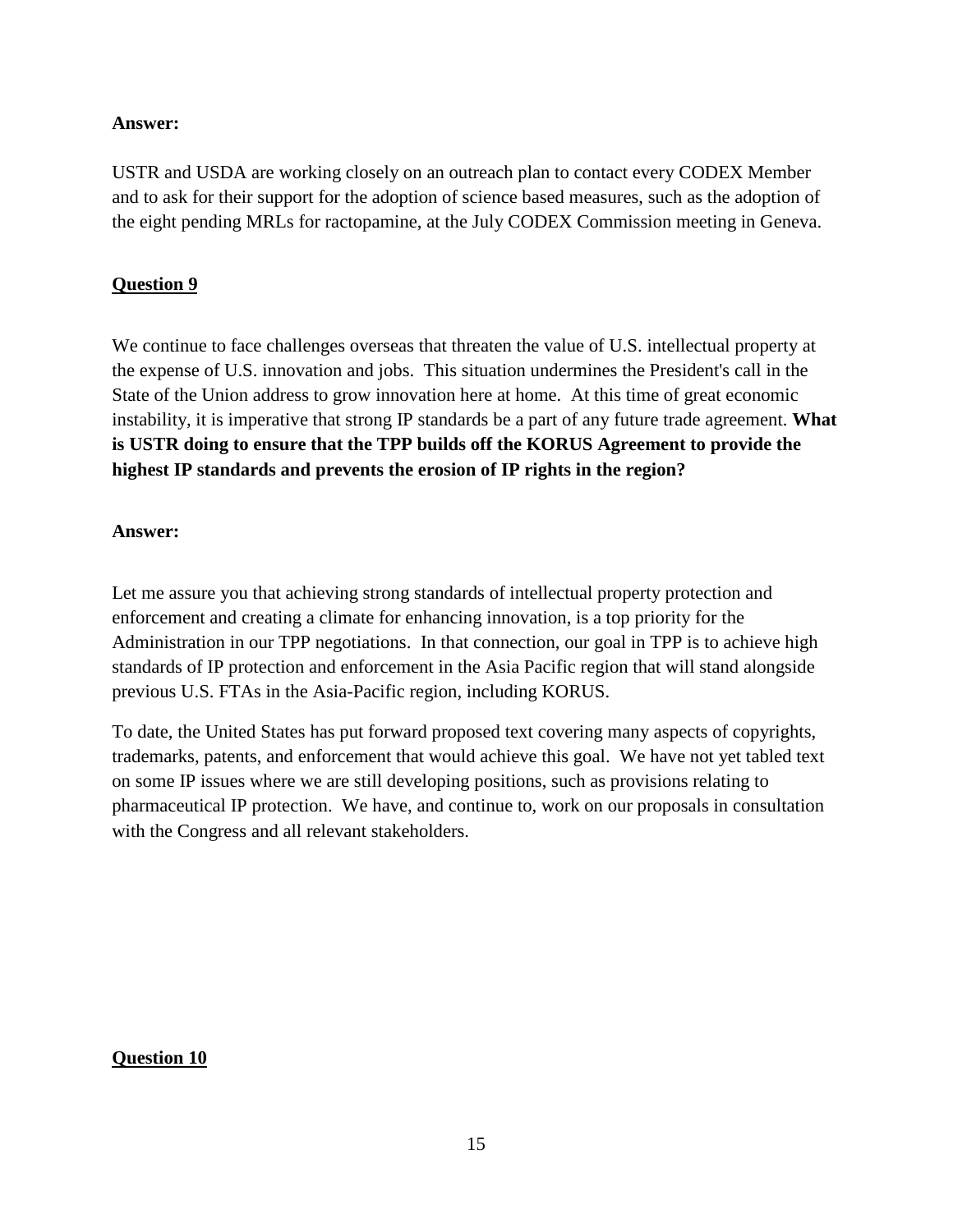**Answer:**

USTR and USDA are working closely on an outreach plan to contact every CODEX Member and to ask for their support for the adoption of science based measures, such as the adoption of the eight pending MRLs for ractopamine, at the July CODEX Commission meeting in Geneva.

**<u>Question 9</u>**

We continue to face challenges overseas that threaten the value of U.S. intellectual property at the expense of U.S. innovation and jobs. This situation undermines the President's call in the State of the Union address to grow innovation here at home. At this time of great economic instability, it is imperative that strong IP standards be a part of any future trade agreement. **What is USTR doing to ensure that the TPP builds off the KORUS Agreement to provide the highest IP standards and prevents the erosion of IP rights in the region?**

**Answer:**

Let me assure you that achieving strong standards of intellectual property protection and enforcement and creating a climate for enhancing innovation, is a top priority for the Administration in our TPP negotiations. In that connection, our goal in TPP is to achieve high standards of IP protection and enforcement in the Asia Pacific region that will stand alongside previous U.S. FTAs in the Asia-Pacific region, including KORUS.

To date, the United States has put forward proposed text covering many aspects of copyrights, trademarks, patents, and enforcement that would achieve this goal. We have not yet tabled text on some IP issues where we are still developing positions, such as provisions relating to pharmaceutical IP protection. We have, and continue to, work on our proposals in consultation with the Congress and all relevant stakeholders.

**<u>Question 10</u>**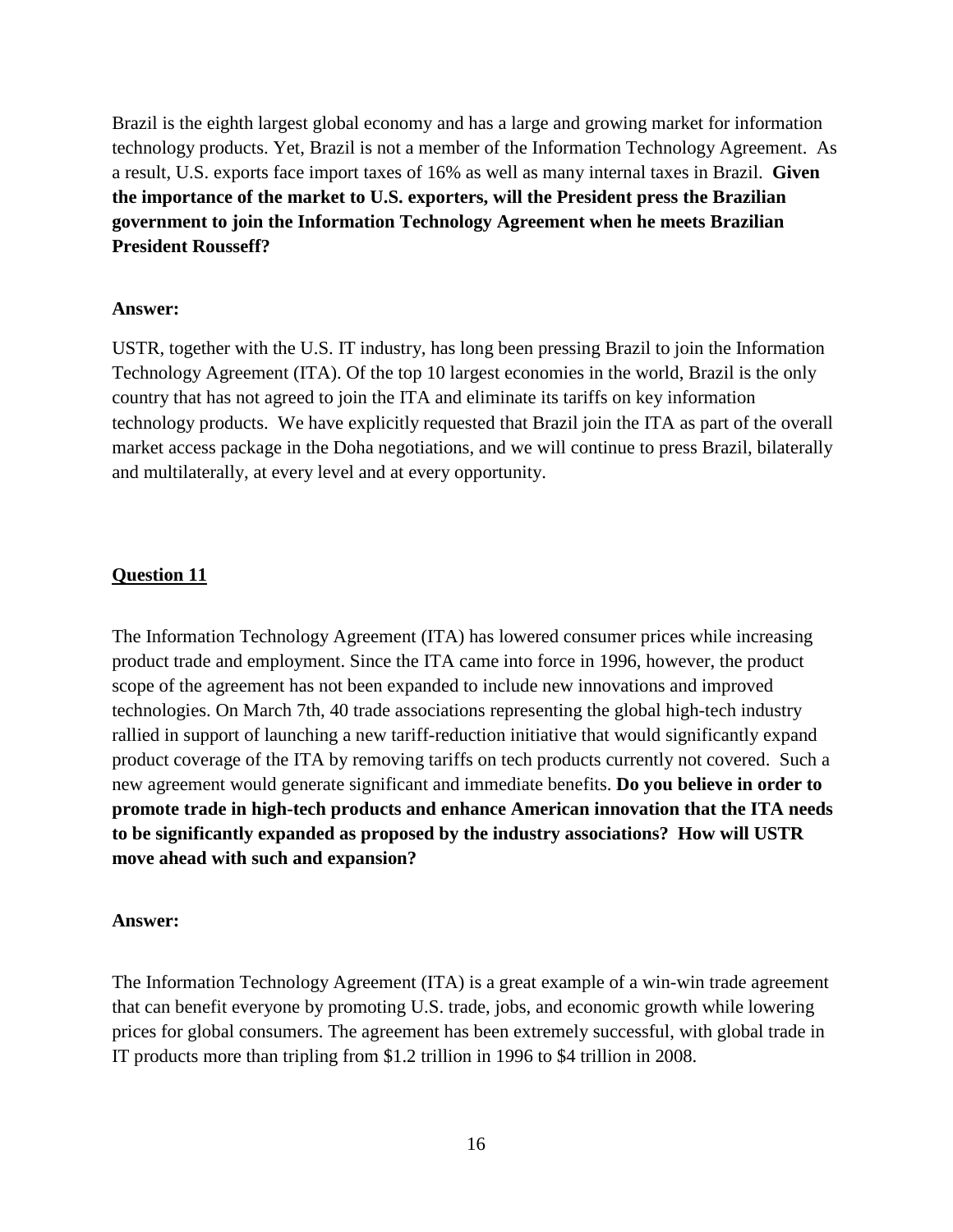Brazil is the eighth largest global economy and has a large and growing market for information technology products. Yet, Brazil is not a member of the Information Technology Agreement. As a result, U.S. exports face import taxes of 16% as well as many internal taxes in Brazil. **Given the importance of the market to U.S. exporters, will the President press the Brazilian government to join the Information Technology Agreement when he meets Brazilian President Rousseff?**

**Answer:**

USTR, together with the U.S. IT industry, has long been pressing Brazil to join the Information Technology Agreement (ITA). Of the top 10 largest economies in the world, Brazil is the only country that has not agreed to join the ITA and eliminate its tariffs on key information technology products. We have explicitly requested that Brazil join the ITA as part of the overall market access package in the Doha negotiations, and we will continue to press Brazil, bilaterally and multilaterally, at every level and at every opportunity.

**Question 11**

The Information Technology Agreement (ITA) has lowered consumer prices while increasing product trade and employment. Since the ITA came into force in 1996, however, the product scope of the agreement has not been expanded to include new innovations and improved technologies. On March 7th, 40 trade associations representing the global high-tech industry rallied in support of launching a new tariff-reduction initiative that would significantly expand product coverage of the ITA by removing tariffs on tech products currently not covered. Such a new agreement would generate significant and immediate benefits. **Do you believe in order to promote trade in high-tech products and enhance American innovation that the ITA needs to be significantly expanded as proposed by the industry associations? How will USTR move ahead with such and expansion?**

**Answer:**

The Information Technology Agreement (ITA) is a great example of a win-win trade agreement that can benefit everyone by promoting U.S. trade, jobs, and economic growth while lowering prices for global consumers. The agreement has been extremely successful, with global trade in IT products more than tripling from $1.2 trillion in 1996 to $4 trillion in 2008.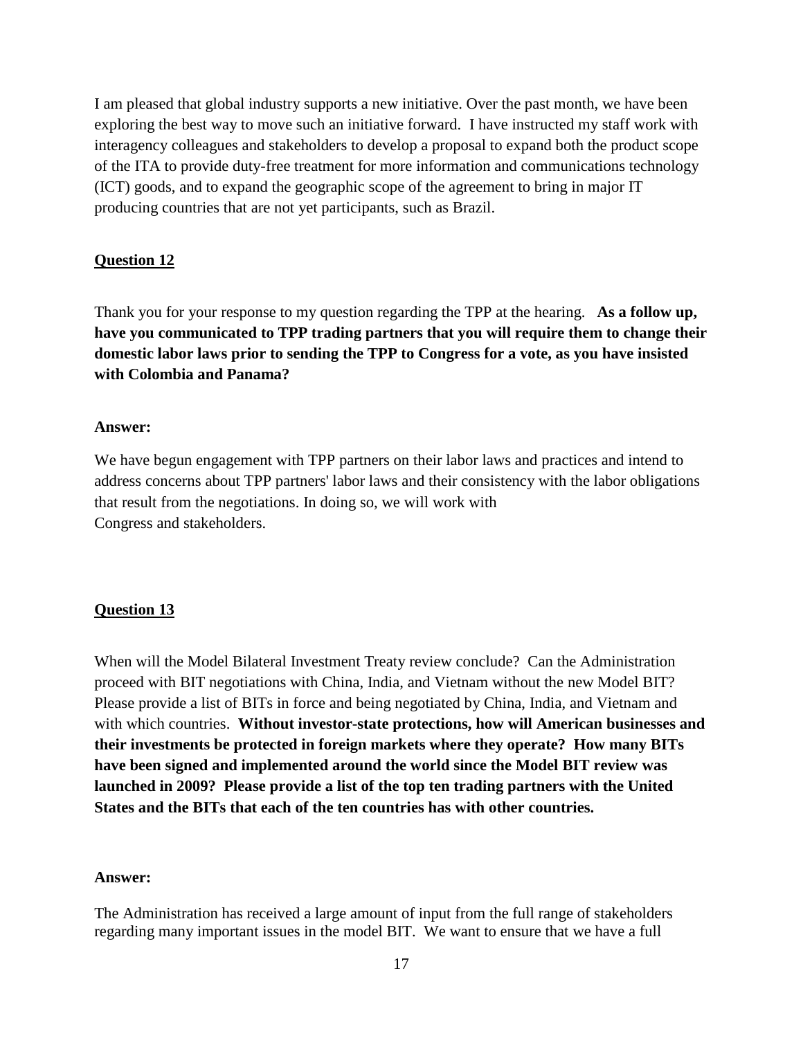I am pleased that global industry supports a new initiative. Over the past month, we have been exploring the best way to move such an initiative forward. I have instructed my staff work with interagency colleagues and stakeholders to develop a proposal to expand both the product scope of the ITA to provide duty-free treatment for more information and communications technology (ICT) goods, and to expand the geographic scope of the agreement to bring in major IT producing countries that are not yet participants, such as Brazil.

**Question 12**

Thank you for your response to my question regarding the TPP at the hearing. **As a follow up, have you communicated to TPP trading partners that you will require them to change their domestic labor laws prior to sending the TPP to Congress for a vote, as you have insisted with Colombia and Panama?**

**Answer:**

We have begun engagement with TPP partners on their labor laws and practices and intend to address concerns about TPP partners' labor laws and their consistency with the labor obligations that result from the negotiations. In doing so, we will work with Congress and stakeholders.

**Question 13**

When will the Model Bilateral Investment Treaty review conclude? Can the Administration proceed with BIT negotiations with China, India, and Vietnam without the new Model BIT? Please provide a list of BITs in force and being negotiated by China, India, and Vietnam and with which countries. **Without investor-state protections, how will American businesses and their investments be protected in foreign markets where they operate? How many BITs have been signed and implemented around the world since the Model BIT review was launched in 2009? Please provide a list of the top ten trading partners with the United States and the BITs that each of the ten countries has with other countries.**

**Answer:**

The Administration has received a large amount of input from the full range of stakeholders regarding many important issues in the model BIT. We want to ensure that we have a full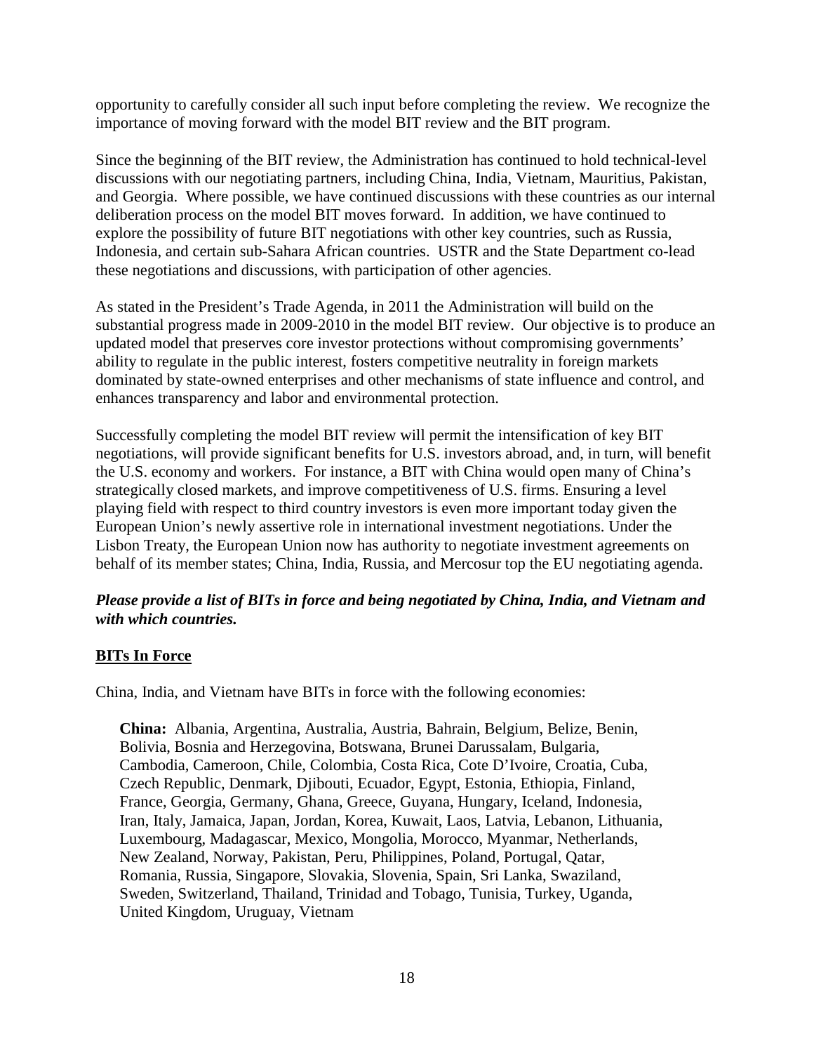opportunity to carefully consider all such input before completing the review. We recognize the importance of moving forward with the model BIT review and the BIT program.

Since the beginning of the BIT review, the Administration has continued to hold technical-level discussions with our negotiating partners, including China, India, Vietnam, Mauritius, Pakistan, and Georgia. Where possible, we have continued discussions with these countries as our internal deliberation process on the model BIT moves forward. In addition, we have continued to explore the possibility of future BIT negotiations with other key countries, such as Russia, Indonesia, and certain sub-Sahara African countries. USTR and the State Department co-lead these negotiations and discussions, with participation of other agencies.

As stated in the President's Trade Agenda, in 2011 the Administration will build on the substantial progress made in 2009-2010 in the model BIT review. Our objective is to produce an updated model that preserves core investor protections without compromising governments' ability to regulate in the public interest, fosters competitive neutrality in foreign markets dominated by state-owned enterprises and other mechanisms of state influence and control, and enhances transparency and labor and environmental protection.

Successfully completing the model BIT review will permit the intensification of key BIT negotiations, will provide significant benefits for U.S. investors abroad, and, in turn, will benefit the U.S. economy and workers. For instance, a BIT with China would open many of China's strategically closed markets, and improve competitiveness of U.S. firms. Ensuring a level playing field with respect to third country investors is even more important today given the European Union's newly assertive role in international investment negotiations. Under the Lisbon Treaty, the European Union now has authority to negotiate investment agreements on behalf of its member states; China, India, Russia, and Mercosur top the EU negotiating agenda.

***Please provide a list of BITs in force and being negotiated by China, India, and Vietnam and with which countries.***

**BITs In Force**

China, India, and Vietnam have BITs in force with the following economies:

> **China:** Albania, Argentina, Australia, Austria, Bahrain, Belgium, Belize, Benin, Bolivia, Bosnia and Herzegovina, Botswana, Brunei Darussalam, Bulgaria, Cambodia, Cameroon, Chile, Colombia, Costa Rica, Cote D'Ivoire, Croatia, Cuba, Czech Republic, Denmark, Djibouti, Ecuador, Egypt, Estonia, Ethiopia, Finland, France, Georgia, Germany, Ghana, Greece, Guyana, Hungary, Iceland, Indonesia, Iran, Italy, Jamaica, Japan, Jordan, Korea, Kuwait, Laos, Latvia, Lebanon, Lithuania, Luxembourg, Madagascar, Mexico, Mongolia, Morocco, Myanmar, Netherlands, New Zealand, Norway, Pakistan, Peru, Philippines, Poland, Portugal, Qatar, Romania, Russia, Singapore, Slovakia, Slovenia, Spain, Sri Lanka, Swaziland, Sweden, Switzerland, Thailand, Trinidad and Tobago, Tunisia, Turkey, Uganda, United Kingdom, Uruguay, Vietnam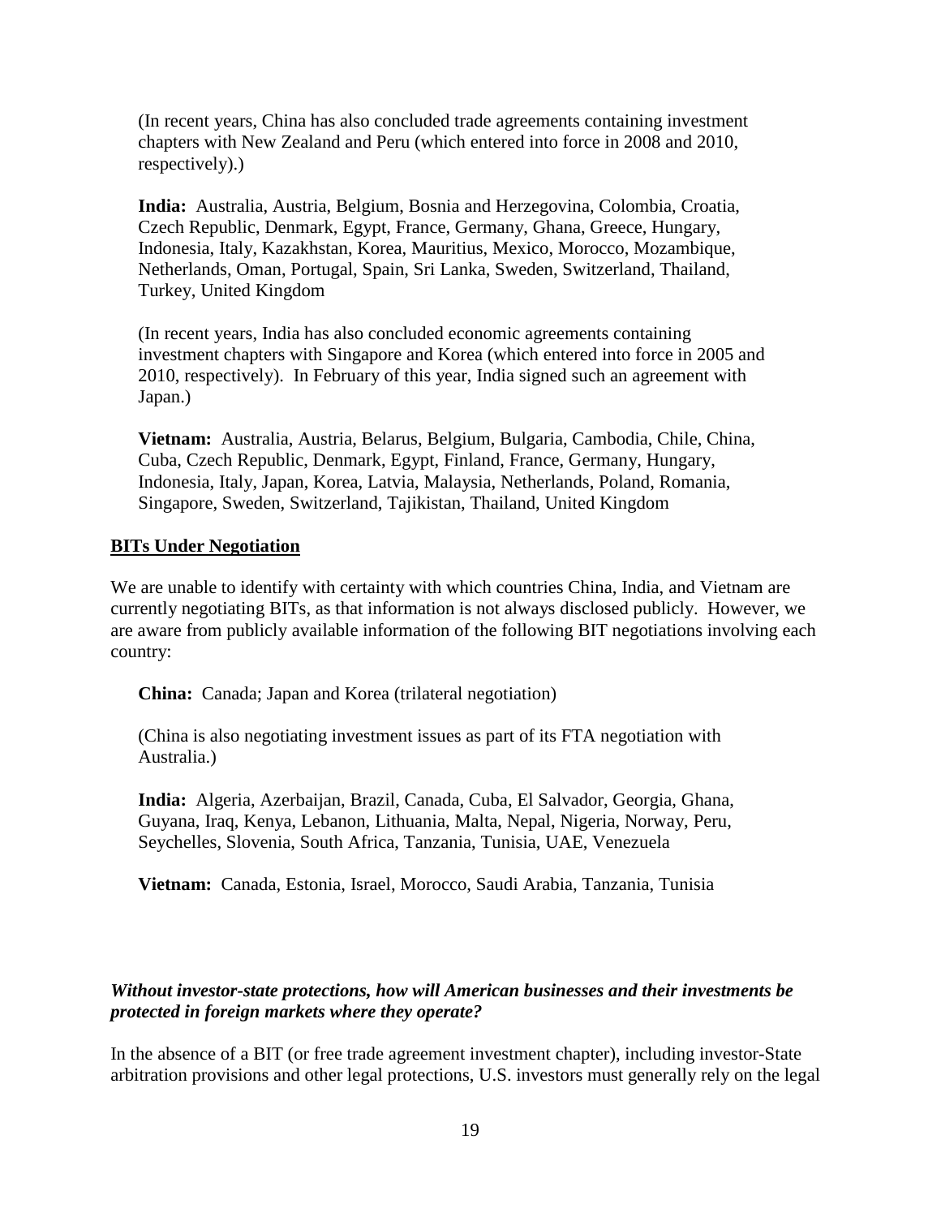(In recent years, China has also concluded trade agreements containing investment chapters with New Zealand and Peru (which entered into force in 2008 and 2010, respectively).)

**India:** Australia, Austria, Belgium, Bosnia and Herzegovina, Colombia, Croatia, Czech Republic, Denmark, Egypt, France, Germany, Ghana, Greece, Hungary, Indonesia, Italy, Kazakhstan, Korea, Mauritius, Mexico, Morocco, Mozambique, Netherlands, Oman, Portugal, Spain, Sri Lanka, Sweden, Switzerland, Thailand, Turkey, United Kingdom

(In recent years, India has also concluded economic agreements containing investment chapters with Singapore and Korea (which entered into force in 2005 and 2010, respectively). In February of this year, India signed such an agreement with Japan.)

**Vietnam:** Australia, Austria, Belarus, Belgium, Bulgaria, Cambodia, Chile, China, Cuba, Czech Republic, Denmark, Egypt, Finland, France, Germany, Hungary, Indonesia, Italy, Japan, Korea, Latvia, Malaysia, Netherlands, Poland, Romania, Singapore, Sweden, Switzerland, Tajikistan, Thailand, United Kingdom

**BITs Under Negotiation**

We are unable to identify with certainty with which countries China, India, and Vietnam are currently negotiating BITs, as that information is not always disclosed publicly. However, we are aware from publicly available information of the following BIT negotiations involving each country:

**China:** Canada; Japan and Korea (trilateral negotiation)

(China is also negotiating investment issues as part of its FTA negotiation with Australia.)

**India:** Algeria, Azerbaijan, Brazil, Canada, Cuba, El Salvador, Georgia, Ghana, Guyana, Iraq, Kenya, Lebanon, Lithuania, Malta, Nepal, Nigeria, Norway, Peru, Seychelles, Slovenia, South Africa, Tanzania, Tunisia, UAE, Venezuela

**Vietnam:** Canada, Estonia, Israel, Morocco, Saudi Arabia, Tanzania, Tunisia

***Without investor-state protections, how will American businesses and their investments be protected in foreign markets where they operate?***

In the absence of a BIT (or free trade agreement investment chapter), including investor-State arbitration provisions and other legal protections, U.S. investors must generally rely on the legal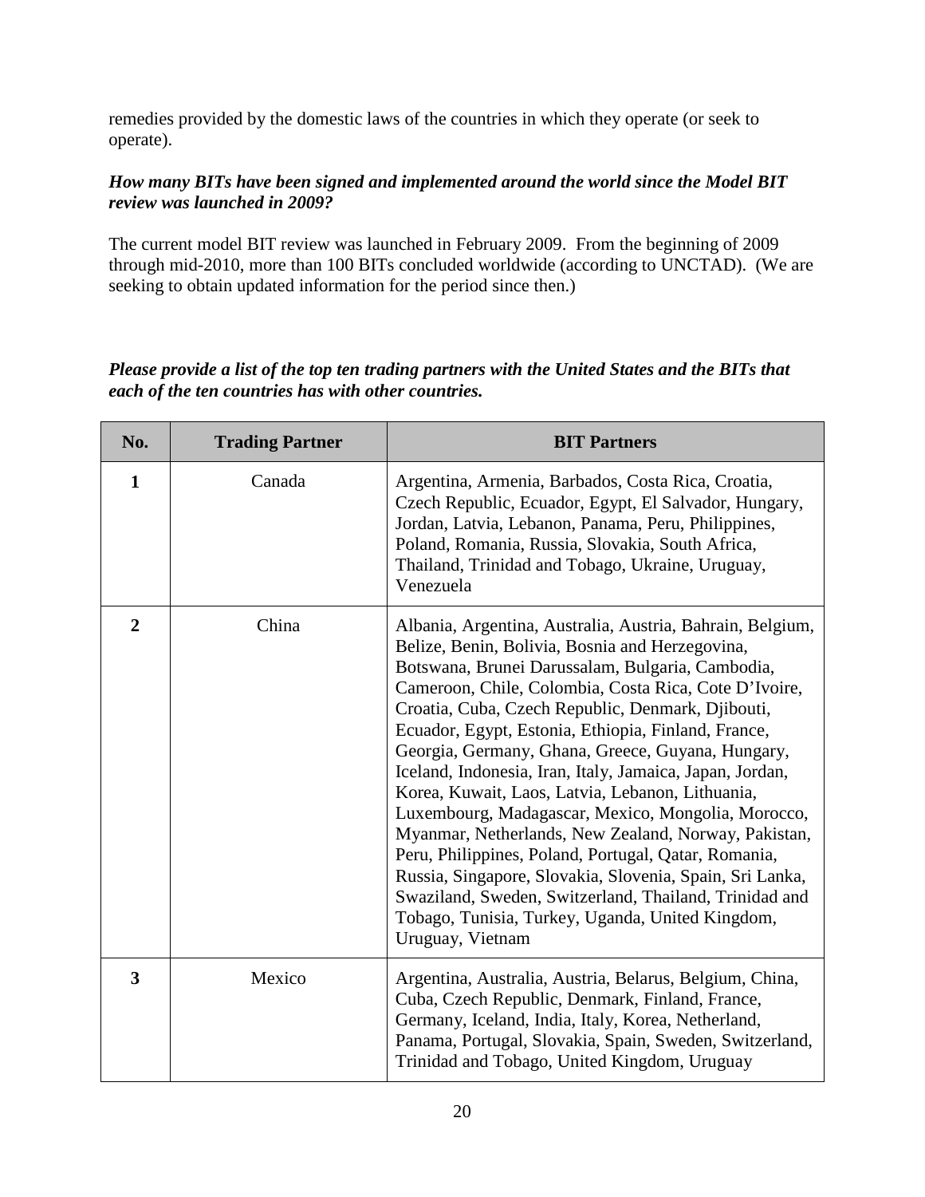remedies provided by the domestic laws of the countries in which they operate (or seek to operate).

***How many BITs have been signed and implemented around the world since the Model BIT review was launched in 2009?***

The current model BIT review was launched in February 2009. From the beginning of 2009 through mid-2010, more than 100 BITs concluded worldwide (according to UNCTAD). (We are seeking to obtain updated information for the period since then.)

***Please provide a list of the top ten trading partners with the United States and the BITs that each of the ten countries has with other countries.***

| No. | Trading Partner | BIT Partners |
|---|---|---|
| **1** | Canada | Argentina, Armenia, Barbados, Costa Rica, Croatia, Czech Republic, Ecuador, Egypt, El Salvador, Hungary, Jordan, Latvia, Lebanon, Panama, Peru, Philippines, Poland, Romania, Russia, Slovakia, South Africa, Thailand, Trinidad and Tobago, Ukraine, Uruguay, Venezuela |
| **2** | China | Albania, Argentina, Australia, Austria, Bahrain, Belgium, Belize, Benin, Bolivia, Bosnia and Herzegovina, Botswana, Brunei Darussalam, Bulgaria, Cambodia, Cameroon, Chile, Colombia, Costa Rica, Cote D'Ivoire, Croatia, Cuba, Czech Republic, Denmark, Djibouti, Ecuador, Egypt, Estonia, Ethiopia, Finland, France, Georgia, Germany, Ghana, Greece, Guyana, Hungary, Iceland, Indonesia, Iran, Italy, Jamaica, Japan, Jordan, Korea, Kuwait, Laos, Latvia, Lebanon, Lithuania, Luxembourg, Madagascar, Mexico, Mongolia, Morocco, Myanmar, Netherlands, New Zealand, Norway, Pakistan, Peru, Philippines, Poland, Portugal, Qatar, Romania, Russia, Singapore, Slovakia, Slovenia, Spain, Sri Lanka, Swaziland, Sweden, Switzerland, Thailand, Trinidad and Tobago, Tunisia, Turkey, Uganda, United Kingdom, Uruguay, Vietnam |
| **3** | Mexico | Argentina, Australia, Austria, Belarus, Belgium, China, Cuba, Czech Republic, Denmark, Finland, France, Germany, Iceland, India, Italy, Korea, Netherland, Panama, Portugal, Slovakia, Spain, Sweden, Switzerland, Trinidad and Tobago, United Kingdom, Uruguay |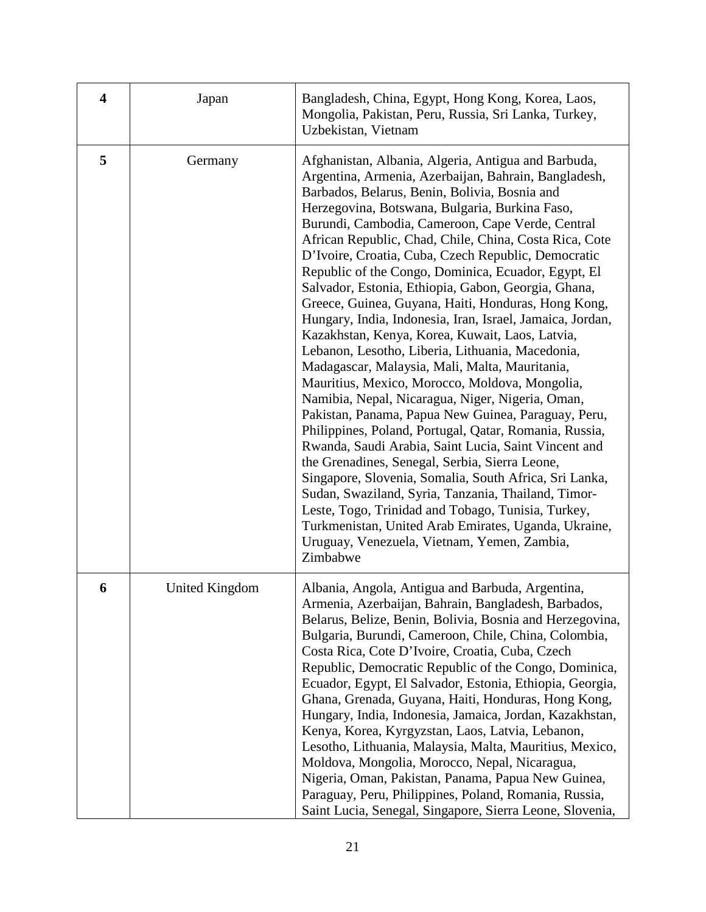| | | |
|---|---|---|
| **4** | Japan | Bangladesh, China, Egypt, Hong Kong, Korea, Laos, Mongolia, Pakistan, Peru, Russia, Sri Lanka, Turkey, Uzbekistan, Vietnam |
| **5** | Germany | Afghanistan, Albania, Algeria, Antigua and Barbuda, Argentina, Armenia, Azerbaijan, Bahrain, Bangladesh, Barbados, Belarus, Benin, Bolivia, Bosnia and Herzegovina, Botswana, Bulgaria, Burkina Faso, Burundi, Cambodia, Cameroon, Cape Verde, Central African Republic, Chad, Chile, China, Costa Rica, Cote D'Ivoire, Croatia, Cuba, Czech Republic, Democratic Republic of the Congo, Dominica, Ecuador, Egypt, El Salvador, Estonia, Ethiopia, Gabon, Georgia, Ghana, Greece, Guinea, Guyana, Haiti, Honduras, Hong Kong, Hungary, India, Indonesia, Iran, Israel, Jamaica, Jordan, Kazakhstan, Kenya, Korea, Kuwait, Laos, Latvia, Lebanon, Lesotho, Liberia, Lithuania, Macedonia, Madagascar, Malaysia, Mali, Malta, Mauritania, Mauritius, Mexico, Morocco, Moldova, Mongolia, Namibia, Nepal, Nicaragua, Niger, Nigeria, Oman, Pakistan, Panama, Papua New Guinea, Paraguay, Peru, Philippines, Poland, Portugal, Qatar, Romania, Russia, Rwanda, Saudi Arabia, Saint Lucia, Saint Vincent and the Grenadines, Senegal, Serbia, Sierra Leone, Singapore, Slovenia, Somalia, South Africa, Sri Lanka, Sudan, Swaziland, Syria, Tanzania, Thailand, Timor-Leste, Togo, Trinidad and Tobago, Tunisia, Turkey, Turkmenistan, United Arab Emirates, Uganda, Ukraine, Uruguay, Venezuela, Vietnam, Yemen, Zambia, Zimbabwe |
| **6** | United Kingdom | Albania, Angola, Antigua and Barbuda, Argentina, Armenia, Azerbaijan, Bahrain, Bangladesh, Barbados, Belarus, Belize, Benin, Bolivia, Bosnia and Herzegovina, Bulgaria, Burundi, Cameroon, Chile, China, Colombia, Costa Rica, Cote D'Ivoire, Croatia, Cuba, Czech Republic, Democratic Republic of the Congo, Dominica, Ecuador, Egypt, El Salvador, Estonia, Ethiopia, Georgia, Ghana, Grenada, Guyana, Haiti, Honduras, Hong Kong, Hungary, India, Indonesia, Jamaica, Jordan, Kazakhstan, Kenya, Korea, Kyrgyzstan, Laos, Latvia, Lebanon, Lesotho, Lithuania, Malaysia, Malta, Mauritius, Mexico, Moldova, Mongolia, Morocco, Nepal, Nicaragua, Nigeria, Oman, Pakistan, Panama, Papua New Guinea, Paraguay, Peru, Philippines, Poland, Romania, Russia, Saint Lucia, Senegal, Singapore, Sierra Leone, Slovenia, |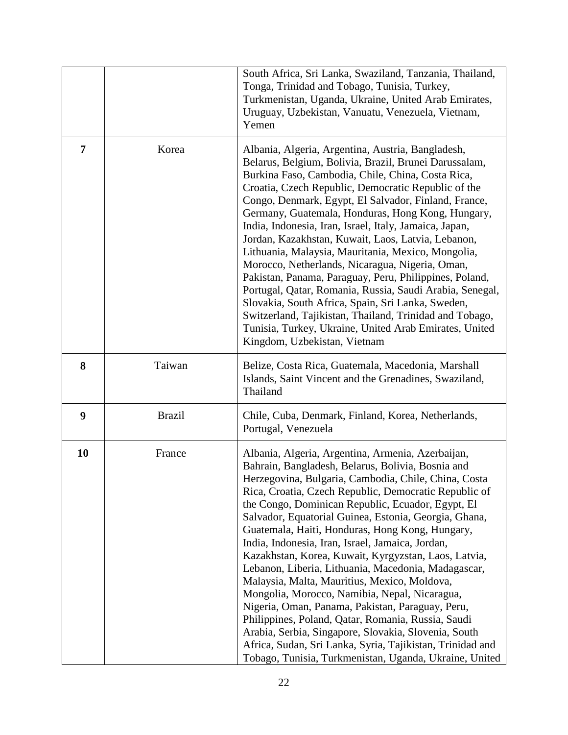| | | |
|---|---|---|
| | | South Africa, Sri Lanka, Swaziland, Tanzania, Thailand, Tonga, Trinidad and Tobago, Tunisia, Turkey, Turkmenistan, Uganda, Ukraine, United Arab Emirates, Uruguay, Uzbekistan, Vanuatu, Venezuela, Vietnam, Yemen |
| **7** | Korea | Albania, Algeria, Argentina, Austria, Bangladesh, Belarus, Belgium, Bolivia, Brazil, Brunei Darussalam, Burkina Faso, Cambodia, Chile, China, Costa Rica, Croatia, Czech Republic, Democratic Republic of the Congo, Denmark, Egypt, El Salvador, Finland, France, Germany, Guatemala, Honduras, Hong Kong, Hungary, India, Indonesia, Iran, Israel, Italy, Jamaica, Japan, Jordan, Kazakhstan, Kuwait, Laos, Latvia, Lebanon, Lithuania, Malaysia, Mauritania, Mexico, Mongolia, Morocco, Netherlands, Nicaragua, Nigeria, Oman, Pakistan, Panama, Paraguay, Peru, Philippines, Poland, Portugal, Qatar, Romania, Russia, Saudi Arabia, Senegal, Slovakia, South Africa, Spain, Sri Lanka, Sweden, Switzerland, Tajikistan, Thailand, Trinidad and Tobago, Tunisia, Turkey, Ukraine, United Arab Emirates, United Kingdom, Uzbekistan, Vietnam |
| **8** | Taiwan | Belize, Costa Rica, Guatemala, Macedonia, Marshall Islands, Saint Vincent and the Grenadines, Swaziland, Thailand |
| **9** | Brazil | Chile, Cuba, Denmark, Finland, Korea, Netherlands, Portugal, Venezuela |
| **10** | France | Albania, Algeria, Argentina, Armenia, Azerbaijan, Bahrain, Bangladesh, Belarus, Bolivia, Bosnia and Herzegovina, Bulgaria, Cambodia, Chile, China, Costa Rica, Croatia, Czech Republic, Democratic Republic of the Congo, Dominican Republic, Ecuador, Egypt, El Salvador, Equatorial Guinea, Estonia, Georgia, Ghana, Guatemala, Haiti, Honduras, Hong Kong, Hungary, India, Indonesia, Iran, Israel, Jamaica, Jordan, Kazakhstan, Korea, Kuwait, Kyrgyzstan, Laos, Latvia, Lebanon, Liberia, Lithuania, Macedonia, Madagascar, Malaysia, Malta, Mauritius, Mexico, Moldova, Mongolia, Morocco, Namibia, Nepal, Nicaragua, Nigeria, Oman, Panama, Pakistan, Paraguay, Peru, Philippines, Poland, Qatar, Romania, Russia, Saudi Arabia, Serbia, Singapore, Slovakia, Slovenia, South Africa, Sudan, Sri Lanka, Syria, Tajikistan, Trinidad and Tobago, Tunisia, Turkmenistan, Uganda, Ukraine, United |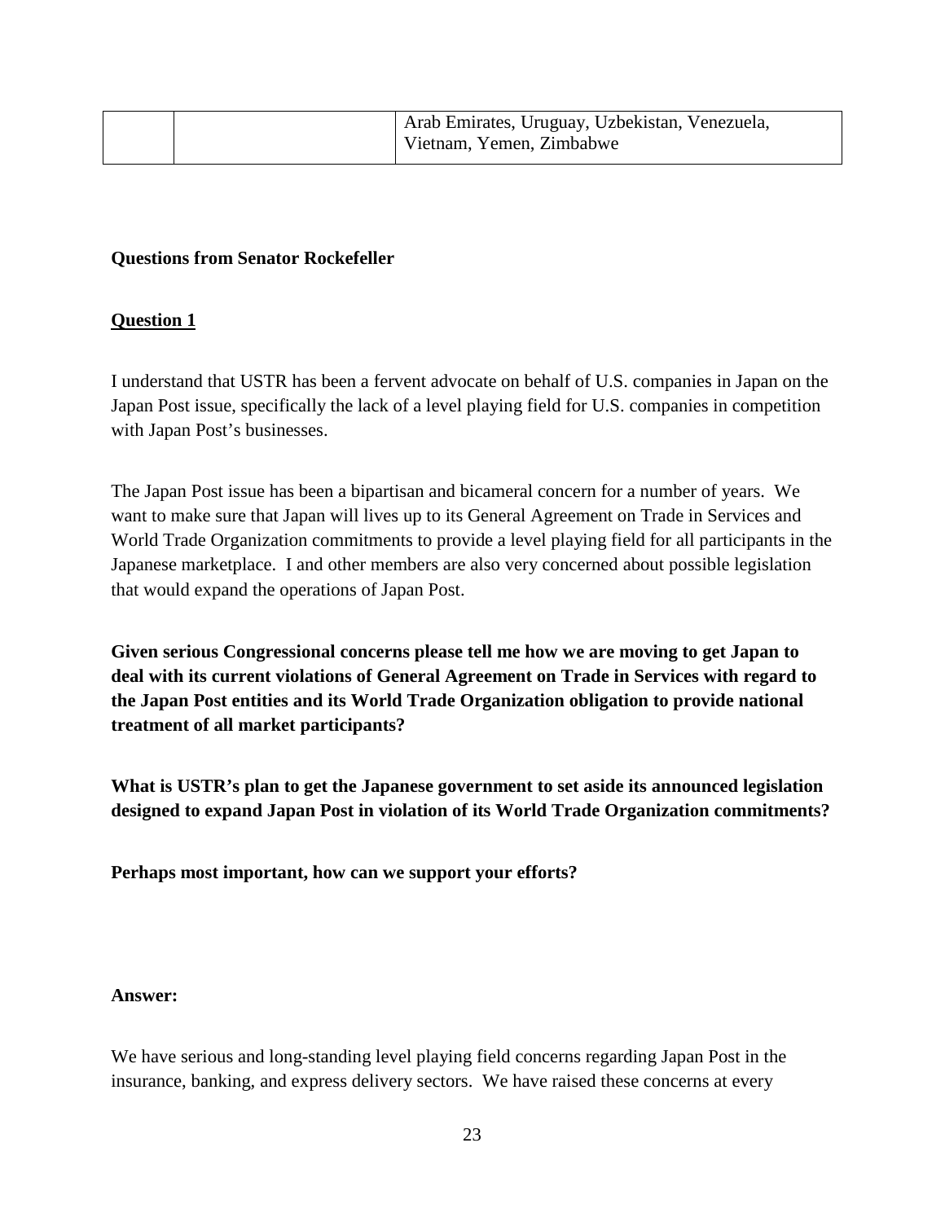| | | Arab Emirates, Uruguay, Uzbekistan, Venezuela, Vietnam, Yemen, Zimbabwe |
|---|---|---|

**Questions from Senator Rockefeller**

**Question 1**

I understand that USTR has been a fervent advocate on behalf of U.S. companies in Japan on the Japan Post issue, specifically the lack of a level playing field for U.S. companies in competition with Japan Post's businesses.

The Japan Post issue has been a bipartisan and bicameral concern for a number of years. We want to make sure that Japan will lives up to its General Agreement on Trade in Services and World Trade Organization commitments to provide a level playing field for all participants in the Japanese marketplace. I and other members are also very concerned about possible legislation that would expand the operations of Japan Post.

**Given serious Congressional concerns please tell me how we are moving to get Japan to deal with its current violations of General Agreement on Trade in Services with regard to the Japan Post entities and its World Trade Organization obligation to provide national treatment of all market participants?**

**What is USTR's plan to get the Japanese government to set aside its announced legislation designed to expand Japan Post in violation of its World Trade Organization commitments?**

**Perhaps most important, how can we support your efforts?**

**Answer:**

We have serious and long-standing level playing field concerns regarding Japan Post in the insurance, banking, and express delivery sectors. We have raised these concerns at every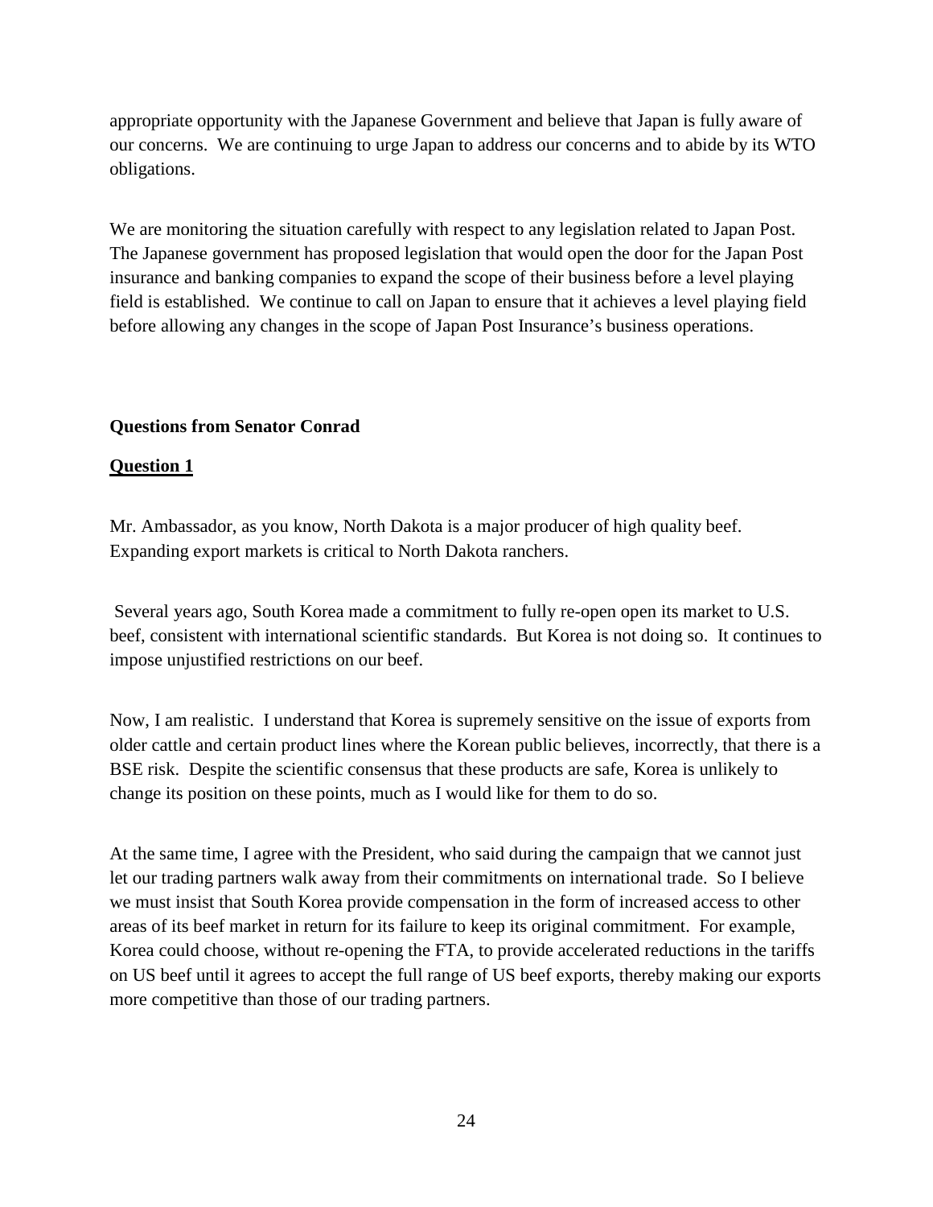appropriate opportunity with the Japanese Government and believe that Japan is fully aware of our concerns. We are continuing to urge Japan to address our concerns and to abide by its WTO obligations.

We are monitoring the situation carefully with respect to any legislation related to Japan Post. The Japanese government has proposed legislation that would open the door for the Japan Post insurance and banking companies to expand the scope of their business before a level playing field is established. We continue to call on Japan to ensure that it achieves a level playing field before allowing any changes in the scope of Japan Post Insurance's business operations.

**Questions from Senator Conrad**

**Question 1**

Mr. Ambassador, as you know, North Dakota is a major producer of high quality beef. Expanding export markets is critical to North Dakota ranchers.

Several years ago, South Korea made a commitment to fully re-open open its market to U.S. beef, consistent with international scientific standards. But Korea is not doing so. It continues to impose unjustified restrictions on our beef.

Now, I am realistic. I understand that Korea is supremely sensitive on the issue of exports from older cattle and certain product lines where the Korean public believes, incorrectly, that there is a BSE risk. Despite the scientific consensus that these products are safe, Korea is unlikely to change its position on these points, much as I would like for them to do so.

At the same time, I agree with the President, who said during the campaign that we cannot just let our trading partners walk away from their commitments on international trade. So I believe we must insist that South Korea provide compensation in the form of increased access to other areas of its beef market in return for its failure to keep its original commitment. For example, Korea could choose, without re-opening the FTA, to provide accelerated reductions in the tariffs on US beef until it agrees to accept the full range of US beef exports, thereby making our exports more competitive than those of our trading partners.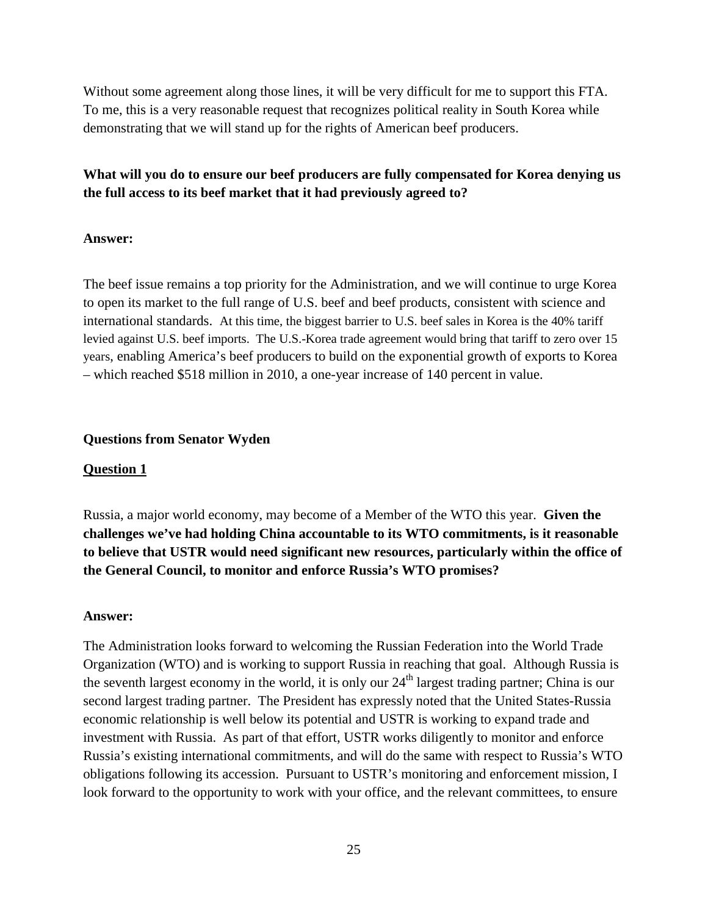Without some agreement along those lines, it will be very difficult for me to support this FTA. To me, this is a very reasonable request that recognizes political reality in South Korea while demonstrating that we will stand up for the rights of American beef producers.

**What will you do to ensure our beef producers are fully compensated for Korea denying us the full access to its beef market that it had previously agreed to?**

**Answer:**

The beef issue remains a top priority for the Administration, and we will continue to urge Korea to open its market to the full range of U.S. beef and beef products, consistent with science and international standards. At this time, the biggest barrier to U.S. beef sales in Korea is the 40% tariff levied against U.S. beef imports. The U.S.-Korea trade agreement would bring that tariff to zero over 15 years, enabling America's beef producers to build on the exponential growth of exports to Korea – which reached $518 million in 2010, a one-year increase of 140 percent in value.

**Questions from Senator Wyden**

**Question 1**

Russia, a major world economy, may become of a Member of the WTO this year. **Given the challenges we've had holding China accountable to its WTO commitments, is it reasonable to believe that USTR would need significant new resources, particularly within the office of the General Council, to monitor and enforce Russia's WTO promises?**

**Answer:**

The Administration looks forward to welcoming the Russian Federation into the World Trade Organization (WTO) and is working to support Russia in reaching that goal. Although Russia is the seventh largest economy in the world, it is only our 24th largest trading partner; China is our second largest trading partner. The President has expressly noted that the United States-Russia economic relationship is well below its potential and USTR is working to expand trade and investment with Russia. As part of that effort, USTR works diligently to monitor and enforce Russia's existing international commitments, and will do the same with respect to Russia's WTO obligations following its accession. Pursuant to USTR's monitoring and enforcement mission, I look forward to the opportunity to work with your office, and the relevant committees, to ensure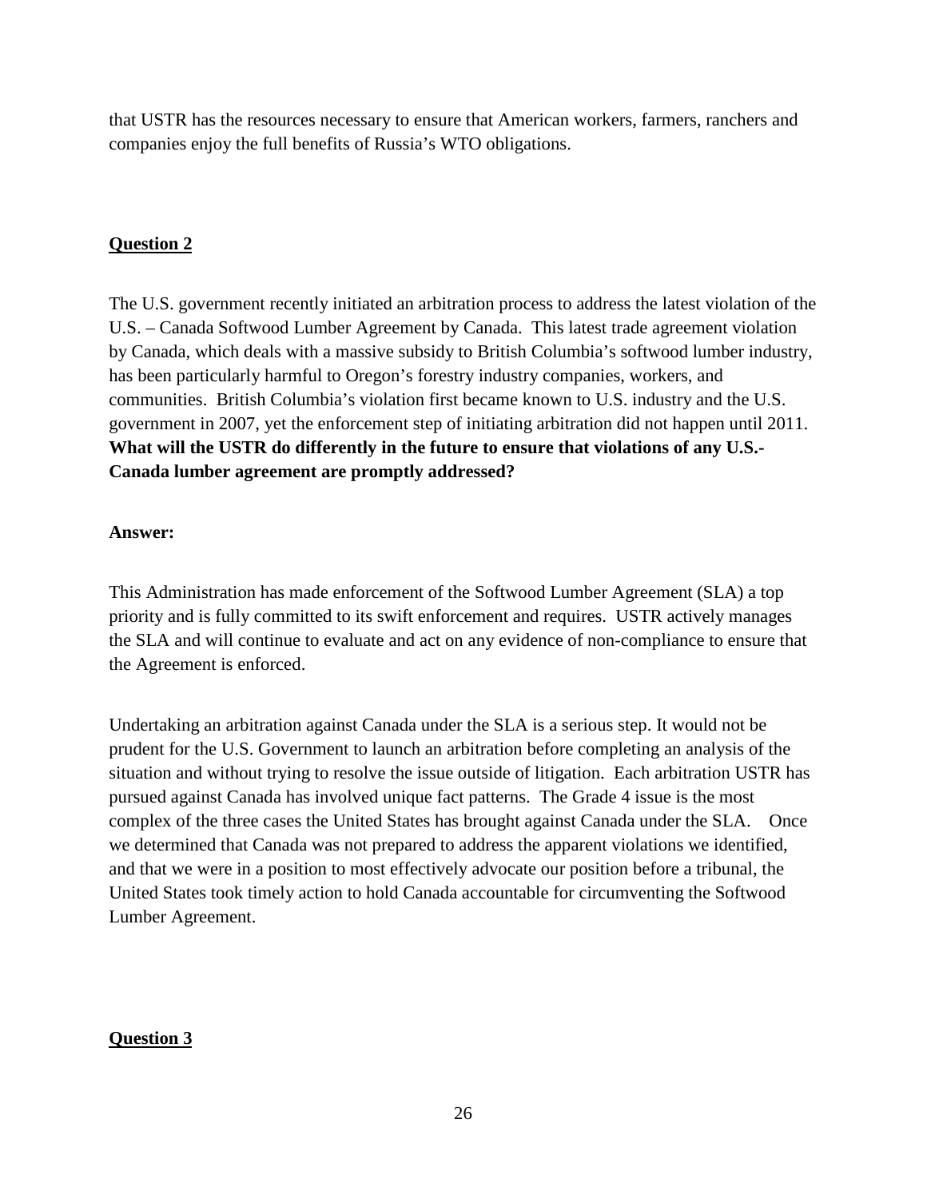that USTR has the resources necessary to ensure that American workers, farmers, ranchers and companies enjoy the full benefits of Russia's WTO obligations.

**<u>Question 2</u>**

The U.S. government recently initiated an arbitration process to address the latest violation of the U.S. – Canada Softwood Lumber Agreement by Canada. This latest trade agreement violation by Canada, which deals with a massive subsidy to British Columbia's softwood lumber industry, has been particularly harmful to Oregon's forestry industry companies, workers, and communities. British Columbia's violation first became known to U.S. industry and the U.S. government in 2007, yet the enforcement step of initiating arbitration did not happen until 2011. **What will the USTR do differently in the future to ensure that violations of any U.S.-Canada lumber agreement are promptly addressed?**

**Answer:**

This Administration has made enforcement of the Softwood Lumber Agreement (SLA) a top priority and is fully committed to its swift enforcement and requires. USTR actively manages the SLA and will continue to evaluate and act on any evidence of non-compliance to ensure that the Agreement is enforced.

Undertaking an arbitration against Canada under the SLA is a serious step. It would not be prudent for the U.S. Government to launch an arbitration before completing an analysis of the situation and without trying to resolve the issue outside of litigation. Each arbitration USTR has pursued against Canada has involved unique fact patterns. The Grade 4 issue is the most complex of the three cases the United States has brought against Canada under the SLA. Once we determined that Canada was not prepared to address the apparent violations we identified, and that we were in a position to most effectively advocate our position before a tribunal, the United States took timely action to hold Canada accountable for circumventing the Softwood Lumber Agreement.

**<u>Question 3</u>**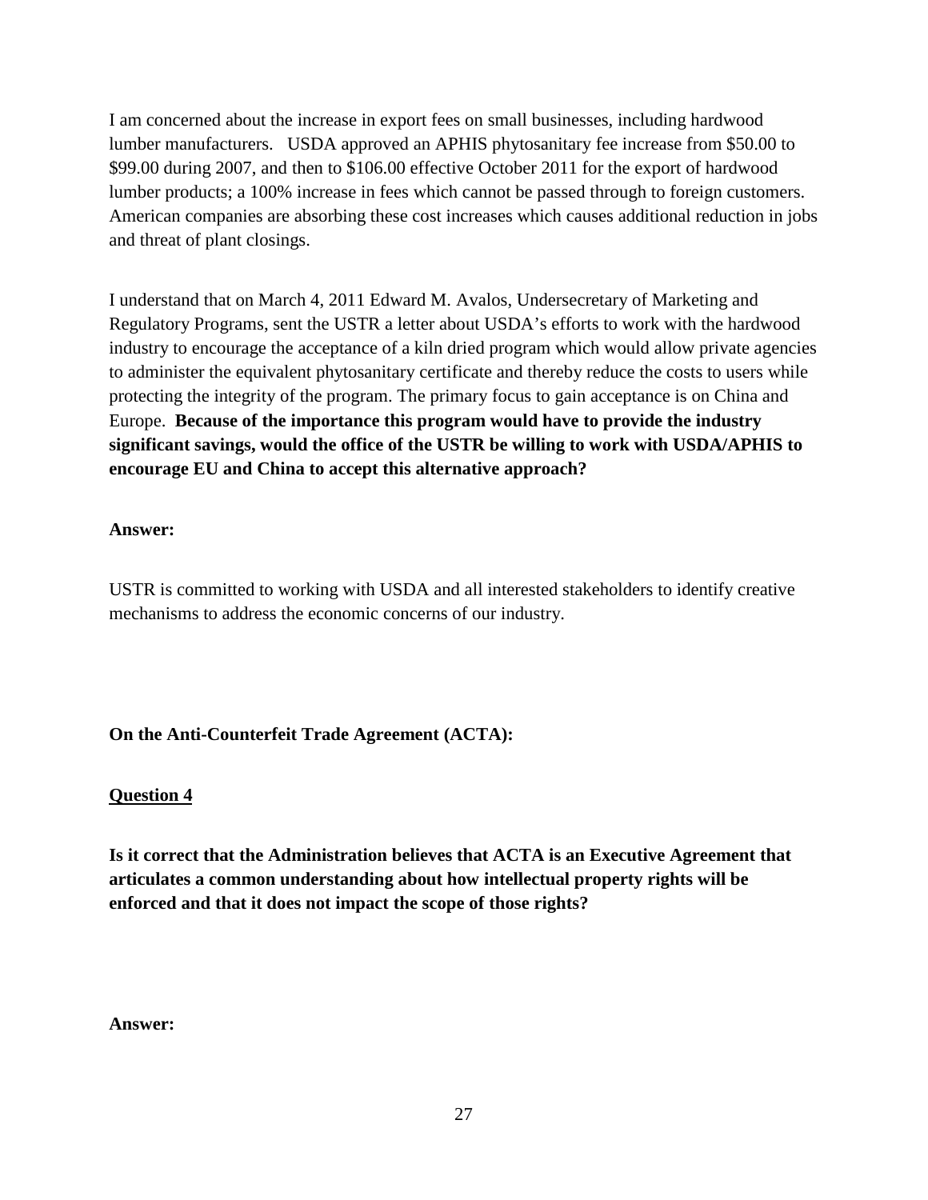I am concerned about the increase in export fees on small businesses, including hardwood lumber manufacturers. USDA approved an APHIS phytosanitary fee increase from $50.00 to $99.00 during 2007, and then to $106.00 effective October 2011 for the export of hardwood lumber products; a 100% increase in fees which cannot be passed through to foreign customers. American companies are absorbing these cost increases which causes additional reduction in jobs and threat of plant closings.

I understand that on March 4, 2011 Edward M. Avalos, Undersecretary of Marketing and Regulatory Programs, sent the USTR a letter about USDA's efforts to work with the hardwood industry to encourage the acceptance of a kiln dried program which would allow private agencies to administer the equivalent phytosanitary certificate and thereby reduce the costs to users while protecting the integrity of the program. The primary focus to gain acceptance is on China and Europe. **Because of the importance this program would have to provide the industry significant savings, would the office of the USTR be willing to work with USDA/APHIS to encourage EU and China to accept this alternative approach?**

**Answer:**

USTR is committed to working with USDA and all interested stakeholders to identify creative mechanisms to address the economic concerns of our industry.

**On the Anti-Counterfeit Trade Agreement (ACTA):**

**Question 4**

**Is it correct that the Administration believes that ACTA is an Executive Agreement that articulates a common understanding about how intellectual property rights will be enforced and that it does not impact the scope of those rights?**

**Answer:**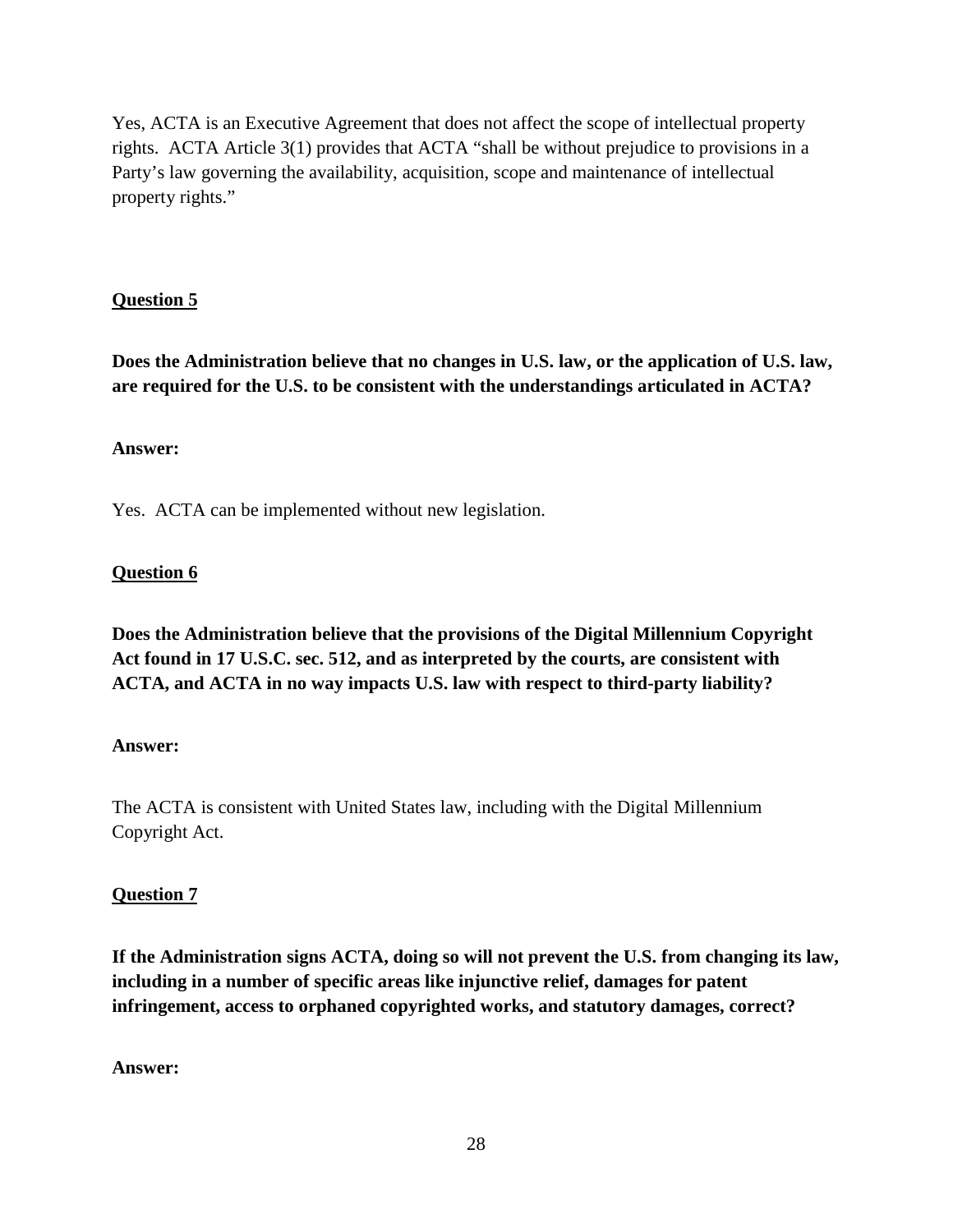Yes, ACTA is an Executive Agreement that does not affect the scope of intellectual property rights. ACTA Article 3(1) provides that ACTA "shall be without prejudice to provisions in a Party's law governing the availability, acquisition, scope and maintenance of intellectual property rights."

**<u>Question 5</u>**

**Does the Administration believe that no changes in U.S. law, or the application of U.S. law, are required for the U.S. to be consistent with the understandings articulated in ACTA?**

**Answer:**

Yes. ACTA can be implemented without new legislation.

**<u>Question 6</u>**

**Does the Administration believe that the provisions of the Digital Millennium Copyright Act found in 17 U.S.C. sec. 512, and as interpreted by the courts, are consistent with ACTA, and ACTA in no way impacts U.S. law with respect to third-party liability?**

**Answer:**

The ACTA is consistent with United States law, including with the Digital Millennium Copyright Act.

**<u>Question 7</u>**

**If the Administration signs ACTA, doing so will not prevent the U.S. from changing its law, including in a number of specific areas like injunctive relief, damages for patent infringement, access to orphaned copyrighted works, and statutory damages, correct?**

**Answer:**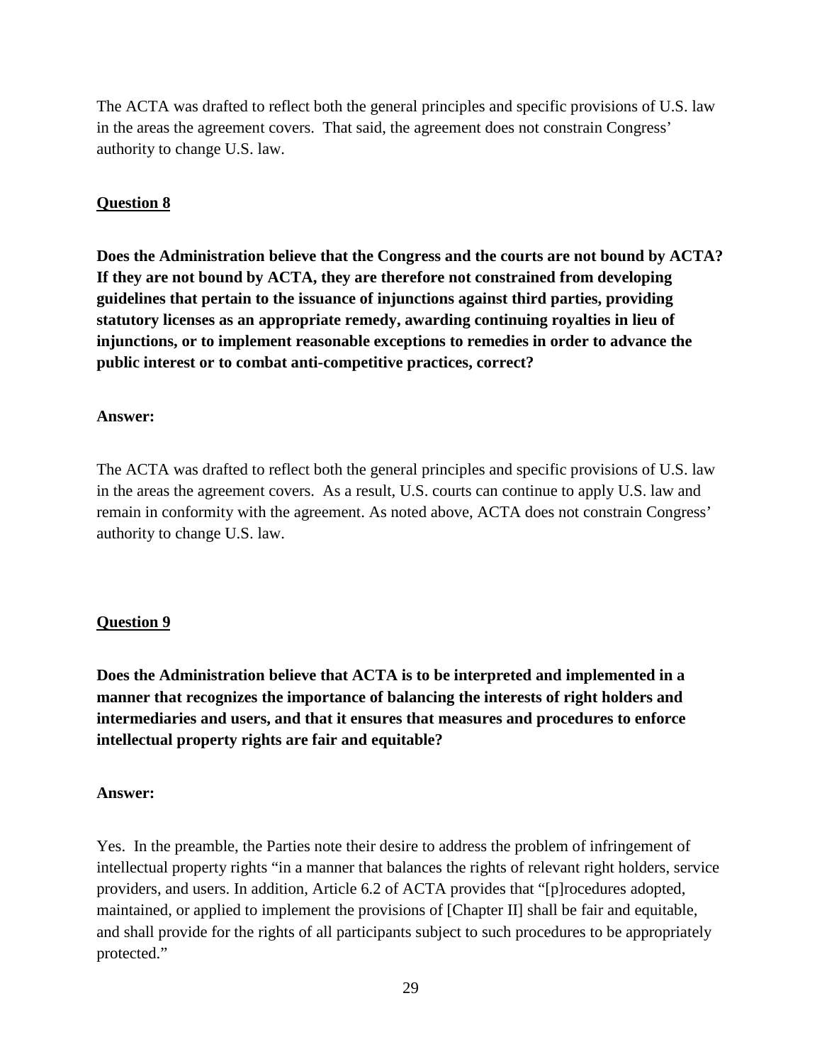The ACTA was drafted to reflect both the general principles and specific provisions of U.S. law in the areas the agreement covers. That said, the agreement does not constrain Congress' authority to change U.S. law.

**Question 8**

**Does the Administration believe that the Congress and the courts are not bound by ACTA? If they are not bound by ACTA, they are therefore not constrained from developing guidelines that pertain to the issuance of injunctions against third parties, providing statutory licenses as an appropriate remedy, awarding continuing royalties in lieu of injunctions, or to implement reasonable exceptions to remedies in order to advance the public interest or to combat anti-competitive practices, correct?**

**Answer:**

The ACTA was drafted to reflect both the general principles and specific provisions of U.S. law in the areas the agreement covers. As a result, U.S. courts can continue to apply U.S. law and remain in conformity with the agreement. As noted above, ACTA does not constrain Congress' authority to change U.S. law.

**Question 9**

**Does the Administration believe that ACTA is to be interpreted and implemented in a manner that recognizes the importance of balancing the interests of right holders and intermediaries and users, and that it ensures that measures and procedures to enforce intellectual property rights are fair and equitable?**

**Answer:**

Yes. In the preamble, the Parties note their desire to address the problem of infringement of intellectual property rights "in a manner that balances the rights of relevant right holders, service providers, and users. In addition, Article 6.2 of ACTA provides that "[p]rocedures adopted, maintained, or applied to implement the provisions of [Chapter II] shall be fair and equitable, and shall provide for the rights of all participants subject to such procedures to be appropriately protected."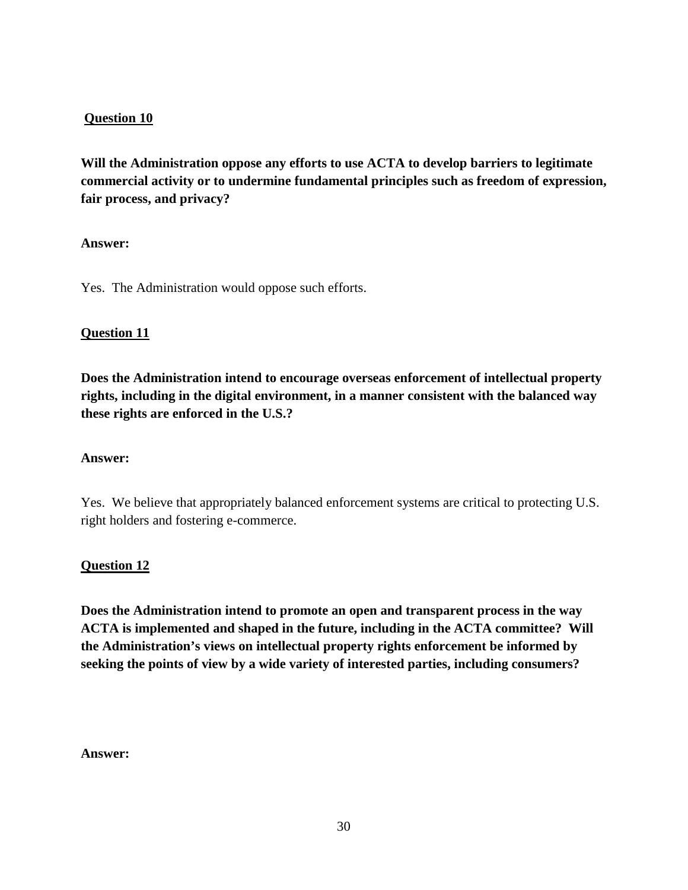**Question 10**

**Will the Administration oppose any efforts to use ACTA to develop barriers to legitimate commercial activity or to undermine fundamental principles such as freedom of expression, fair process, and privacy?**

**Answer:**

Yes. The Administration would oppose such efforts.

**Question 11**

**Does the Administration intend to encourage overseas enforcement of intellectual property rights, including in the digital environment, in a manner consistent with the balanced way these rights are enforced in the U.S.?**

**Answer:**

Yes. We believe that appropriately balanced enforcement systems are critical to protecting U.S. right holders and fostering e-commerce.

**Question 12**

**Does the Administration intend to promote an open and transparent process in the way ACTA is implemented and shaped in the future, including in the ACTA committee? Will the Administration's views on intellectual property rights enforcement be informed by seeking the points of view by a wide variety of interested parties, including consumers?**

**Answer:**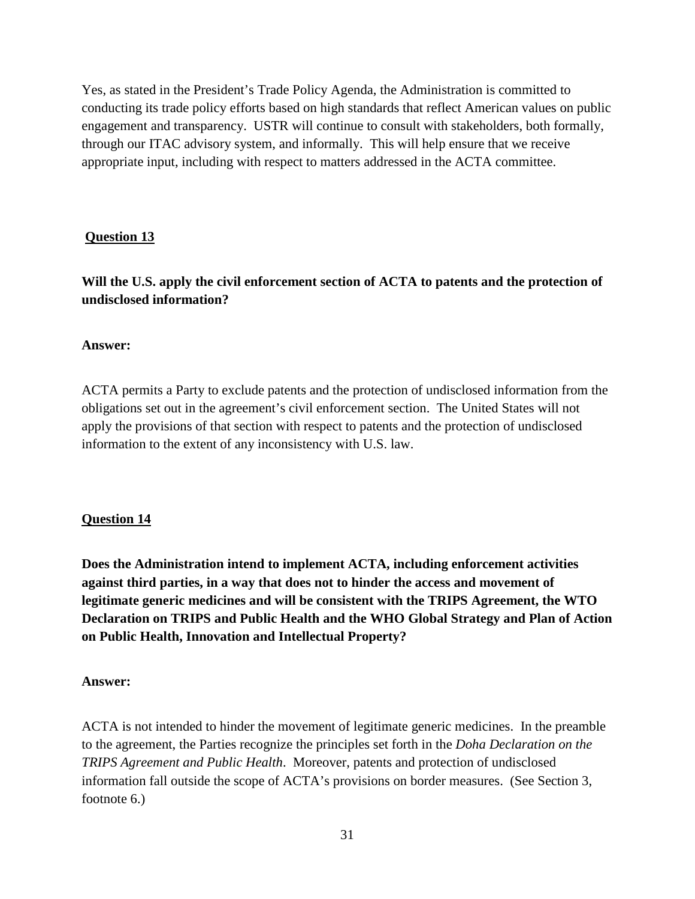Yes, as stated in the President's Trade Policy Agenda, the Administration is committed to conducting its trade policy efforts based on high standards that reflect American values on public engagement and transparency. USTR will continue to consult with stakeholders, both formally, through our ITAC advisory system, and informally. This will help ensure that we receive appropriate input, including with respect to matters addressed in the ACTA committee.

**Question 13**

**Will the U.S. apply the civil enforcement section of ACTA to patents and the protection of undisclosed information?**

**Answer:**

ACTA permits a Party to exclude patents and the protection of undisclosed information from the obligations set out in the agreement's civil enforcement section. The United States will not apply the provisions of that section with respect to patents and the protection of undisclosed information to the extent of any inconsistency with U.S. law.

**Question 14**

**Does the Administration intend to implement ACTA, including enforcement activities against third parties, in a way that does not to hinder the access and movement of legitimate generic medicines and will be consistent with the TRIPS Agreement, the WTO Declaration on TRIPS and Public Health and the WHO Global Strategy and Plan of Action on Public Health, Innovation and Intellectual Property?**

**Answer:**

ACTA is not intended to hinder the movement of legitimate generic medicines. In the preamble to the agreement, the Parties recognize the principles set forth in the *Doha Declaration on the TRIPS Agreement and Public Health*. Moreover, patents and protection of undisclosed information fall outside the scope of ACTA's provisions on border measures. (See Section 3, footnote 6.)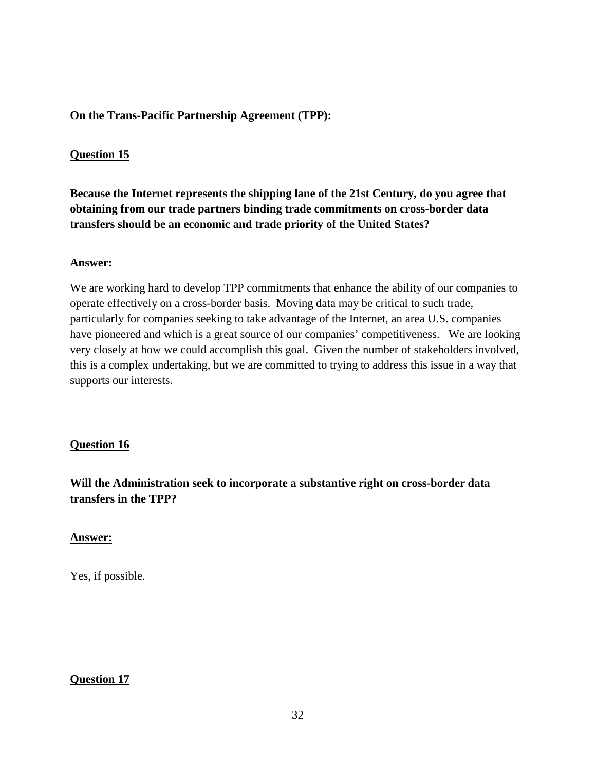**On the Trans-Pacific Partnership Agreement (TPP):**

**Question 15**

**Because the Internet represents the shipping lane of the 21st Century, do you agree that obtaining from our trade partners binding trade commitments on cross-border data transfers should be an economic and trade priority of the United States?**

**Answer:**

We are working hard to develop TPP commitments that enhance the ability of our companies to operate effectively on a cross-border basis. Moving data may be critical to such trade, particularly for companies seeking to take advantage of the Internet, an area U.S. companies have pioneered and which is a great source of our companies' competitiveness. We are looking very closely at how we could accomplish this goal. Given the number of stakeholders involved, this is a complex undertaking, but we are committed to trying to address this issue in a way that supports our interests.

**Question 16**

**Will the Administration seek to incorporate a substantive right on cross-border data transfers in the TPP?**

**Answer:**

Yes, if possible.

**Question 17**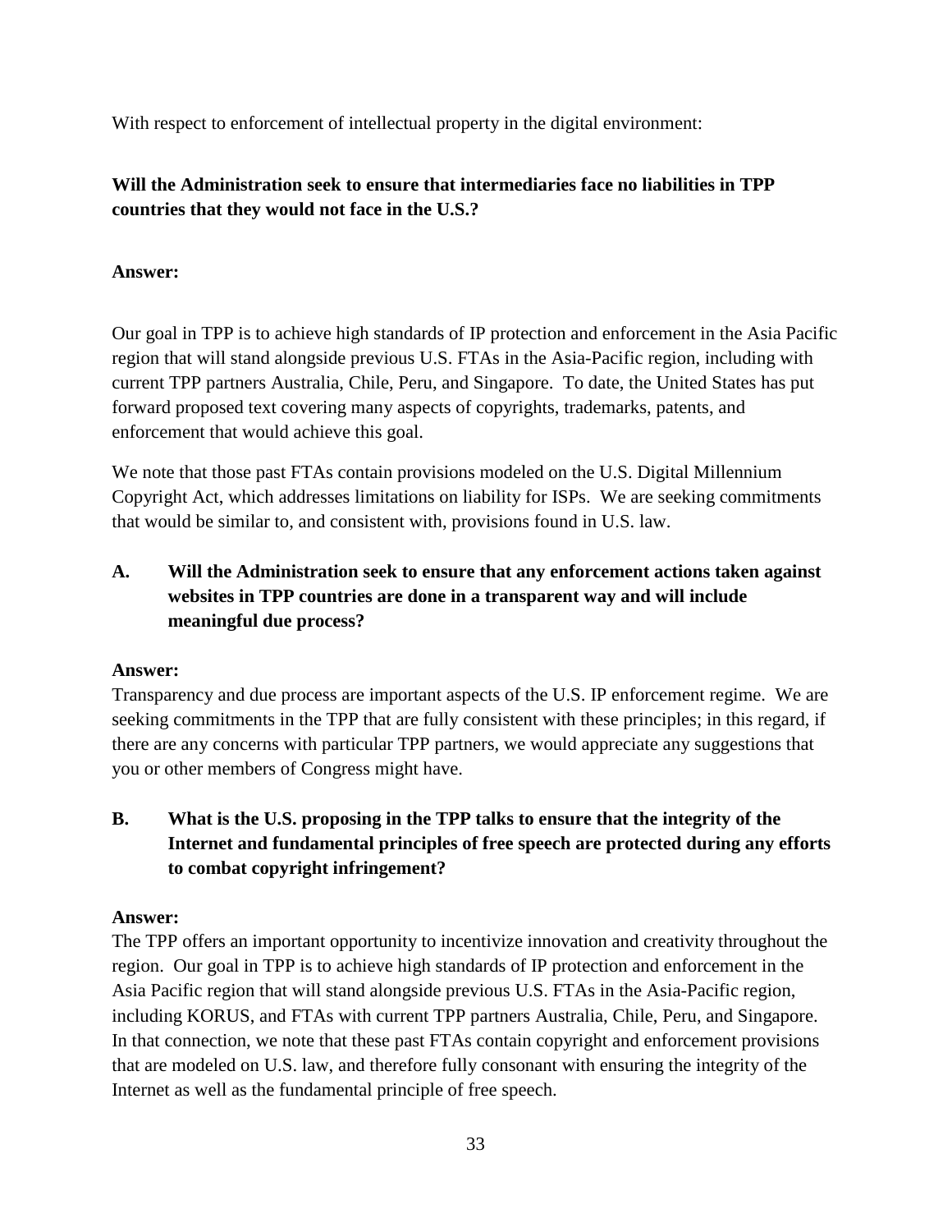With respect to enforcement of intellectual property in the digital environment:

**Will the Administration seek to ensure that intermediaries face no liabilities in TPP countries that they would not face in the U.S.?**

**Answer:**

Our goal in TPP is to achieve high standards of IP protection and enforcement in the Asia Pacific region that will stand alongside previous U.S. FTAs in the Asia-Pacific region, including with current TPP partners Australia, Chile, Peru, and Singapore. To date, the United States has put forward proposed text covering many aspects of copyrights, trademarks, patents, and enforcement that would achieve this goal.

We note that those past FTAs contain provisions modeled on the U.S. Digital Millennium Copyright Act, which addresses limitations on liability for ISPs. We are seeking commitments that would be similar to, and consistent with, provisions found in U.S. law.

**A. Will the Administration seek to ensure that any enforcement actions taken against websites in TPP countries are done in a transparent way and will include meaningful due process?**

**Answer:**

Transparency and due process are important aspects of the U.S. IP enforcement regime. We are seeking commitments in the TPP that are fully consistent with these principles; in this regard, if there are any concerns with particular TPP partners, we would appreciate any suggestions that you or other members of Congress might have.

**B. What is the U.S. proposing in the TPP talks to ensure that the integrity of the Internet and fundamental principles of free speech are protected during any efforts to combat copyright infringement?**

**Answer:**

The TPP offers an important opportunity to incentivize innovation and creativity throughout the region. Our goal in TPP is to achieve high standards of IP protection and enforcement in the Asia Pacific region that will stand alongside previous U.S. FTAs in the Asia-Pacific region, including KORUS, and FTAs with current TPP partners Australia, Chile, Peru, and Singapore. In that connection, we note that these past FTAs contain copyright and enforcement provisions that are modeled on U.S. law, and therefore fully consonant with ensuring the integrity of the Internet as well as the fundamental principle of free speech.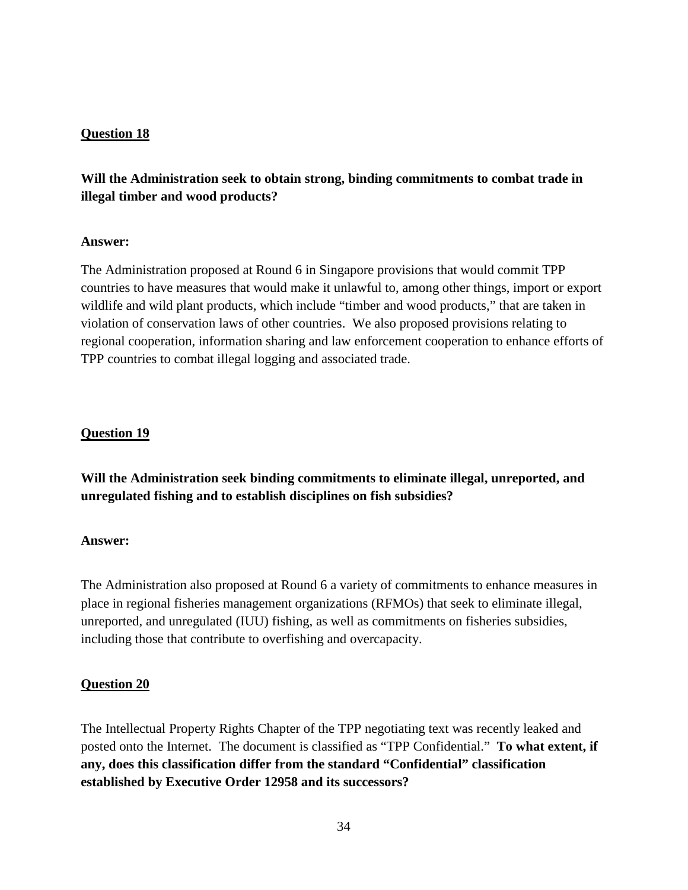**Question 18**

**Will the Administration seek to obtain strong, binding commitments to combat trade in illegal timber and wood products?**

**Answer:**

The Administration proposed at Round 6 in Singapore provisions that would commit TPP countries to have measures that would make it unlawful to, among other things, import or export wildlife and wild plant products, which include "timber and wood products," that are taken in violation of conservation laws of other countries. We also proposed provisions relating to regional cooperation, information sharing and law enforcement cooperation to enhance efforts of TPP countries to combat illegal logging and associated trade.

**Question 19**

**Will the Administration seek binding commitments to eliminate illegal, unreported, and unregulated fishing and to establish disciplines on fish subsidies?**

**Answer:**

The Administration also proposed at Round 6 a variety of commitments to enhance measures in place in regional fisheries management organizations (RFMOs) that seek to eliminate illegal, unreported, and unregulated (IUU) fishing, as well as commitments on fisheries subsidies, including those that contribute to overfishing and overcapacity.

**Question 20**

The Intellectual Property Rights Chapter of the TPP negotiating text was recently leaked and posted onto the Internet. The document is classified as "TPP Confidential." **To what extent, if any, does this classification differ from the standard "Confidential" classification established by Executive Order 12958 and its successors?**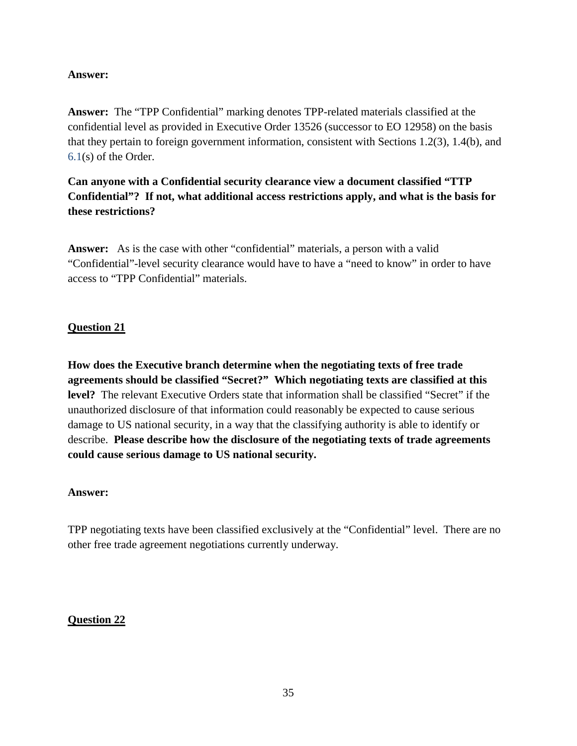**Answer:**

**Answer:** The "TPP Confidential" marking denotes TPP-related materials classified at the confidential level as provided in Executive Order 13526 (successor to EO 12958) on the basis that they pertain to foreign government information, consistent with Sections 1.2(3), 1.4(b), and 6.1(s) of the Order.

**Can anyone with a Confidential security clearance view a document classified "TTP Confidential"? If not, what additional access restrictions apply, and what is the basis for these restrictions?**

**Answer:** As is the case with other "confidential" materials, a person with a valid "Confidential"-level security clearance would have to have a "need to know" in order to have access to "TPP Confidential" materials.

**Question 21**

**How does the Executive branch determine when the negotiating texts of free trade agreements should be classified "Secret?" Which negotiating texts are classified at this level?** The relevant Executive Orders state that information shall be classified "Secret" if the unauthorized disclosure of that information could reasonably be expected to cause serious damage to US national security, in a way that the classifying authority is able to identify or describe. **Please describe how the disclosure of the negotiating texts of trade agreements could cause serious damage to US national security.**

**Answer:**

TPP negotiating texts have been classified exclusively at the "Confidential" level. There are no other free trade agreement negotiations currently underway.

**Question 22**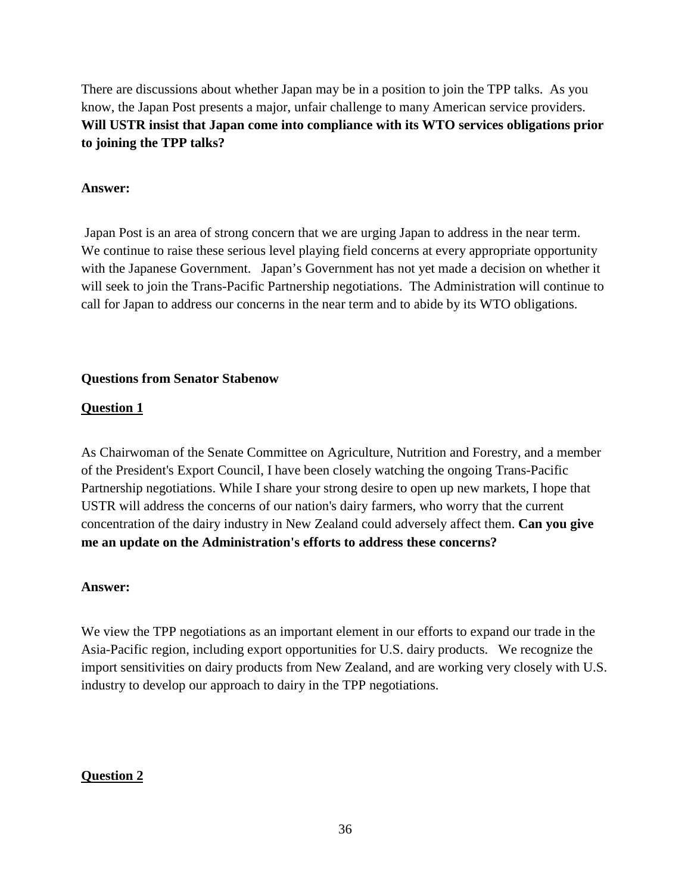There are discussions about whether Japan may be in a position to join the TPP talks. As you know, the Japan Post presents a major, unfair challenge to many American service providers. **Will USTR insist that Japan come into compliance with its WTO services obligations prior to joining the TPP talks?**

**Answer:**

Japan Post is an area of strong concern that we are urging Japan to address in the near term. We continue to raise these serious level playing field concerns at every appropriate opportunity with the Japanese Government. Japan's Government has not yet made a decision on whether it will seek to join the Trans-Pacific Partnership negotiations. The Administration will continue to call for Japan to address our concerns in the near term and to abide by its WTO obligations.

**Questions from Senator Stabenow**

**<u>Question 1</u>**

As Chairwoman of the Senate Committee on Agriculture, Nutrition and Forestry, and a member of the President's Export Council, I have been closely watching the ongoing Trans-Pacific Partnership negotiations. While I share your strong desire to open up new markets, I hope that USTR will address the concerns of our nation's dairy farmers, who worry that the current concentration of the dairy industry in New Zealand could adversely affect them. **Can you give me an update on the Administration's efforts to address these concerns?**

**Answer:**

We view the TPP negotiations as an important element in our efforts to expand our trade in the Asia-Pacific region, including export opportunities for U.S. dairy products. We recognize the import sensitivities on dairy products from New Zealand, and are working very closely with U.S. industry to develop our approach to dairy in the TPP negotiations.

**<u>Question 2</u>**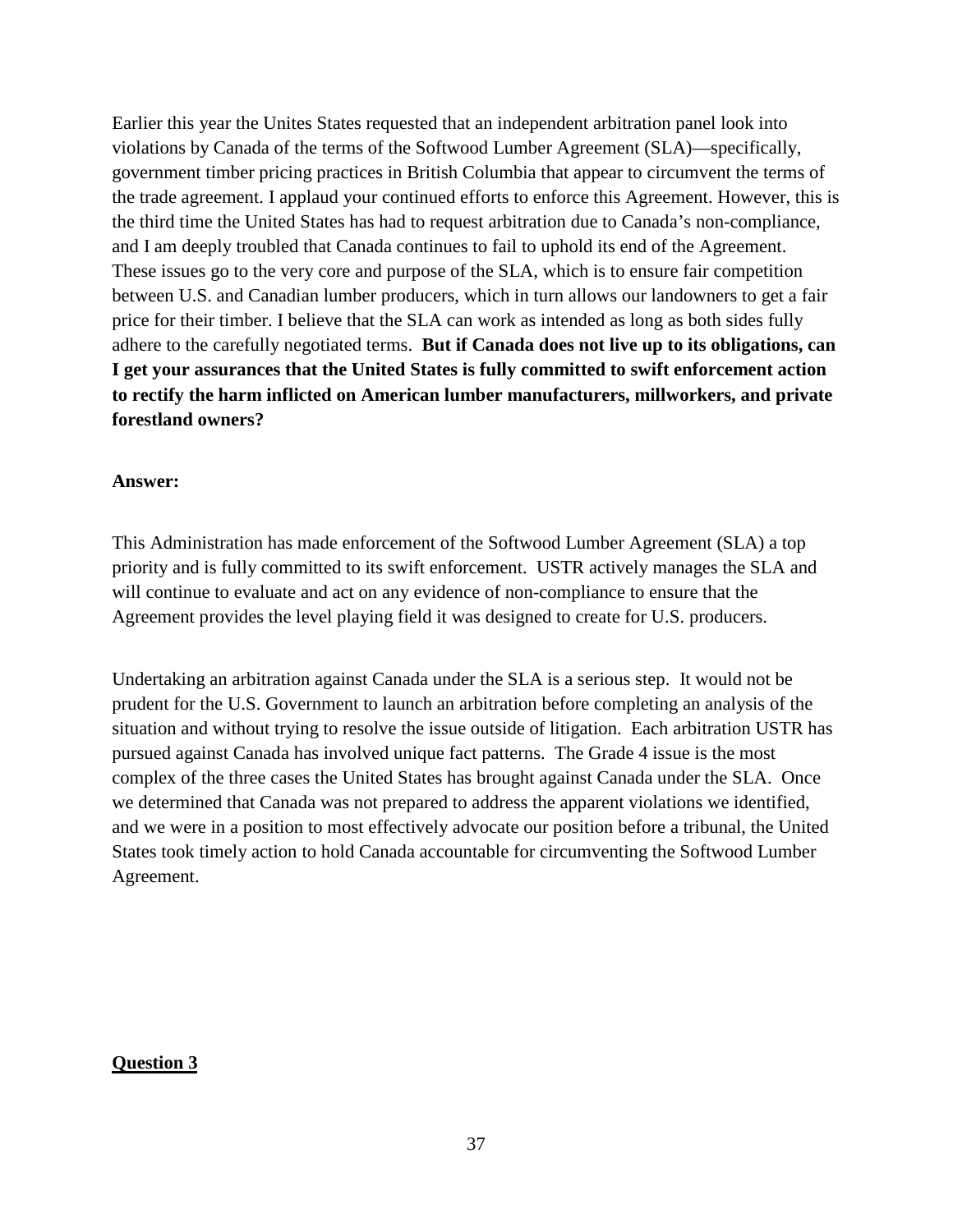Earlier this year the Unites States requested that an independent arbitration panel look into violations by Canada of the terms of the Softwood Lumber Agreement (SLA)—specifically, government timber pricing practices in British Columbia that appear to circumvent the terms of the trade agreement. I applaud your continued efforts to enforce this Agreement. However, this is the third time the United States has had to request arbitration due to Canada's non-compliance, and I am deeply troubled that Canada continues to fail to uphold its end of the Agreement. These issues go to the very core and purpose of the SLA, which is to ensure fair competition between U.S. and Canadian lumber producers, which in turn allows our landowners to get a fair price for their timber. I believe that the SLA can work as intended as long as both sides fully adhere to the carefully negotiated terms. **But if Canada does not live up to its obligations, can I get your assurances that the United States is fully committed to swift enforcement action to rectify the harm inflicted on American lumber manufacturers, millworkers, and private forestland owners?**

**Answer:**

This Administration has made enforcement of the Softwood Lumber Agreement (SLA) a top priority and is fully committed to its swift enforcement. USTR actively manages the SLA and will continue to evaluate and act on any evidence of non-compliance to ensure that the Agreement provides the level playing field it was designed to create for U.S. producers.

Undertaking an arbitration against Canada under the SLA is a serious step. It would not be prudent for the U.S. Government to launch an arbitration before completing an analysis of the situation and without trying to resolve the issue outside of litigation. Each arbitration USTR has pursued against Canada has involved unique fact patterns. The Grade 4 issue is the most complex of the three cases the United States has brought against Canada under the SLA. Once we determined that Canada was not prepared to address the apparent violations we identified, and we were in a position to most effectively advocate our position before a tribunal, the United States took timely action to hold Canada accountable for circumventing the Softwood Lumber Agreement.

**Question 3**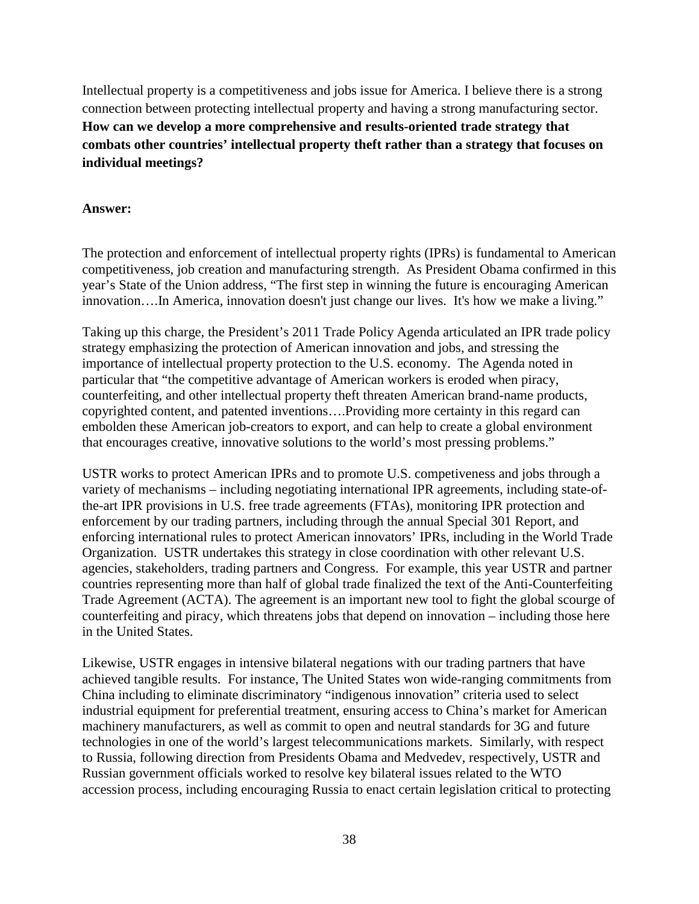Intellectual property is a competitiveness and jobs issue for America. I believe there is a strong connection between protecting intellectual property and having a strong manufacturing sector. **How can we develop a more comprehensive and results-oriented trade strategy that combats other countries' intellectual property theft rather than a strategy that focuses on individual meetings?**

**Answer:**

The protection and enforcement of intellectual property rights (IPRs) is fundamental to American competitiveness, job creation and manufacturing strength. As President Obama confirmed in this year's State of the Union address, "The first step in winning the future is encouraging American innovation….In America, innovation doesn't just change our lives. It's how we make a living."

Taking up this charge, the President's 2011 Trade Policy Agenda articulated an IPR trade policy strategy emphasizing the protection of American innovation and jobs, and stressing the importance of intellectual property protection to the U.S. economy. The Agenda noted in particular that "the competitive advantage of American workers is eroded when piracy, counterfeiting, and other intellectual property theft threaten American brand-name products, copyrighted content, and patented inventions….Providing more certainty in this regard can embolden these American job-creators to export, and can help to create a global environment that encourages creative, innovative solutions to the world's most pressing problems."

USTR works to protect American IPRs and to promote U.S. competiveness and jobs through a variety of mechanisms – including negotiating international IPR agreements, including state-of-the-art IPR provisions in U.S. free trade agreements (FTAs), monitoring IPR protection and enforcement by our trading partners, including through the annual Special 301 Report, and enforcing international rules to protect American innovators' IPRs, including in the World Trade Organization. USTR undertakes this strategy in close coordination with other relevant U.S. agencies, stakeholders, trading partners and Congress. For example, this year USTR and partner countries representing more than half of global trade finalized the text of the Anti-Counterfeiting Trade Agreement (ACTA). The agreement is an important new tool to fight the global scourge of counterfeiting and piracy, which threatens jobs that depend on innovation – including those here in the United States.

Likewise, USTR engages in intensive bilateral negations with our trading partners that have achieved tangible results. For instance, The United States won wide-ranging commitments from China including to eliminate discriminatory "indigenous innovation" criteria used to select industrial equipment for preferential treatment, ensuring access to China's market for American machinery manufacturers, as well as commit to open and neutral standards for 3G and future technologies in one of the world's largest telecommunications markets. Similarly, with respect to Russia, following direction from Presidents Obama and Medvedev, respectively, USTR and Russian government officials worked to resolve key bilateral issues related to the WTO accession process, including encouraging Russia to enact certain legislation critical to protecting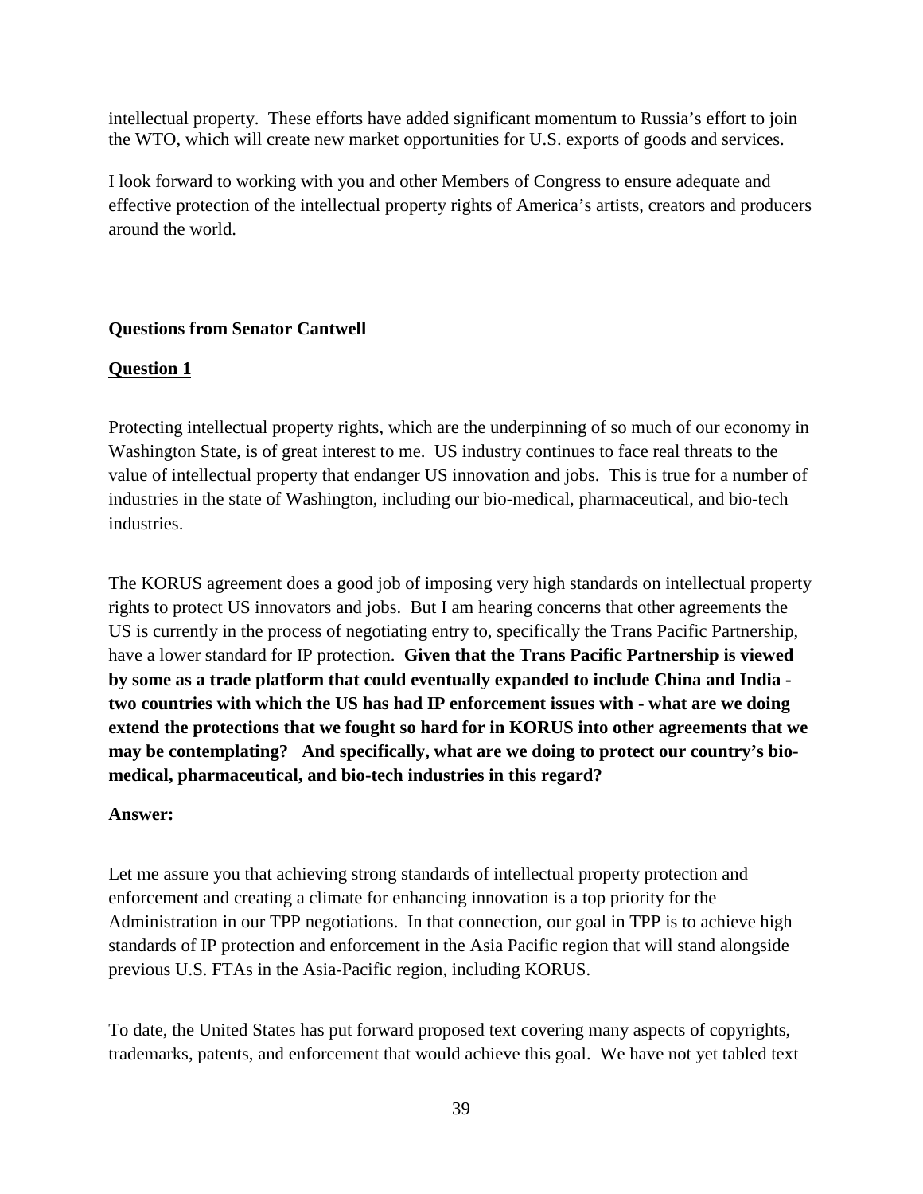intellectual property. These efforts have added significant momentum to Russia's effort to join the WTO, which will create new market opportunities for U.S. exports of goods and services.

I look forward to working with you and other Members of Congress to ensure adequate and effective protection of the intellectual property rights of America's artists, creators and producers around the world.

**Questions from Senator Cantwell**

**<u>Question 1</u>**

Protecting intellectual property rights, which are the underpinning of so much of our economy in Washington State, is of great interest to me. US industry continues to face real threats to the value of intellectual property that endanger US innovation and jobs. This is true for a number of industries in the state of Washington, including our bio-medical, pharmaceutical, and bio-tech industries.

The KORUS agreement does a good job of imposing very high standards on intellectual property rights to protect US innovators and jobs. But I am hearing concerns that other agreements the US is currently in the process of negotiating entry to, specifically the Trans Pacific Partnership, have a lower standard for IP protection. **Given that the Trans Pacific Partnership is viewed by some as a trade platform that could eventually expanded to include China and India - two countries with which the US has had IP enforcement issues with - what are we doing extend the protections that we fought so hard for in KORUS into other agreements that we may be contemplating? And specifically, what are we doing to protect our country's bio-medical, pharmaceutical, and bio-tech industries in this regard?**

**Answer:**

Let me assure you that achieving strong standards of intellectual property protection and enforcement and creating a climate for enhancing innovation is a top priority for the Administration in our TPP negotiations. In that connection, our goal in TPP is to achieve high standards of IP protection and enforcement in the Asia Pacific region that will stand alongside previous U.S. FTAs in the Asia-Pacific region, including KORUS.

To date, the United States has put forward proposed text covering many aspects of copyrights, trademarks, patents, and enforcement that would achieve this goal. We have not yet tabled text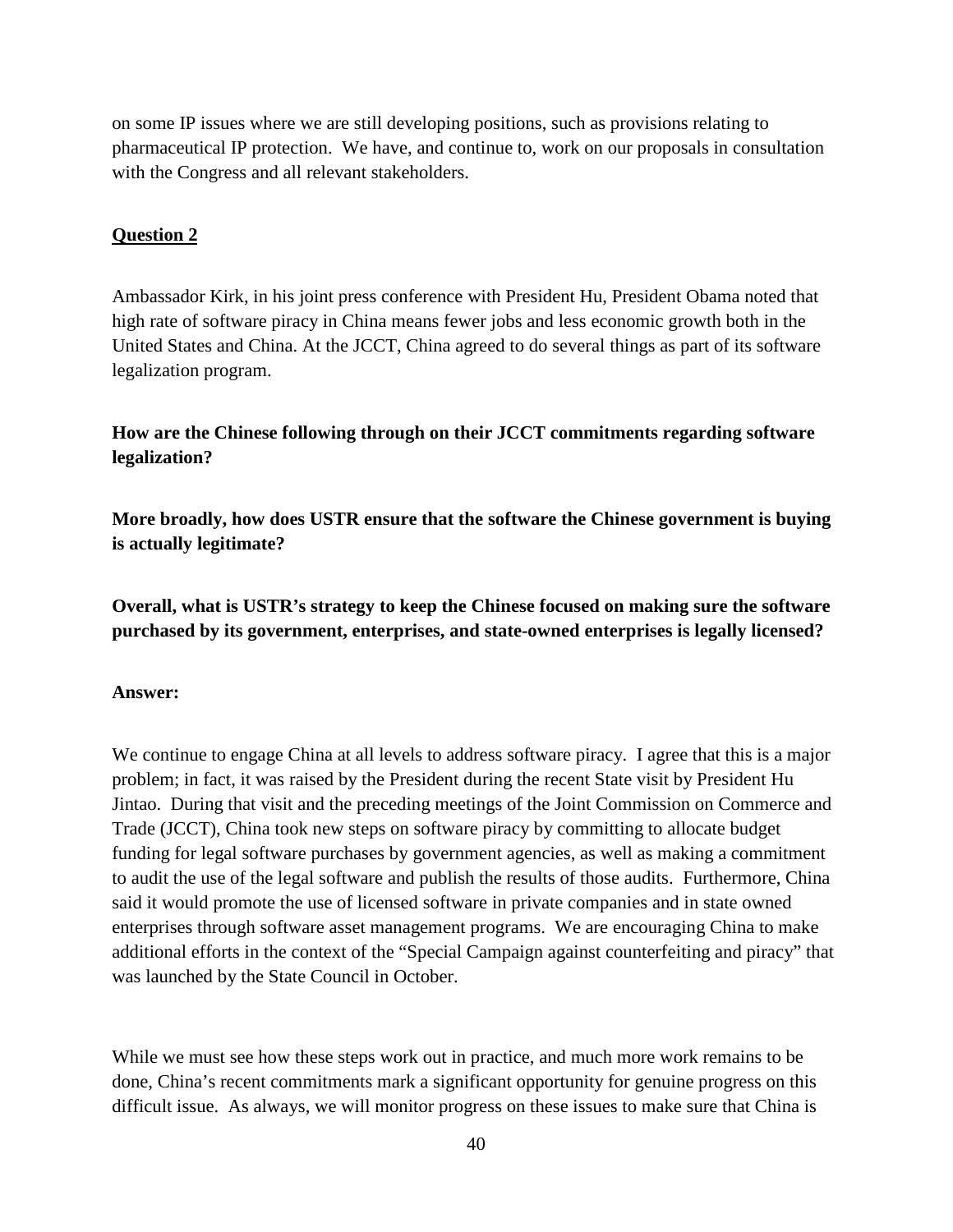on some IP issues where we are still developing positions, such as provisions relating to pharmaceutical IP protection. We have, and continue to, work on our proposals in consultation with the Congress and all relevant stakeholders.

**Question 2**

Ambassador Kirk, in his joint press conference with President Hu, President Obama noted that high rate of software piracy in China means fewer jobs and less economic growth both in the United States and China. At the JCCT, China agreed to do several things as part of its software legalization program.

**How are the Chinese following through on their JCCT commitments regarding software legalization?**

**More broadly, how does USTR ensure that the software the Chinese government is buying is actually legitimate?**

**Overall, what is USTR's strategy to keep the Chinese focused on making sure the software purchased by its government, enterprises, and state-owned enterprises is legally licensed?**

**Answer:**

We continue to engage China at all levels to address software piracy. I agree that this is a major problem; in fact, it was raised by the President during the recent State visit by President Hu Jintao. During that visit and the preceding meetings of the Joint Commission on Commerce and Trade (JCCT), China took new steps on software piracy by committing to allocate budget funding for legal software purchases by government agencies, as well as making a commitment to audit the use of the legal software and publish the results of those audits. Furthermore, China said it would promote the use of licensed software in private companies and in state owned enterprises through software asset management programs. We are encouraging China to make additional efforts in the context of the "Special Campaign against counterfeiting and piracy" that was launched by the State Council in October.

While we must see how these steps work out in practice, and much more work remains to be done, China's recent commitments mark a significant opportunity for genuine progress on this difficult issue. As always, we will monitor progress on these issues to make sure that China is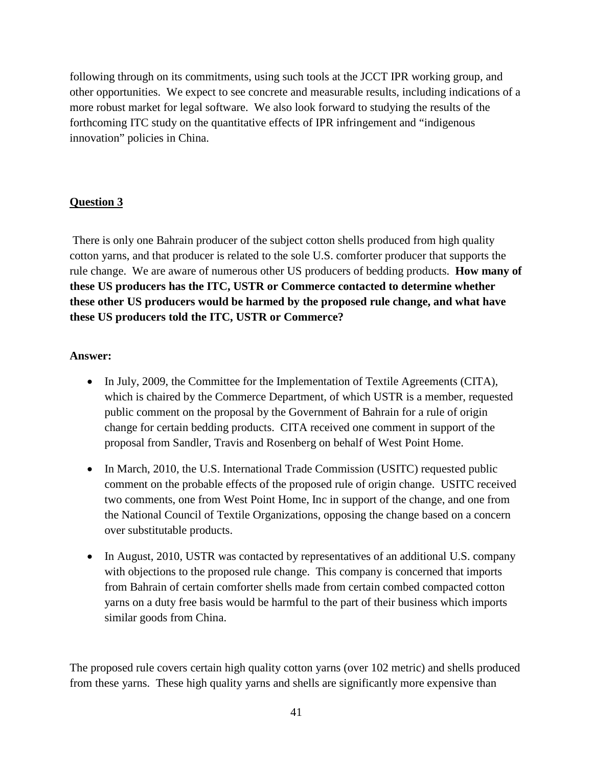following through on its commitments, using such tools at the JCCT IPR working group, and other opportunities. We expect to see concrete and measurable results, including indications of a more robust market for legal software. We also look forward to studying the results of the forthcoming ITC study on the quantitative effects of IPR infringement and "indigenous innovation" policies in China.

## <u>Question 3</u>

There is only one Bahrain producer of the subject cotton shells produced from high quality cotton yarns, and that producer is related to the sole U.S. comforter producer that supports the rule change. We are aware of numerous other US producers of bedding products. **How many of these US producers has the ITC, USTR or Commerce contacted to determine whether these other US producers would be harmed by the proposed rule change, and what have these US producers told the ITC, USTR or Commerce?**

**Answer:**

- In July, 2009, the Committee for the Implementation of Textile Agreements (CITA), which is chaired by the Commerce Department, of which USTR is a member, requested public comment on the proposal by the Government of Bahrain for a rule of origin change for certain bedding products. CITA received one comment in support of the proposal from Sandler, Travis and Rosenberg on behalf of West Point Home.
- In March, 2010, the U.S. International Trade Commission (USITC) requested public comment on the probable effects of the proposed rule of origin change. USITC received two comments, one from West Point Home, Inc in support of the change, and one from the National Council of Textile Organizations, opposing the change based on a concern over substitutable products.
- In August, 2010, USTR was contacted by representatives of an additional U.S. company with objections to the proposed rule change. This company is concerned that imports from Bahrain of certain comforter shells made from certain combed compacted cotton yarns on a duty free basis would be harmful to the part of their business which imports similar goods from China.

The proposed rule covers certain high quality cotton yarns (over 102 metric) and shells produced from these yarns. These high quality yarns and shells are significantly more expensive than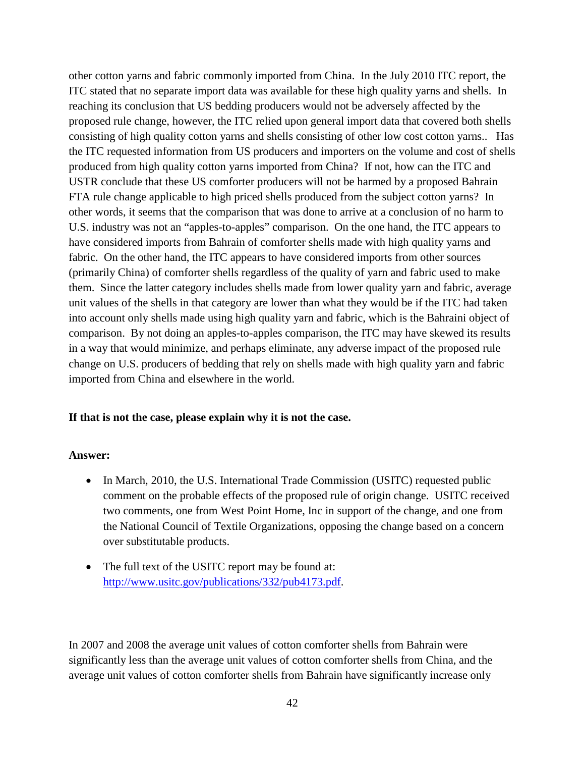other cotton yarns and fabric commonly imported from China. In the July 2010 ITC report, the ITC stated that no separate import data was available for these high quality yarns and shells. In reaching its conclusion that US bedding producers would not be adversely affected by the proposed rule change, however, the ITC relied upon general import data that covered both shells consisting of high quality cotton yarns and shells consisting of other low cost cotton yarns.. Has the ITC requested information from US producers and importers on the volume and cost of shells produced from high quality cotton yarns imported from China? If not, how can the ITC and USTR conclude that these US comforter producers will not be harmed by a proposed Bahrain FTA rule change applicable to high priced shells produced from the subject cotton yarns? In other words, it seems that the comparison that was done to arrive at a conclusion of no harm to U.S. industry was not an "apples-to-apples" comparison. On the one hand, the ITC appears to have considered imports from Bahrain of comforter shells made with high quality yarns and fabric. On the other hand, the ITC appears to have considered imports from other sources (primarily China) of comforter shells regardless of the quality of yarn and fabric used to make them. Since the latter category includes shells made from lower quality yarn and fabric, average unit values of the shells in that category are lower than what they would be if the ITC had taken into account only shells made using high quality yarn and fabric, which is the Bahraini object of comparison. By not doing an apples-to-apples comparison, the ITC may have skewed its results in a way that would minimize, and perhaps eliminate, any adverse impact of the proposed rule change on U.S. producers of bedding that rely on shells made with high quality yarn and fabric imported from China and elsewhere in the world.

**If that is not the case, please explain why it is not the case.**

**Answer:**

- In March, 2010, the U.S. International Trade Commission (USITC) requested public comment on the probable effects of the proposed rule of origin change. USITC received two comments, one from West Point Home, Inc in support of the change, and one from the National Council of Textile Organizations, opposing the change based on a concern over substitutable products.
- The full text of the USITC report may be found at: [http://www.usitc.gov/publications/332/pub4173.pdf](http://www.usitc.gov/publications/332/pub4173.pdf).

In 2007 and 2008 the average unit values of cotton comforter shells from Bahrain were significantly less than the average unit values of cotton comforter shells from China, and the average unit values of cotton comforter shells from Bahrain have significantly increase only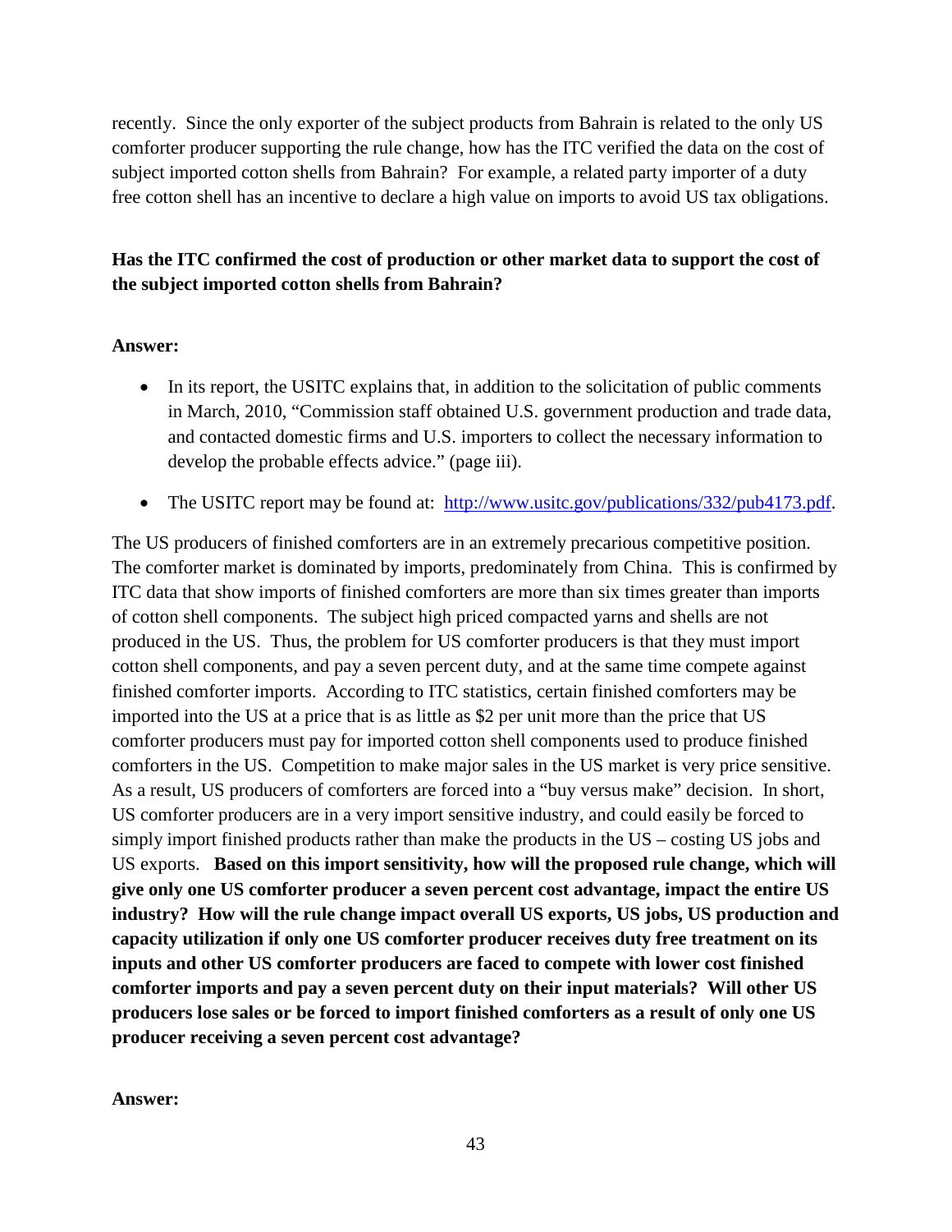recently. Since the only exporter of the subject products from Bahrain is related to the only US comforter producer supporting the rule change, how has the ITC verified the data on the cost of subject imported cotton shells from Bahrain? For example, a related party importer of a duty free cotton shell has an incentive to declare a high value on imports to avoid US tax obligations.

**Has the ITC confirmed the cost of production or other market data to support the cost of the subject imported cotton shells from Bahrain?**

**Answer:**

- In its report, the USITC explains that, in addition to the solicitation of public comments in March, 2010, "Commission staff obtained U.S. government production and trade data, and contacted domestic firms and U.S. importers to collect the necessary information to develop the probable effects advice." (page iii).
- The USITC report may be found at: [http://www.usitc.gov/publications/332/pub4173.pdf](http://www.usitc.gov/publications/332/pub4173.pdf).

The US producers of finished comforters are in an extremely precarious competitive position. The comforter market is dominated by imports, predominately from China. This is confirmed by ITC data that show imports of finished comforters are more than six times greater than imports of cotton shell components. The subject high priced compacted yarns and shells are not produced in the US. Thus, the problem for US comforter producers is that they must import cotton shell components, and pay a seven percent duty, and at the same time compete against finished comforter imports. According to ITC statistics, certain finished comforters may be imported into the US at a price that is as little as $2 per unit more than the price that US comforter producers must pay for imported cotton shell components used to produce finished comforters in the US. Competition to make major sales in the US market is very price sensitive. As a result, US producers of comforters are forced into a "buy versus make" decision. In short, US comforter producers are in a very import sensitive industry, and could easily be forced to simply import finished products rather than make the products in the US – costing US jobs and US exports. **Based on this import sensitivity, how will the proposed rule change, which will give only one US comforter producer a seven percent cost advantage, impact the entire US industry? How will the rule change impact overall US exports, US jobs, US production and capacity utilization if only one US comforter producer receives duty free treatment on its inputs and other US comforter producers are faced to compete with lower cost finished comforter imports and pay a seven percent duty on their input materials? Will other US producers lose sales or be forced to import finished comforters as a result of only one US producer receiving a seven percent cost advantage?**

**Answer:**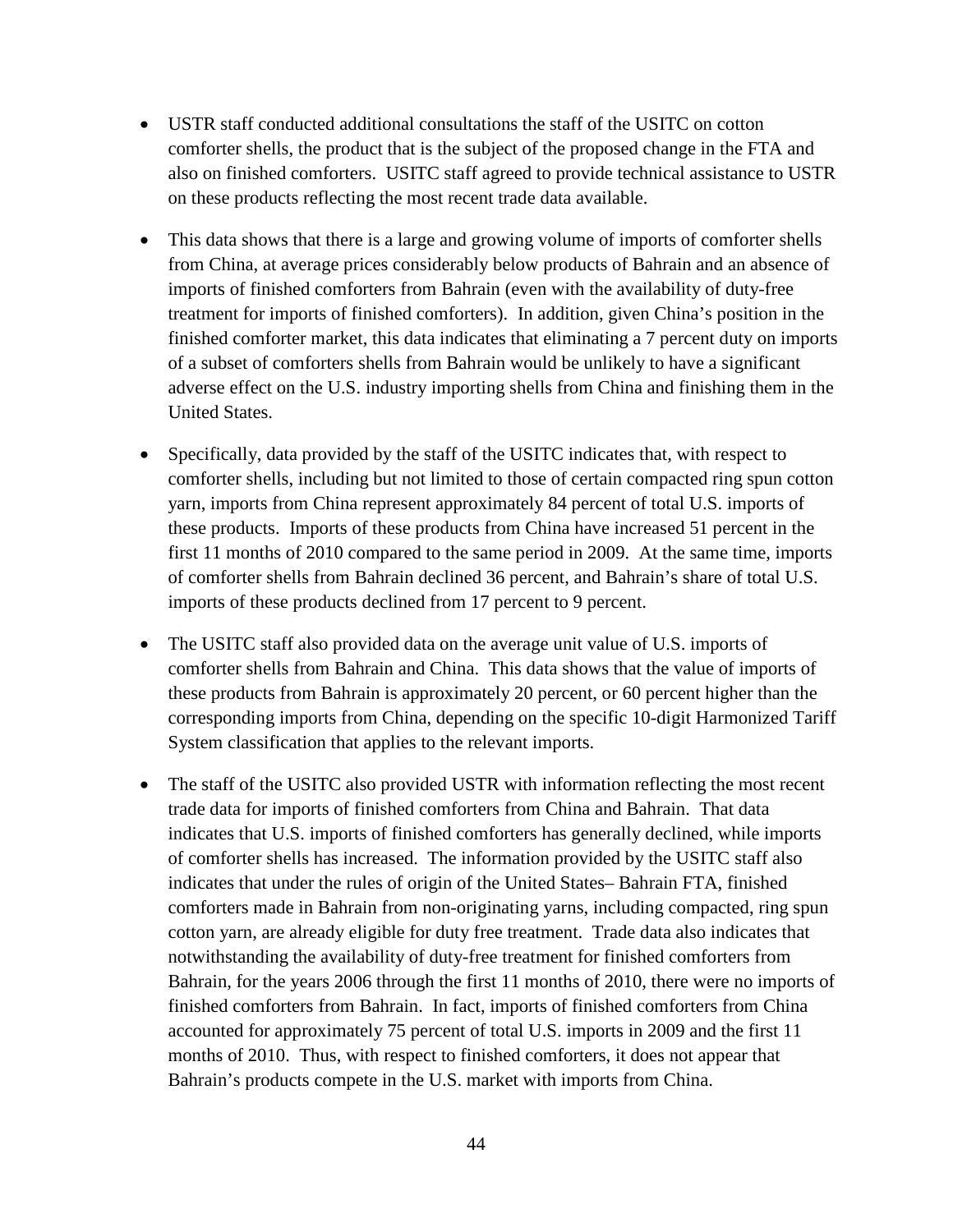- USTR staff conducted additional consultations the staff of the USITC on cotton comforter shells, the product that is the subject of the proposed change in the FTA and also on finished comforters. USITC staff agreed to provide technical assistance to USTR on these products reflecting the most recent trade data available.

- This data shows that there is a large and growing volume of imports of comforter shells from China, at average prices considerably below products of Bahrain and an absence of imports of finished comforters from Bahrain (even with the availability of duty-free treatment for imports of finished comforters). In addition, given China's position in the finished comforter market, this data indicates that eliminating a 7 percent duty on imports of a subset of comforters shells from Bahrain would be unlikely to have a significant adverse effect on the U.S. industry importing shells from China and finishing them in the United States.

- Specifically, data provided by the staff of the USITC indicates that, with respect to comforter shells, including but not limited to those of certain compacted ring spun cotton yarn, imports from China represent approximately 84 percent of total U.S. imports of these products. Imports of these products from China have increased 51 percent in the first 11 months of 2010 compared to the same period in 2009. At the same time, imports of comforter shells from Bahrain declined 36 percent, and Bahrain's share of total U.S. imports of these products declined from 17 percent to 9 percent.

- The USITC staff also provided data on the average unit value of U.S. imports of comforter shells from Bahrain and China. This data shows that the value of imports of these products from Bahrain is approximately 20 percent, or 60 percent higher than the corresponding imports from China, depending on the specific 10-digit Harmonized Tariff System classification that applies to the relevant imports.

- The staff of the USITC also provided USTR with information reflecting the most recent trade data for imports of finished comforters from China and Bahrain. That data indicates that U.S. imports of finished comforters has generally declined, while imports of comforter shells has increased. The information provided by the USITC staff also indicates that under the rules of origin of the United States– Bahrain FTA, finished comforters made in Bahrain from non-originating yarns, including compacted, ring spun cotton yarn, are already eligible for duty free treatment. Trade data also indicates that notwithstanding the availability of duty-free treatment for finished comforters from Bahrain, for the years 2006 through the first 11 months of 2010, there were no imports of finished comforters from Bahrain. In fact, imports of finished comforters from China accounted for approximately 75 percent of total U.S. imports in 2009 and the first 11 months of 2010. Thus, with respect to finished comforters, it does not appear that Bahrain's products compete in the U.S. market with imports from China.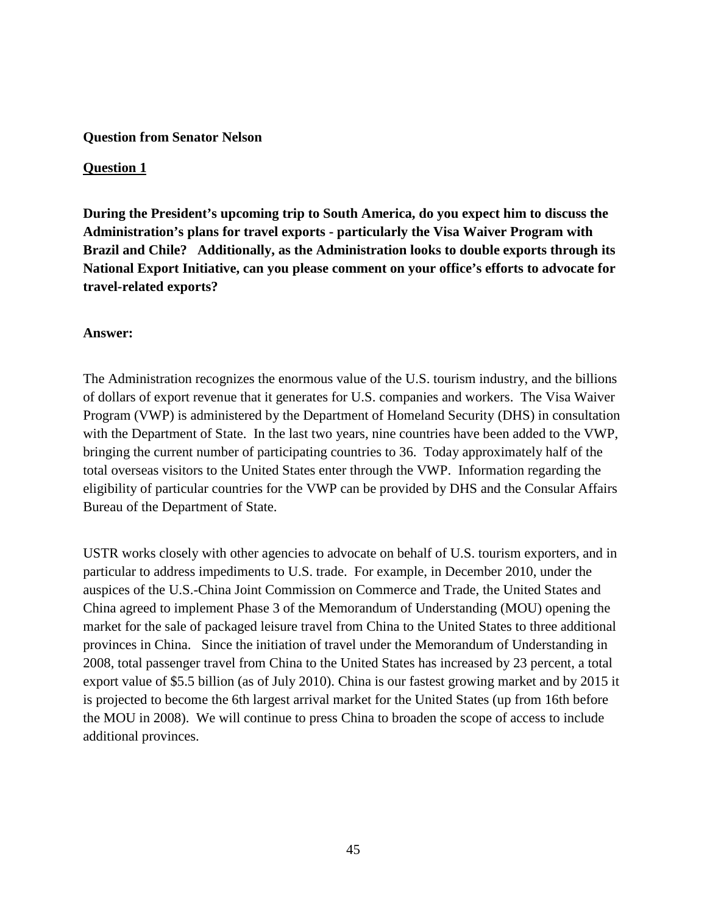**Question from Senator Nelson**

**Question 1**

**During the President's upcoming trip to South America, do you expect him to discuss the Administration's plans for travel exports - particularly the Visa Waiver Program with Brazil and Chile? Additionally, as the Administration looks to double exports through its National Export Initiative, can you please comment on your office's efforts to advocate for travel-related exports?**

**Answer:**

The Administration recognizes the enormous value of the U.S. tourism industry, and the billions of dollars of export revenue that it generates for U.S. companies and workers. The Visa Waiver Program (VWP) is administered by the Department of Homeland Security (DHS) in consultation with the Department of State. In the last two years, nine countries have been added to the VWP, bringing the current number of participating countries to 36. Today approximately half of the total overseas visitors to the United States enter through the VWP. Information regarding the eligibility of particular countries for the VWP can be provided by DHS and the Consular Affairs Bureau of the Department of State.

USTR works closely with other agencies to advocate on behalf of U.S. tourism exporters, and in particular to address impediments to U.S. trade. For example, in December 2010, under the auspices of the U.S.-China Joint Commission on Commerce and Trade, the United States and China agreed to implement Phase 3 of the Memorandum of Understanding (MOU) opening the market for the sale of packaged leisure travel from China to the United States to three additional provinces in China. Since the initiation of travel under the Memorandum of Understanding in 2008, total passenger travel from China to the United States has increased by 23 percent, a total export value of $5.5 billion (as of July 2010). China is our fastest growing market and by 2015 it is projected to become the 6th largest arrival market for the United States (up from 16th before the MOU in 2008). We will continue to press China to broaden the scope of access to include additional provinces.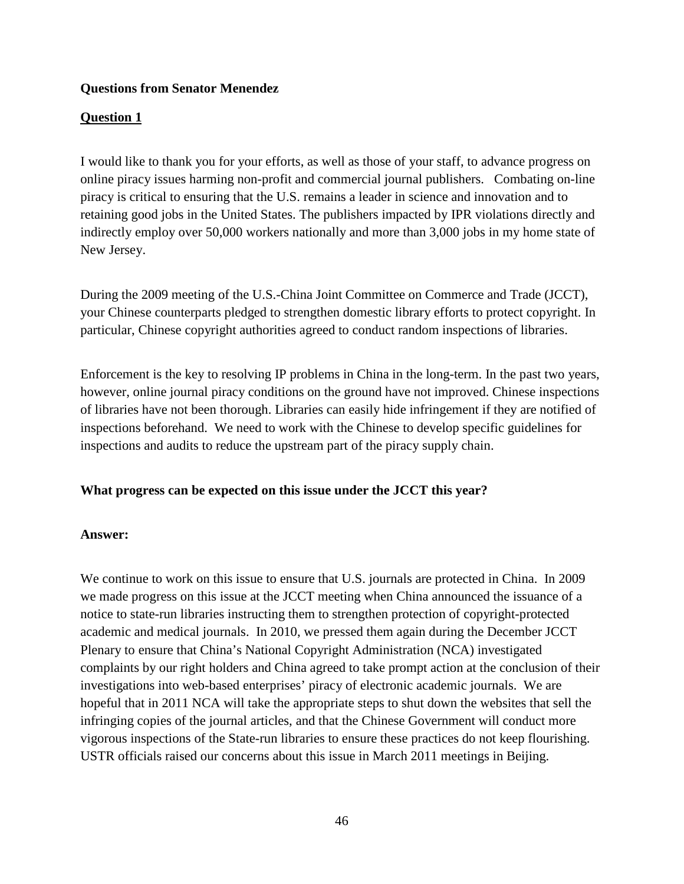**Questions from Senator Menendez**

**Question 1**

I would like to thank you for your efforts, as well as those of your staff, to advance progress on online piracy issues harming non-profit and commercial journal publishers. Combating on-line piracy is critical to ensuring that the U.S. remains a leader in science and innovation and to retaining good jobs in the United States. The publishers impacted by IPR violations directly and indirectly employ over 50,000 workers nationally and more than 3,000 jobs in my home state of New Jersey.

During the 2009 meeting of the U.S.-China Joint Committee on Commerce and Trade (JCCT), your Chinese counterparts pledged to strengthen domestic library efforts to protect copyright. In particular, Chinese copyright authorities agreed to conduct random inspections of libraries.

Enforcement is the key to resolving IP problems in China in the long-term. In the past two years, however, online journal piracy conditions on the ground have not improved. Chinese inspections of libraries have not been thorough. Libraries can easily hide infringement if they are notified of inspections beforehand. We need to work with the Chinese to develop specific guidelines for inspections and audits to reduce the upstream part of the piracy supply chain.

**What progress can be expected on this issue under the JCCT this year?**

**Answer:**

We continue to work on this issue to ensure that U.S. journals are protected in China. In 2009 we made progress on this issue at the JCCT meeting when China announced the issuance of a notice to state-run libraries instructing them to strengthen protection of copyright-protected academic and medical journals. In 2010, we pressed them again during the December JCCT Plenary to ensure that China's National Copyright Administration (NCA) investigated complaints by our right holders and China agreed to take prompt action at the conclusion of their investigations into web-based enterprises' piracy of electronic academic journals. We are hopeful that in 2011 NCA will take the appropriate steps to shut down the websites that sell the infringing copies of the journal articles, and that the Chinese Government will conduct more vigorous inspections of the State-run libraries to ensure these practices do not keep flourishing. USTR officials raised our concerns about this issue in March 2011 meetings in Beijing.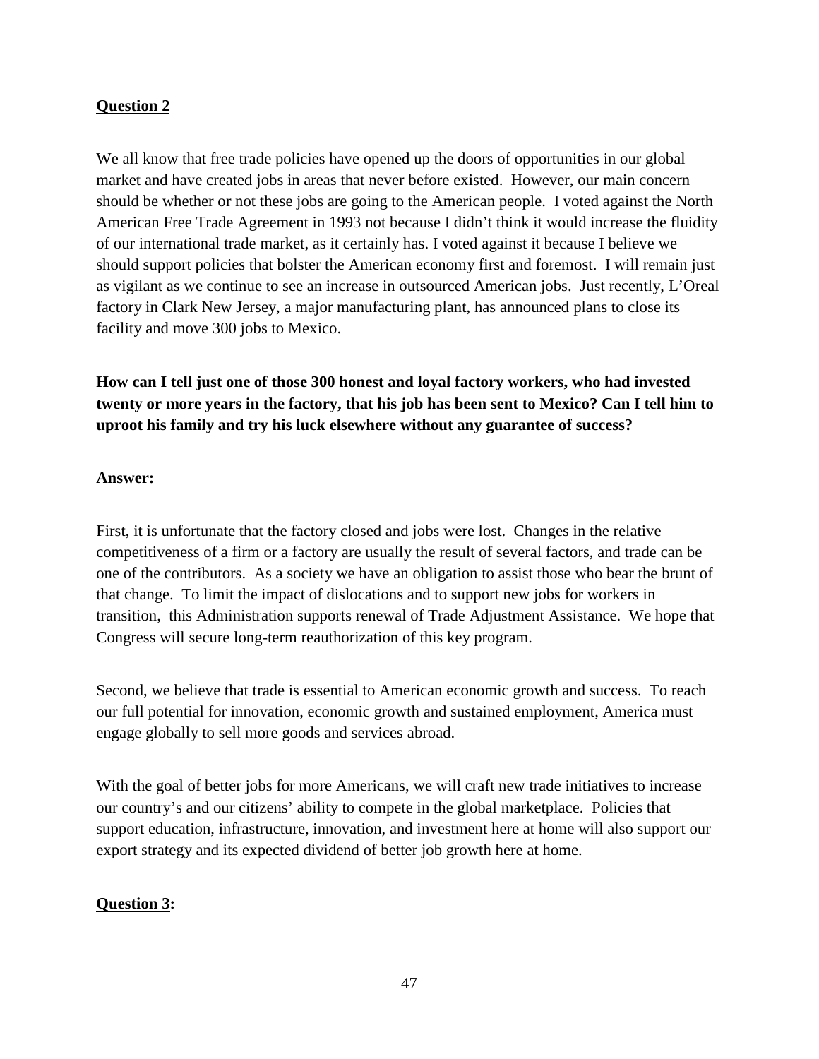**<u>Question 2</u>**

We all know that free trade policies have opened up the doors of opportunities in our global market and have created jobs in areas that never before existed. However, our main concern should be whether or not these jobs are going to the American people. I voted against the North American Free Trade Agreement in 1993 not because I didn't think it would increase the fluidity of our international trade market, as it certainly has. I voted against it because I believe we should support policies that bolster the American economy first and foremost. I will remain just as vigilant as we continue to see an increase in outsourced American jobs. Just recently, L'Oreal factory in Clark New Jersey, a major manufacturing plant, has announced plans to close its facility and move 300 jobs to Mexico.

**How can I tell just one of those 300 honest and loyal factory workers, who had invested twenty or more years in the factory, that his job has been sent to Mexico? Can I tell him to uproot his family and try his luck elsewhere without any guarantee of success?**

**Answer:**

First, it is unfortunate that the factory closed and jobs were lost. Changes in the relative competitiveness of a firm or a factory are usually the result of several factors, and trade can be one of the contributors. As a society we have an obligation to assist those who bear the brunt of that change. To limit the impact of dislocations and to support new jobs for workers in transition, this Administration supports renewal of Trade Adjustment Assistance. We hope that Congress will secure long-term reauthorization of this key program.

Second, we believe that trade is essential to American economic growth and success. To reach our full potential for innovation, economic growth and sustained employment, America must engage globally to sell more goods and services abroad.

With the goal of better jobs for more Americans, we will craft new trade initiatives to increase our country's and our citizens' ability to compete in the global marketplace. Policies that support education, infrastructure, innovation, and investment here at home will also support our export strategy and its expected dividend of better job growth here at home.

**<u>Question 3</u>:**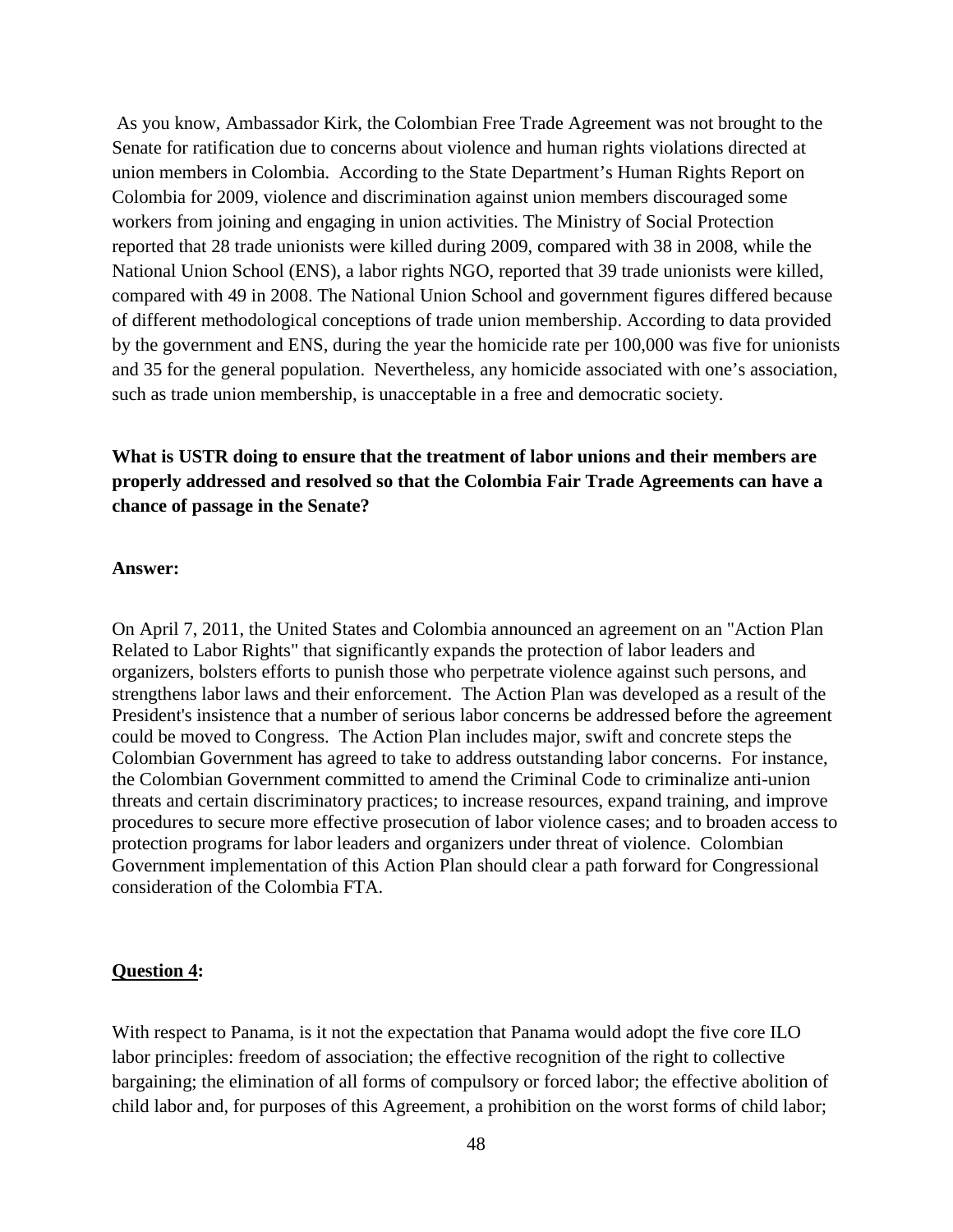As you know, Ambassador Kirk, the Colombian Free Trade Agreement was not brought to the Senate for ratification due to concerns about violence and human rights violations directed at union members in Colombia. According to the State Department's Human Rights Report on Colombia for 2009, violence and discrimination against union members discouraged some workers from joining and engaging in union activities. The Ministry of Social Protection reported that 28 trade unionists were killed during 2009, compared with 38 in 2008, while the National Union School (ENS), a labor rights NGO, reported that 39 trade unionists were killed, compared with 49 in 2008. The National Union School and government figures differed because of different methodological conceptions of trade union membership. According to data provided by the government and ENS, during the year the homicide rate per 100,000 was five for unionists and 35 for the general population. Nevertheless, any homicide associated with one's association, such as trade union membership, is unacceptable in a free and democratic society.

**What is USTR doing to ensure that the treatment of labor unions and their members are properly addressed and resolved so that the Colombia Fair Trade Agreements can have a chance of passage in the Senate?**

**Answer:**

On April 7, 2011, the United States and Colombia announced an agreement on an "Action Plan Related to Labor Rights" that significantly expands the protection of labor leaders and organizers, bolsters efforts to punish those who perpetrate violence against such persons, and strengthens labor laws and their enforcement. The Action Plan was developed as a result of the President's insistence that a number of serious labor concerns be addressed before the agreement could be moved to Congress. The Action Plan includes major, swift and concrete steps the Colombian Government has agreed to take to address outstanding labor concerns. For instance, the Colombian Government committed to amend the Criminal Code to criminalize anti-union threats and certain discriminatory practices; to increase resources, expand training, and improve procedures to secure more effective prosecution of labor violence cases; and to broaden access to protection programs for labor leaders and organizers under threat of violence. Colombian Government implementation of this Action Plan should clear a path forward for Congressional consideration of the Colombia FTA.

**Question 4:**

With respect to Panama, is it not the expectation that Panama would adopt the five core ILO labor principles: freedom of association; the effective recognition of the right to collective bargaining; the elimination of all forms of compulsory or forced labor; the effective abolition of child labor and, for purposes of this Agreement, a prohibition on the worst forms of child labor;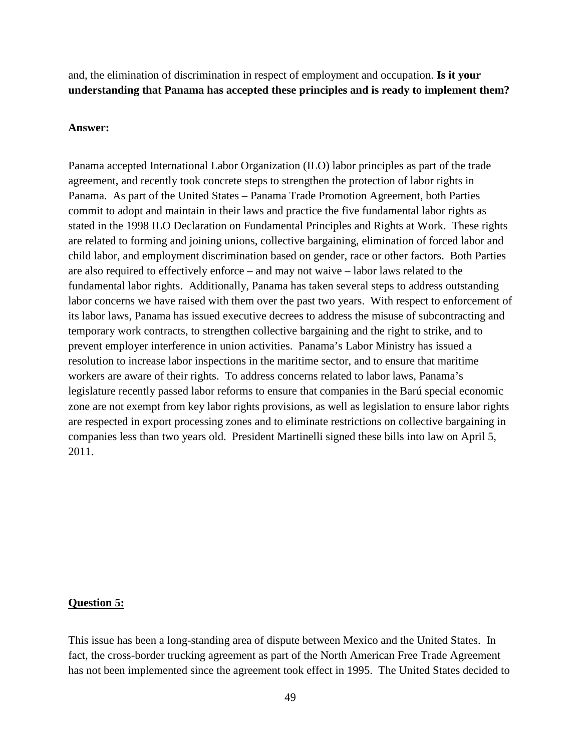and, the elimination of discrimination in respect of employment and occupation. **Is it your understanding that Panama has accepted these principles and is ready to implement them?**

**Answer:**

Panama accepted International Labor Organization (ILO) labor principles as part of the trade agreement, and recently took concrete steps to strengthen the protection of labor rights in Panama. As part of the United States – Panama Trade Promotion Agreement, both Parties commit to adopt and maintain in their laws and practice the five fundamental labor rights as stated in the 1998 ILO Declaration on Fundamental Principles and Rights at Work. These rights are related to forming and joining unions, collective bargaining, elimination of forced labor and child labor, and employment discrimination based on gender, race or other factors. Both Parties are also required to effectively enforce – and may not waive – labor laws related to the fundamental labor rights. Additionally, Panama has taken several steps to address outstanding labor concerns we have raised with them over the past two years. With respect to enforcement of its labor laws, Panama has issued executive decrees to address the misuse of subcontracting and temporary work contracts, to strengthen collective bargaining and the right to strike, and to prevent employer interference in union activities. Panama's Labor Ministry has issued a resolution to increase labor inspections in the maritime sector, and to ensure that maritime workers are aware of their rights. To address concerns related to labor laws, Panama's legislature recently passed labor reforms to ensure that companies in the Barú special economic zone are not exempt from key labor rights provisions, as well as legislation to ensure labor rights are respected in export processing zones and to eliminate restrictions on collective bargaining in companies less than two years old. President Martinelli signed these bills into law on April 5, 2011.

**Question 5:**

This issue has been a long-standing area of dispute between Mexico and the United States. In fact, the cross-border trucking agreement as part of the North American Free Trade Agreement has not been implemented since the agreement took effect in 1995. The United States decided to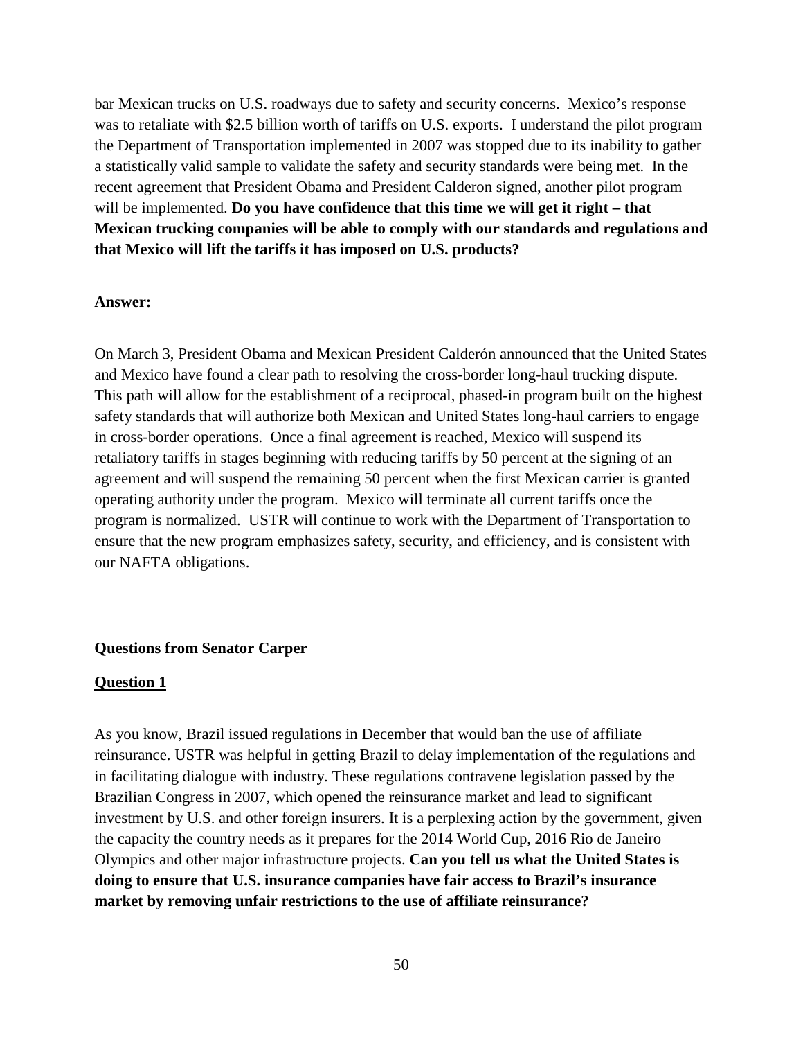bar Mexican trucks on U.S. roadways due to safety and security concerns. Mexico's response was to retaliate with $2.5 billion worth of tariffs on U.S. exports. I understand the pilot program the Department of Transportation implemented in 2007 was stopped due to its inability to gather a statistically valid sample to validate the safety and security standards were being met. In the recent agreement that President Obama and President Calderon signed, another pilot program will be implemented. **Do you have confidence that this time we will get it right – that Mexican trucking companies will be able to comply with our standards and regulations and that Mexico will lift the tariffs it has imposed on U.S. products?**

**Answer:**

On March 3, President Obama and Mexican President Calderón announced that the United States and Mexico have found a clear path to resolving the cross-border long-haul trucking dispute. This path will allow for the establishment of a reciprocal, phased-in program built on the highest safety standards that will authorize both Mexican and United States long-haul carriers to engage in cross-border operations. Once a final agreement is reached, Mexico will suspend its retaliatory tariffs in stages beginning with reducing tariffs by 50 percent at the signing of an agreement and will suspend the remaining 50 percent when the first Mexican carrier is granted operating authority under the program. Mexico will terminate all current tariffs once the program is normalized. USTR will continue to work with the Department of Transportation to ensure that the new program emphasizes safety, security, and efficiency, and is consistent with our NAFTA obligations.

**Questions from Senator Carper**

**Question 1**

As you know, Brazil issued regulations in December that would ban the use of affiliate reinsurance. USTR was helpful in getting Brazil to delay implementation of the regulations and in facilitating dialogue with industry. These regulations contravene legislation passed by the Brazilian Congress in 2007, which opened the reinsurance market and lead to significant investment by U.S. and other foreign insurers. It is a perplexing action by the government, given the capacity the country needs as it prepares for the 2014 World Cup, 2016 Rio de Janeiro Olympics and other major infrastructure projects. **Can you tell us what the United States is doing to ensure that U.S. insurance companies have fair access to Brazil's insurance market by removing unfair restrictions to the use of affiliate reinsurance?**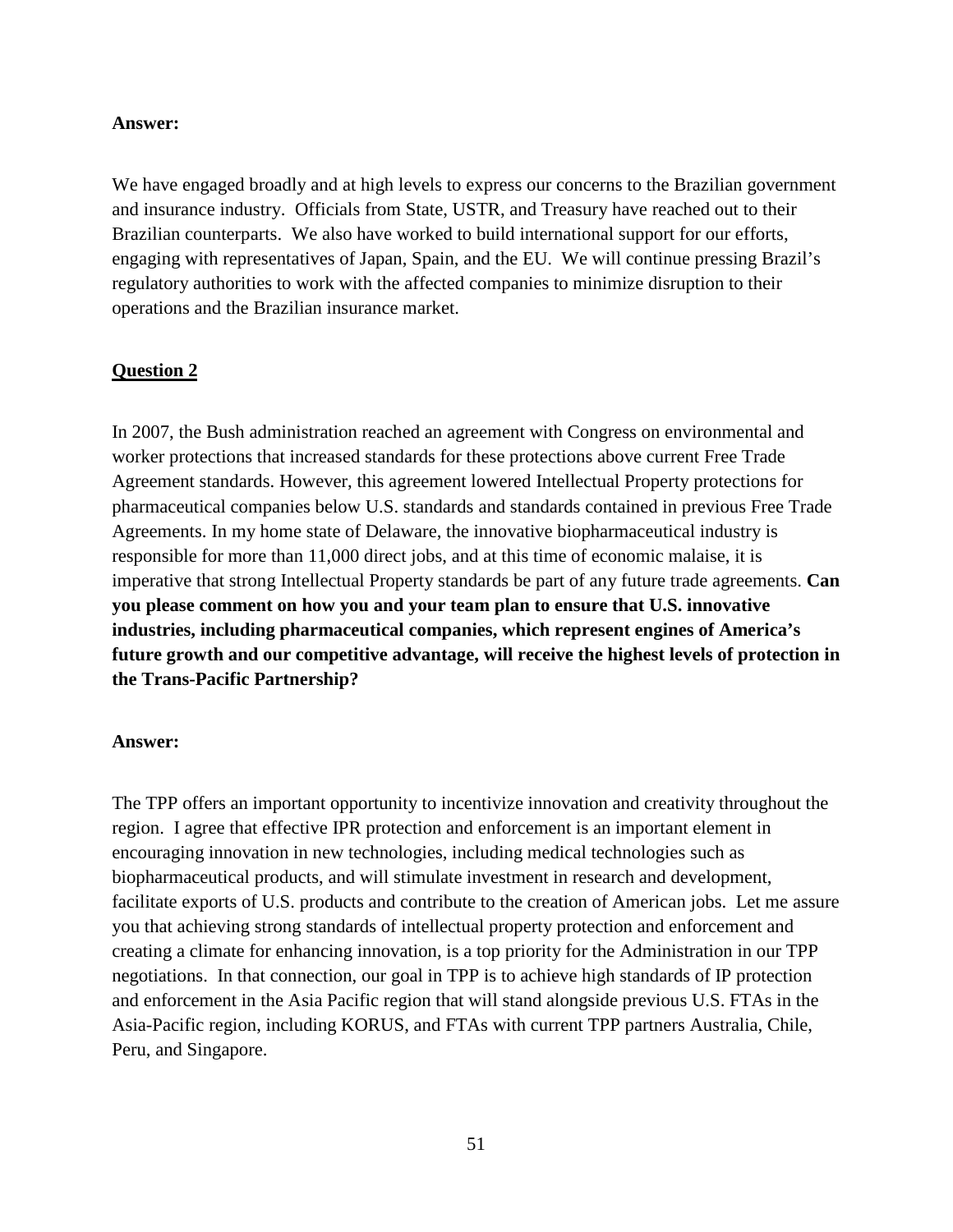**Answer:**

We have engaged broadly and at high levels to express our concerns to the Brazilian government and insurance industry. Officials from State, USTR, and Treasury have reached out to their Brazilian counterparts. We also have worked to build international support for our efforts, engaging with representatives of Japan, Spain, and the EU. We will continue pressing Brazil's regulatory authorities to work with the affected companies to minimize disruption to their operations and the Brazilian insurance market.

**Question 2**

In 2007, the Bush administration reached an agreement with Congress on environmental and worker protections that increased standards for these protections above current Free Trade Agreement standards. However, this agreement lowered Intellectual Property protections for pharmaceutical companies below U.S. standards and standards contained in previous Free Trade Agreements. In my home state of Delaware, the innovative biopharmaceutical industry is responsible for more than 11,000 direct jobs, and at this time of economic malaise, it is imperative that strong Intellectual Property standards be part of any future trade agreements. **Can you please comment on how you and your team plan to ensure that U.S. innovative industries, including pharmaceutical companies, which represent engines of America's future growth and our competitive advantage, will receive the highest levels of protection in the Trans-Pacific Partnership?**

**Answer:**

The TPP offers an important opportunity to incentivize innovation and creativity throughout the region. I agree that effective IPR protection and enforcement is an important element in encouraging innovation in new technologies, including medical technologies such as biopharmaceutical products, and will stimulate investment in research and development, facilitate exports of U.S. products and contribute to the creation of American jobs. Let me assure you that achieving strong standards of intellectual property protection and enforcement and creating a climate for enhancing innovation, is a top priority for the Administration in our TPP negotiations. In that connection, our goal in TPP is to achieve high standards of IP protection and enforcement in the Asia Pacific region that will stand alongside previous U.S. FTAs in the Asia-Pacific region, including KORUS, and FTAs with current TPP partners Australia, Chile, Peru, and Singapore.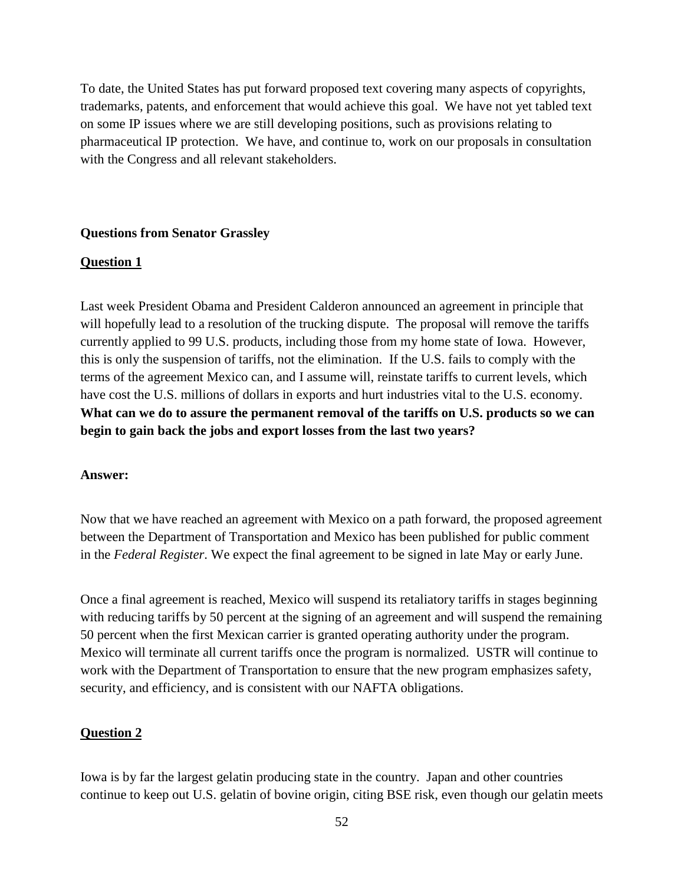To date, the United States has put forward proposed text covering many aspects of copyrights, trademarks, patents, and enforcement that would achieve this goal. We have not yet tabled text on some IP issues where we are still developing positions, such as provisions relating to pharmaceutical IP protection. We have, and continue to, work on our proposals in consultation with the Congress and all relevant stakeholders.

**Questions from Senator Grassley**

**Question 1**

Last week President Obama and President Calderon announced an agreement in principle that will hopefully lead to a resolution of the trucking dispute. The proposal will remove the tariffs currently applied to 99 U.S. products, including those from my home state of Iowa. However, this is only the suspension of tariffs, not the elimination. If the U.S. fails to comply with the terms of the agreement Mexico can, and I assume will, reinstate tariffs to current levels, which have cost the U.S. millions of dollars in exports and hurt industries vital to the U.S. economy. **What can we do to assure the permanent removal of the tariffs on U.S. products so we can begin to gain back the jobs and export losses from the last two years?**

**Answer:**

Now that we have reached an agreement with Mexico on a path forward, the proposed agreement between the Department of Transportation and Mexico has been published for public comment in the *Federal Register*. We expect the final agreement to be signed in late May or early June.

Once a final agreement is reached, Mexico will suspend its retaliatory tariffs in stages beginning with reducing tariffs by 50 percent at the signing of an agreement and will suspend the remaining 50 percent when the first Mexican carrier is granted operating authority under the program. Mexico will terminate all current tariffs once the program is normalized. USTR will continue to work with the Department of Transportation to ensure that the new program emphasizes safety, security, and efficiency, and is consistent with our NAFTA obligations.

**Question 2**

Iowa is by far the largest gelatin producing state in the country. Japan and other countries continue to keep out U.S. gelatin of bovine origin, citing BSE risk, even though our gelatin meets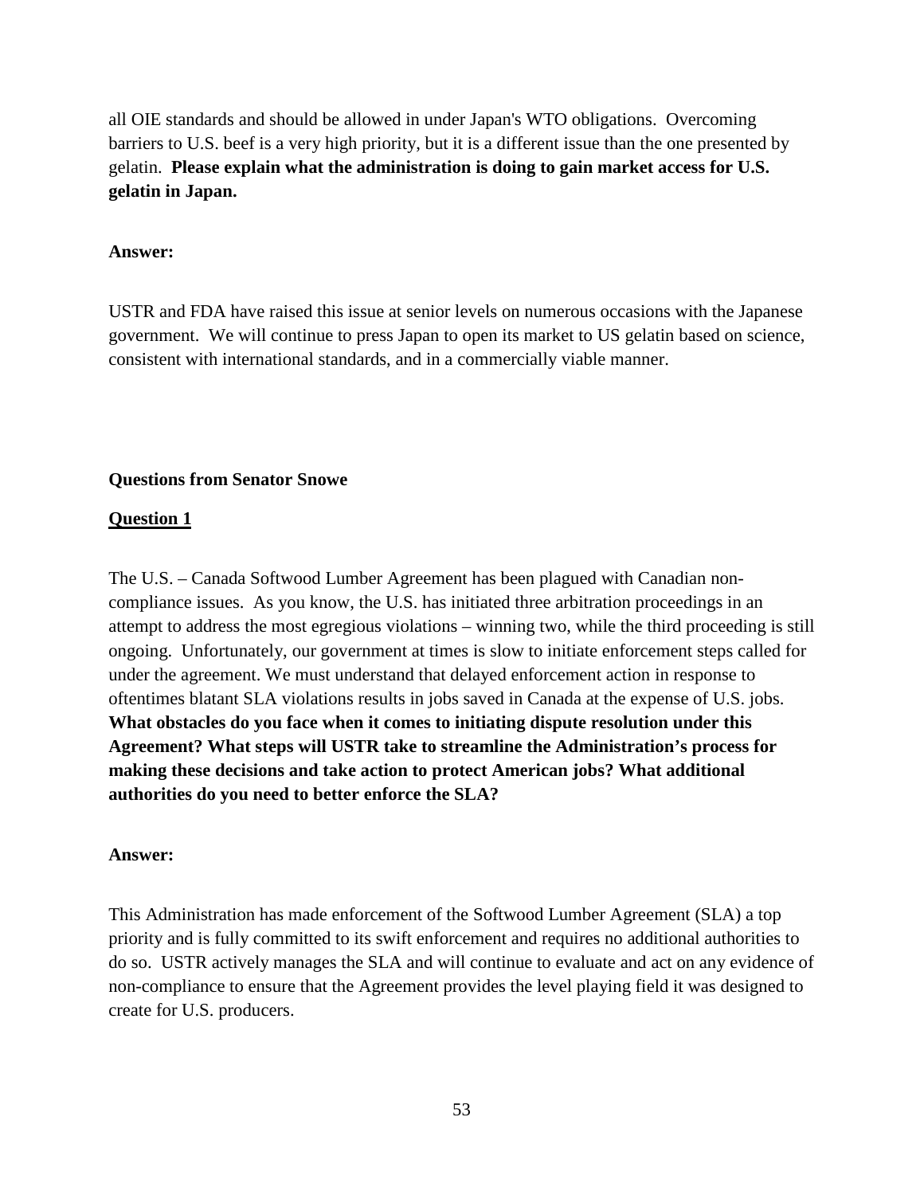all OIE standards and should be allowed in under Japan's WTO obligations. Overcoming barriers to U.S. beef is a very high priority, but it is a different issue than the one presented by gelatin. **Please explain what the administration is doing to gain market access for U.S. gelatin in Japan.**

**Answer:**

USTR and FDA have raised this issue at senior levels on numerous occasions with the Japanese government. We will continue to press Japan to open its market to US gelatin based on science, consistent with international standards, and in a commercially viable manner.

**Questions from Senator Snowe**

**Question 1**

The U.S. – Canada Softwood Lumber Agreement has been plagued with Canadian non-compliance issues. As you know, the U.S. has initiated three arbitration proceedings in an attempt to address the most egregious violations – winning two, while the third proceeding is still ongoing. Unfortunately, our government at times is slow to initiate enforcement steps called for under the agreement. We must understand that delayed enforcement action in response to oftentimes blatant SLA violations results in jobs saved in Canada at the expense of U.S. jobs. **What obstacles do you face when it comes to initiating dispute resolution under this Agreement? What steps will USTR take to streamline the Administration's process for making these decisions and take action to protect American jobs? What additional authorities do you need to better enforce the SLA?**

**Answer:**

This Administration has made enforcement of the Softwood Lumber Agreement (SLA) a top priority and is fully committed to its swift enforcement and requires no additional authorities to do so. USTR actively manages the SLA and will continue to evaluate and act on any evidence of non-compliance to ensure that the Agreement provides the level playing field it was designed to create for U.S. producers.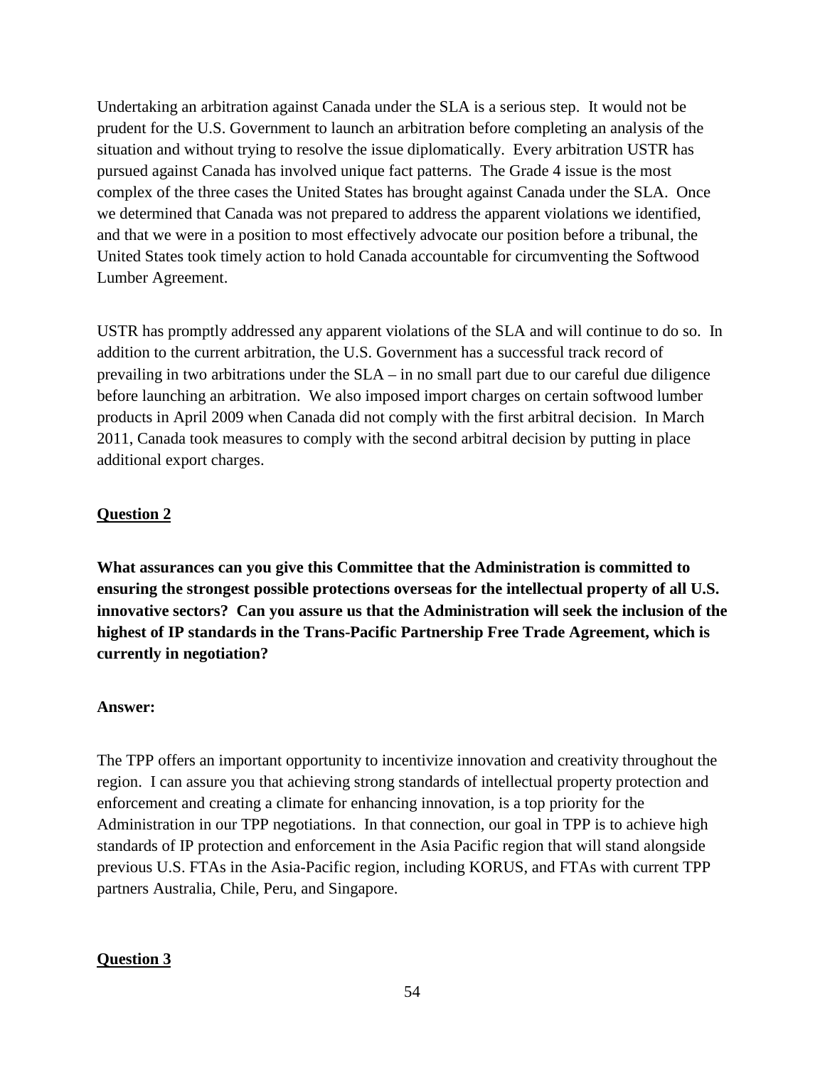Undertaking an arbitration against Canada under the SLA is a serious step. It would not be prudent for the U.S. Government to launch an arbitration before completing an analysis of the situation and without trying to resolve the issue diplomatically. Every arbitration USTR has pursued against Canada has involved unique fact patterns. The Grade 4 issue is the most complex of the three cases the United States has brought against Canada under the SLA. Once we determined that Canada was not prepared to address the apparent violations we identified, and that we were in a position to most effectively advocate our position before a tribunal, the United States took timely action to hold Canada accountable for circumventing the Softwood Lumber Agreement.

USTR has promptly addressed any apparent violations of the SLA and will continue to do so. In addition to the current arbitration, the U.S. Government has a successful track record of prevailing in two arbitrations under the SLA – in no small part due to our careful due diligence before launching an arbitration. We also imposed import charges on certain softwood lumber products in April 2009 when Canada did not comply with the first arbitral decision. In March 2011, Canada took measures to comply with the second arbitral decision by putting in place additional export charges.

**Question 2**

**What assurances can you give this Committee that the Administration is committed to ensuring the strongest possible protections overseas for the intellectual property of all U.S. innovative sectors? Can you assure us that the Administration will seek the inclusion of the highest of IP standards in the Trans-Pacific Partnership Free Trade Agreement, which is currently in negotiation?**

**Answer:**

The TPP offers an important opportunity to incentivize innovation and creativity throughout the region. I can assure you that achieving strong standards of intellectual property protection and enforcement and creating a climate for enhancing innovation, is a top priority for the Administration in our TPP negotiations. In that connection, our goal in TPP is to achieve high standards of IP protection and enforcement in the Asia Pacific region that will stand alongside previous U.S. FTAs in the Asia-Pacific region, including KORUS, and FTAs with current TPP partners Australia, Chile, Peru, and Singapore.

**Question 3**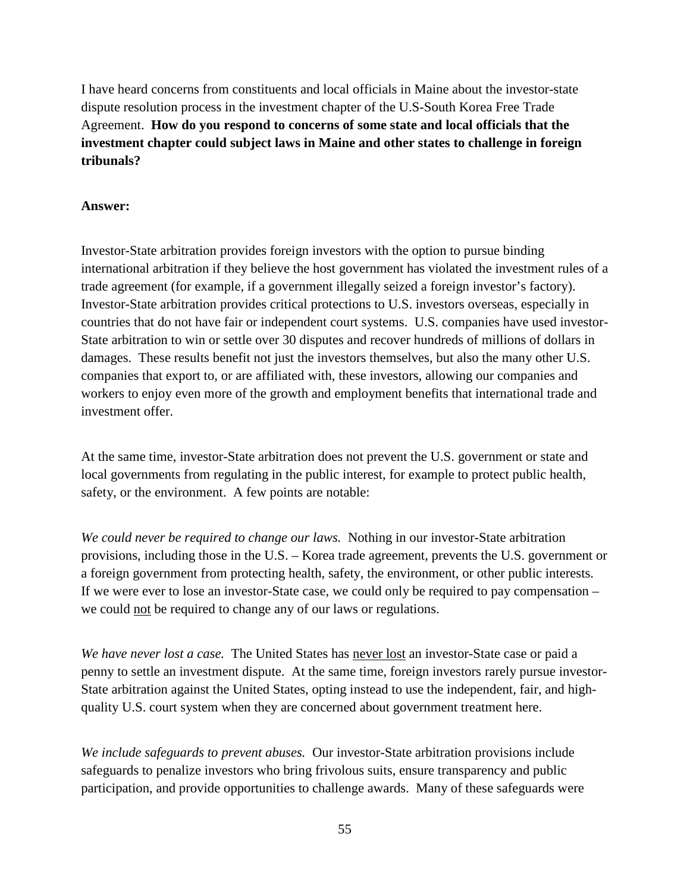I have heard concerns from constituents and local officials in Maine about the investor-state dispute resolution process in the investment chapter of the U.S-South Korea Free Trade Agreement. **How do you respond to concerns of some state and local officials that the investment chapter could subject laws in Maine and other states to challenge in foreign tribunals?**

**Answer:**

Investor-State arbitration provides foreign investors with the option to pursue binding international arbitration if they believe the host government has violated the investment rules of a trade agreement (for example, if a government illegally seized a foreign investor's factory). Investor-State arbitration provides critical protections to U.S. investors overseas, especially in countries that do not have fair or independent court systems. U.S. companies have used investor-State arbitration to win or settle over 30 disputes and recover hundreds of millions of dollars in damages. These results benefit not just the investors themselves, but also the many other U.S. companies that export to, or are affiliated with, these investors, allowing our companies and workers to enjoy even more of the growth and employment benefits that international trade and investment offer.

At the same time, investor-State arbitration does not prevent the U.S. government or state and local governments from regulating in the public interest, for example to protect public health, safety, or the environment. A few points are notable:

*We could never be required to change our laws.* Nothing in our investor-State arbitration provisions, including those in the U.S. – Korea trade agreement, prevents the U.S. government or a foreign government from protecting health, safety, the environment, or other public interests. If we were ever to lose an investor-State case, we could only be required to pay compensation – we could not be required to change any of our laws or regulations.

*We have never lost a case.* The United States has never lost an investor-State case or paid a penny to settle an investment dispute. At the same time, foreign investors rarely pursue investor-State arbitration against the United States, opting instead to use the independent, fair, and high-quality U.S. court system when they are concerned about government treatment here.

*We include safeguards to prevent abuses.* Our investor-State arbitration provisions include safeguards to penalize investors who bring frivolous suits, ensure transparency and public participation, and provide opportunities to challenge awards. Many of these safeguards were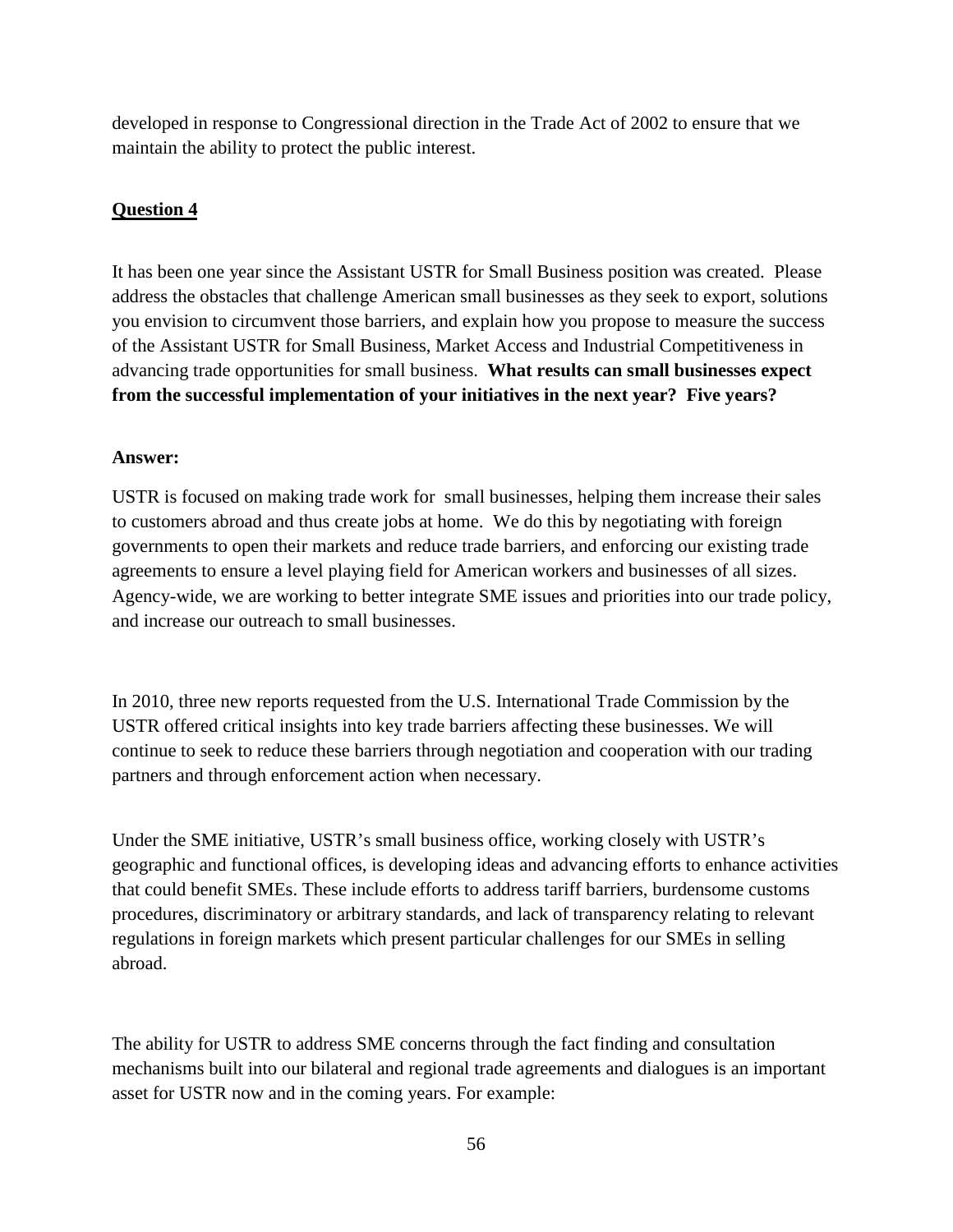developed in response to Congressional direction in the Trade Act of 2002 to ensure that we maintain the ability to protect the public interest.

**<u>Question 4</u>**

It has been one year since the Assistant USTR for Small Business position was created. Please address the obstacles that challenge American small businesses as they seek to export, solutions you envision to circumvent those barriers, and explain how you propose to measure the success of the Assistant USTR for Small Business, Market Access and Industrial Competitiveness in advancing trade opportunities for small business. **What results can small businesses expect from the successful implementation of your initiatives in the next year? Five years?**

**Answer:**

USTR is focused on making trade work for small businesses, helping them increase their sales to customers abroad and thus create jobs at home. We do this by negotiating with foreign governments to open their markets and reduce trade barriers, and enforcing our existing trade agreements to ensure a level playing field for American workers and businesses of all sizes. Agency-wide, we are working to better integrate SME issues and priorities into our trade policy, and increase our outreach to small businesses.

In 2010, three new reports requested from the U.S. International Trade Commission by the USTR offered critical insights into key trade barriers affecting these businesses. We will continue to seek to reduce these barriers through negotiation and cooperation with our trading partners and through enforcement action when necessary.

Under the SME initiative, USTR's small business office, working closely with USTR's geographic and functional offices, is developing ideas and advancing efforts to enhance activities that could benefit SMEs. These include efforts to address tariff barriers, burdensome customs procedures, discriminatory or arbitrary standards, and lack of transparency relating to relevant regulations in foreign markets which present particular challenges for our SMEs in selling abroad.

The ability for USTR to address SME concerns through the fact finding and consultation mechanisms built into our bilateral and regional trade agreements and dialogues is an important asset for USTR now and in the coming years. For example: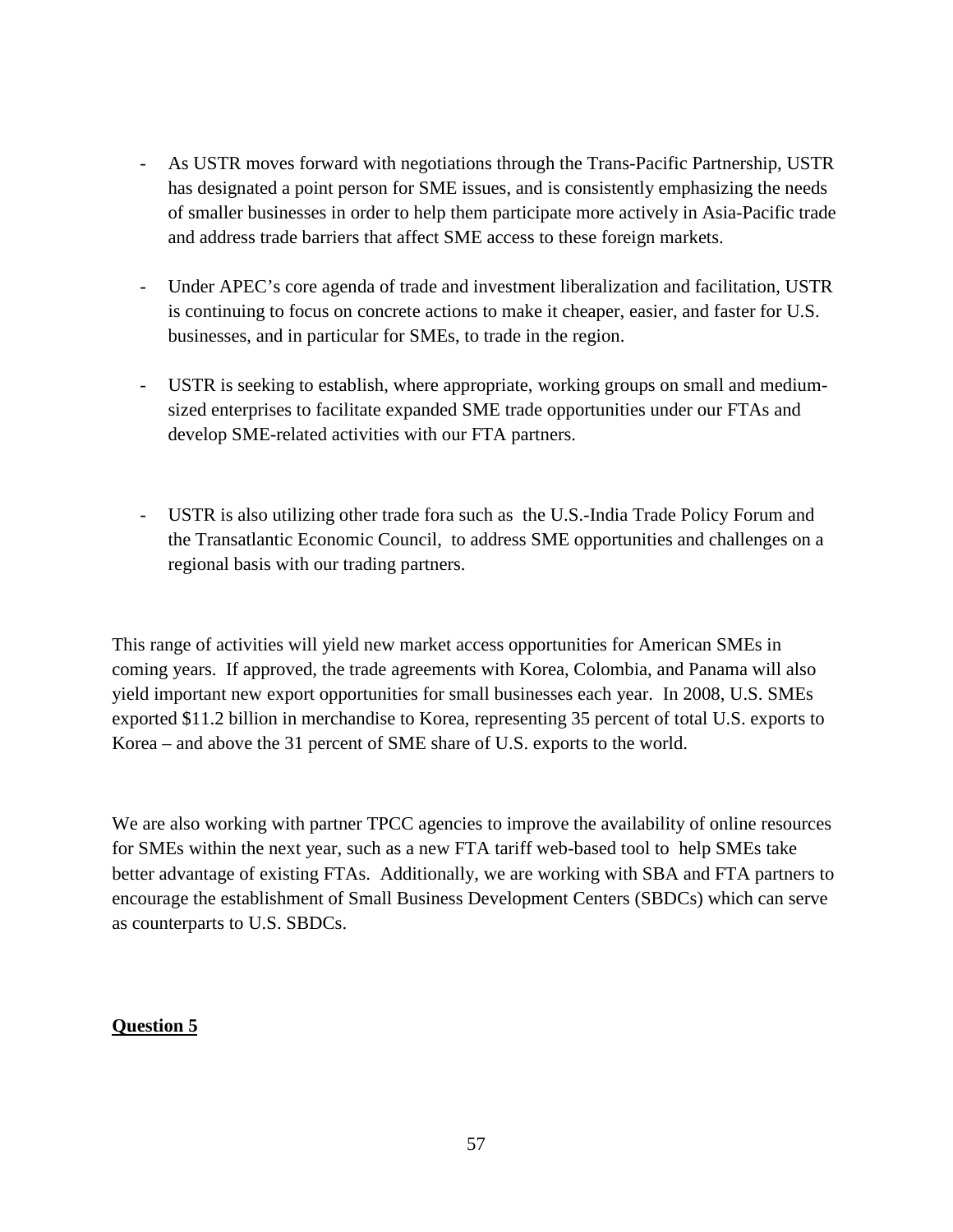- As USTR moves forward with negotiations through the Trans-Pacific Partnership, USTR has designated a point person for SME issues, and is consistently emphasizing the needs of smaller businesses in order to help them participate more actively in Asia-Pacific trade and address trade barriers that affect SME access to these foreign markets.

- Under APEC's core agenda of trade and investment liberalization and facilitation, USTR is continuing to focus on concrete actions to make it cheaper, easier, and faster for U.S. businesses, and in particular for SMEs, to trade in the region.

- USTR is seeking to establish, where appropriate, working groups on small and medium-sized enterprises to facilitate expanded SME trade opportunities under our FTAs and develop SME-related activities with our FTA partners.

- USTR is also utilizing other trade fora such as the U.S.-India Trade Policy Forum and the Transatlantic Economic Council, to address SME opportunities and challenges on a regional basis with our trading partners.

This range of activities will yield new market access opportunities for American SMEs in coming years. If approved, the trade agreements with Korea, Colombia, and Panama will also yield important new export opportunities for small businesses each year. In 2008, U.S. SMEs exported $11.2 billion in merchandise to Korea, representing 35 percent of total U.S. exports to Korea – and above the 31 percent of SME share of U.S. exports to the world.

We are also working with partner TPCC agencies to improve the availability of online resources for SMEs within the next year, such as a new FTA tariff web-based tool to help SMEs take better advantage of existing FTAs. Additionally, we are working with SBA and FTA partners to encourage the establishment of Small Business Development Centers (SBDCs) which can serve as counterparts to U.S. SBDCs.

**Question 5**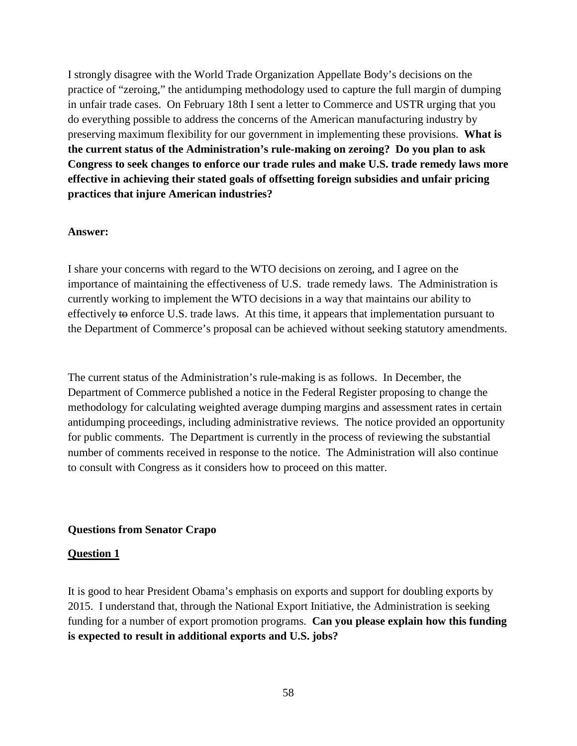I strongly disagree with the World Trade Organization Appellate Body's decisions on the practice of "zeroing," the antidumping methodology used to capture the full margin of dumping in unfair trade cases. On February 18th I sent a letter to Commerce and USTR urging that you do everything possible to address the concerns of the American manufacturing industry by preserving maximum flexibility for our government in implementing these provisions. **What is the current status of the Administration's rule-making on zeroing? Do you plan to ask Congress to seek changes to enforce our trade rules and make U.S. trade remedy laws more effective in achieving their stated goals of offsetting foreign subsidies and unfair pricing practices that injure American industries?**

**Answer:**

I share your concerns with regard to the WTO decisions on zeroing, and I agree on the importance of maintaining the effectiveness of U.S. trade remedy laws. The Administration is currently working to implement the WTO decisions in a way that maintains our ability to effectively ~~to~~ enforce U.S. trade laws. At this time, it appears that implementation pursuant to the Department of Commerce's proposal can be achieved without seeking statutory amendments.

The current status of the Administration's rule-making is as follows. In December, the Department of Commerce published a notice in the Federal Register proposing to change the methodology for calculating weighted average dumping margins and assessment rates in certain antidumping proceedings, including administrative reviews. The notice provided an opportunity for public comments. The Department is currently in the process of reviewing the substantial number of comments received in response to the notice. The Administration will also continue to consult with Congress as it considers how to proceed on this matter.

**Questions from Senator Crapo**

**Question 1**

It is good to hear President Obama's emphasis on exports and support for doubling exports by 2015. I understand that, through the National Export Initiative, the Administration is seeking funding for a number of export promotion programs. **Can you please explain how this funding is expected to result in additional exports and U.S. jobs?**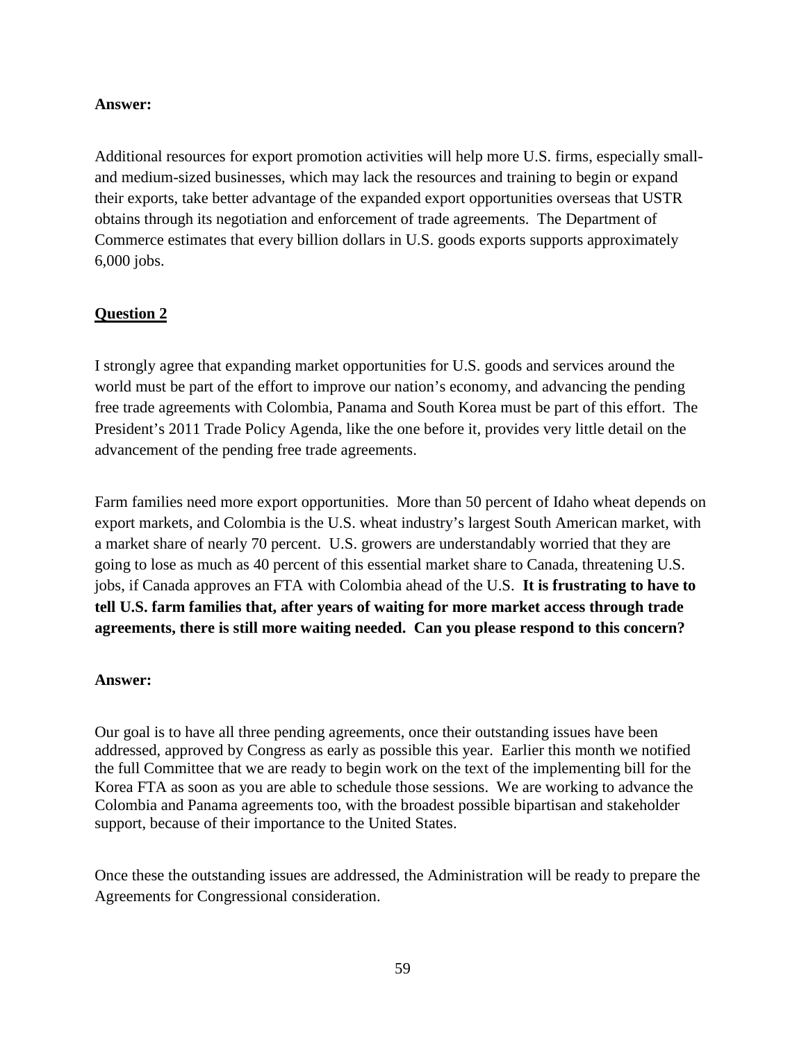**Answer:**

Additional resources for export promotion activities will help more U.S. firms, especially small- and medium-sized businesses, which may lack the resources and training to begin or expand their exports, take better advantage of the expanded export opportunities overseas that USTR obtains through its negotiation and enforcement of trade agreements. The Department of Commerce estimates that every billion dollars in U.S. goods exports supports approximately 6,000 jobs.

**Question 2**

I strongly agree that expanding market opportunities for U.S. goods and services around the world must be part of the effort to improve our nation's economy, and advancing the pending free trade agreements with Colombia, Panama and South Korea must be part of this effort. The President's 2011 Trade Policy Agenda, like the one before it, provides very little detail on the advancement of the pending free trade agreements.

Farm families need more export opportunities. More than 50 percent of Idaho wheat depends on export markets, and Colombia is the U.S. wheat industry's largest South American market, with a market share of nearly 70 percent. U.S. growers are understandably worried that they are going to lose as much as 40 percent of this essential market share to Canada, threatening U.S. jobs, if Canada approves an FTA with Colombia ahead of the U.S. **It is frustrating to have to tell U.S. farm families that, after years of waiting for more market access through trade agreements, there is still more waiting needed. Can you please respond to this concern?**

**Answer:**

Our goal is to have all three pending agreements, once their outstanding issues have been addressed, approved by Congress as early as possible this year. Earlier this month we notified the full Committee that we are ready to begin work on the text of the implementing bill for the Korea FTA as soon as you are able to schedule those sessions. We are working to advance the Colombia and Panama agreements too, with the broadest possible bipartisan and stakeholder support, because of their importance to the United States.

Once these the outstanding issues are addressed, the Administration will be ready to prepare the Agreements for Congressional consideration.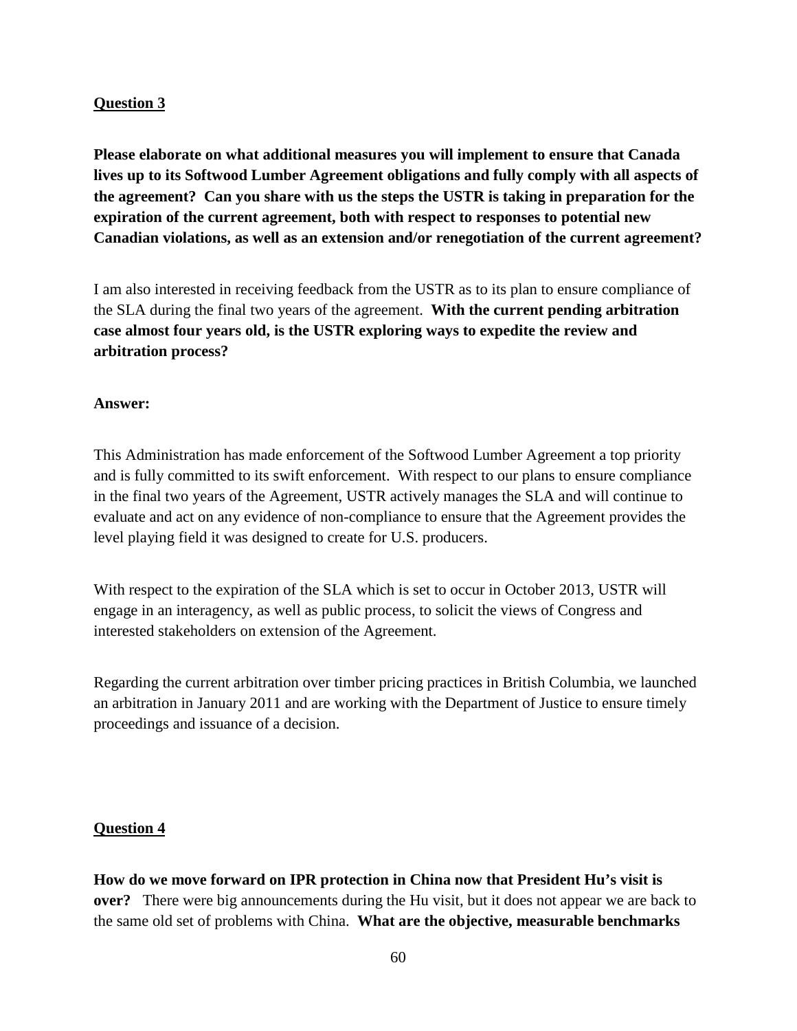**<u>Question 3</u>**

**Please elaborate on what additional measures you will implement to ensure that Canada lives up to its Softwood Lumber Agreement obligations and fully comply with all aspects of the agreement? Can you share with us the steps the USTR is taking in preparation for the expiration of the current agreement, both with respect to responses to potential new Canadian violations, as well as an extension and/or renegotiation of the current agreement?**

I am also interested in receiving feedback from the USTR as to its plan to ensure compliance of the SLA during the final two years of the agreement. **With the current pending arbitration case almost four years old, is the USTR exploring ways to expedite the review and arbitration process?**

**Answer:**

This Administration has made enforcement of the Softwood Lumber Agreement a top priority and is fully committed to its swift enforcement. With respect to our plans to ensure compliance in the final two years of the Agreement, USTR actively manages the SLA and will continue to evaluate and act on any evidence of non-compliance to ensure that the Agreement provides the level playing field it was designed to create for U.S. producers.

With respect to the expiration of the SLA which is set to occur in October 2013, USTR will engage in an interagency, as well as public process, to solicit the views of Congress and interested stakeholders on extension of the Agreement.

Regarding the current arbitration over timber pricing practices in British Columbia, we launched an arbitration in January 2011 and are working with the Department of Justice to ensure timely proceedings and issuance of a decision.

**<u>Question 4</u>**

**How do we move forward on IPR protection in China now that President Hu's visit is over?** There were big announcements during the Hu visit, but it does not appear we are back to the same old set of problems with China. **What are the objective, measurable benchmarks**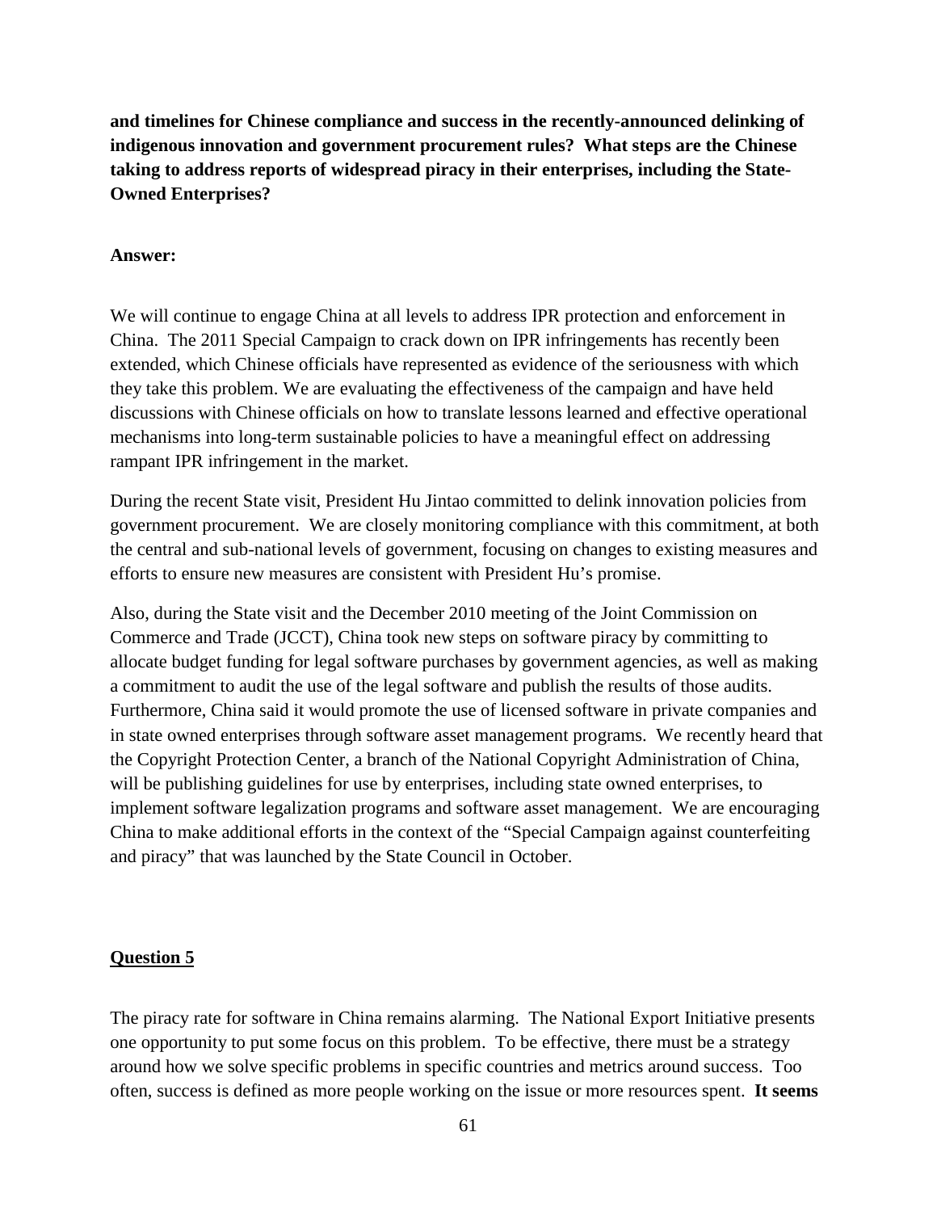**and timelines for Chinese compliance and success in the recently-announced delinking of indigenous innovation and government procurement rules? What steps are the Chinese taking to address reports of widespread piracy in their enterprises, including the State-Owned Enterprises?**

**Answer:**

We will continue to engage China at all levels to address IPR protection and enforcement in China. The 2011 Special Campaign to crack down on IPR infringements has recently been extended, which Chinese officials have represented as evidence of the seriousness with which they take this problem. We are evaluating the effectiveness of the campaign and have held discussions with Chinese officials on how to translate lessons learned and effective operational mechanisms into long-term sustainable policies to have a meaningful effect on addressing rampant IPR infringement in the market.

During the recent State visit, President Hu Jintao committed to delink innovation policies from government procurement. We are closely monitoring compliance with this commitment, at both the central and sub-national levels of government, focusing on changes to existing measures and efforts to ensure new measures are consistent with President Hu's promise.

Also, during the State visit and the December 2010 meeting of the Joint Commission on Commerce and Trade (JCCT), China took new steps on software piracy by committing to allocate budget funding for legal software purchases by government agencies, as well as making a commitment to audit the use of the legal software and publish the results of those audits. Furthermore, China said it would promote the use of licensed software in private companies and in state owned enterprises through software asset management programs. We recently heard that the Copyright Protection Center, a branch of the National Copyright Administration of China, will be publishing guidelines for use by enterprises, including state owned enterprises, to implement software legalization programs and software asset management. We are encouraging China to make additional efforts in the context of the "Special Campaign against counterfeiting and piracy" that was launched by the State Council in October.

## Question 5

The piracy rate for software in China remains alarming. The National Export Initiative presents one opportunity to put some focus on this problem. To be effective, there must be a strategy around how we solve specific problems in specific countries and metrics around success. Too often, success is defined as more people working on the issue or more resources spent. **It seems**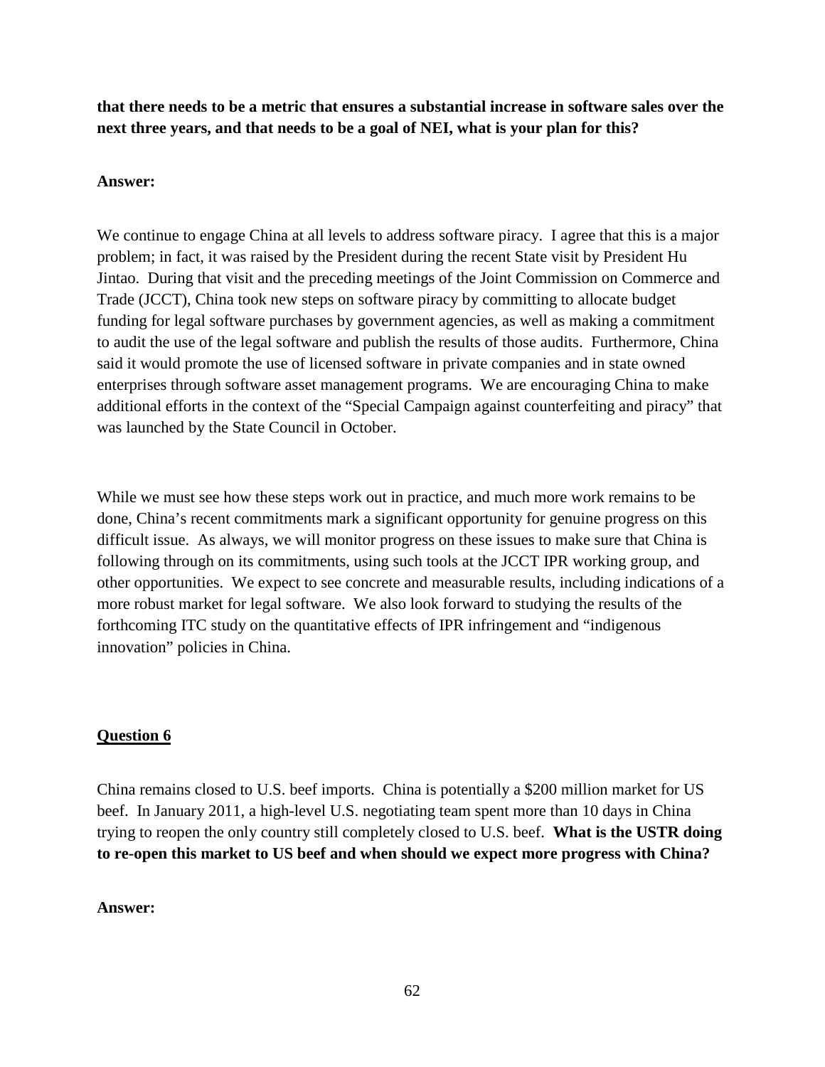**that there needs to be a metric that ensures a substantial increase in software sales over the next three years, and that needs to be a goal of NEI, what is your plan for this?**

**Answer:**

We continue to engage China at all levels to address software piracy. I agree that this is a major problem; in fact, it was raised by the President during the recent State visit by President Hu Jintao. During that visit and the preceding meetings of the Joint Commission on Commerce and Trade (JCCT), China took new steps on software piracy by committing to allocate budget funding for legal software purchases by government agencies, as well as making a commitment to audit the use of the legal software and publish the results of those audits. Furthermore, China said it would promote the use of licensed software in private companies and in state owned enterprises through software asset management programs. We are encouraging China to make additional efforts in the context of the "Special Campaign against counterfeiting and piracy" that was launched by the State Council in October.

While we must see how these steps work out in practice, and much more work remains to be done, China's recent commitments mark a significant opportunity for genuine progress on this difficult issue. As always, we will monitor progress on these issues to make sure that China is following through on its commitments, using such tools at the JCCT IPR working group, and other opportunities. We expect to see concrete and measurable results, including indications of a more robust market for legal software. We also look forward to studying the results of the forthcoming ITC study on the quantitative effects of IPR infringement and "indigenous innovation" policies in China.

## Question 6

China remains closed to U.S. beef imports. China is potentially a $200 million market for US beef. In January 2011, a high-level U.S. negotiating team spent more than 10 days in China trying to reopen the only country still completely closed to U.S. beef. **What is the USTR doing to re-open this market to US beef and when should we expect more progress with China?**

**Answer:**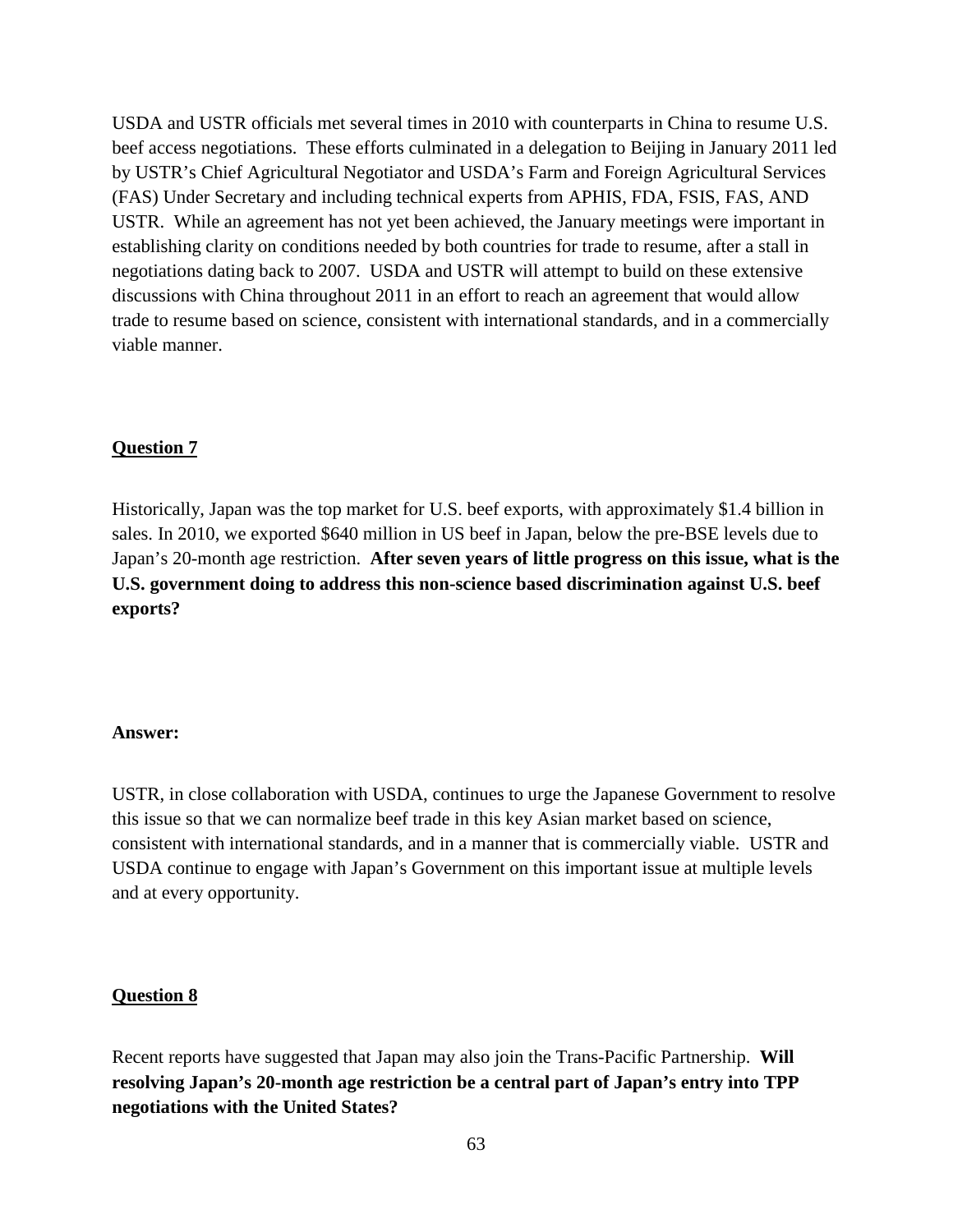USDA and USTR officials met several times in 2010 with counterparts in China to resume U.S. beef access negotiations. These efforts culminated in a delegation to Beijing in January 2011 led by USTR's Chief Agricultural Negotiator and USDA's Farm and Foreign Agricultural Services (FAS) Under Secretary and including technical experts from APHIS, FDA, FSIS, FAS, AND USTR. While an agreement has not yet been achieved, the January meetings were important in establishing clarity on conditions needed by both countries for trade to resume, after a stall in negotiations dating back to 2007. USDA and USTR will attempt to build on these extensive discussions with China throughout 2011 in an effort to reach an agreement that would allow trade to resume based on science, consistent with international standards, and in a commercially viable manner.

**Question 7**

Historically, Japan was the top market for U.S. beef exports, with approximately $1.4 billion in sales. In 2010, we exported $640 million in US beef in Japan, below the pre-BSE levels due to Japan's 20-month age restriction. **After seven years of little progress on this issue, what is the U.S. government doing to address this non-science based discrimination against U.S. beef exports?**

**Answer:**

USTR, in close collaboration with USDA, continues to urge the Japanese Government to resolve this issue so that we can normalize beef trade in this key Asian market based on science, consistent with international standards, and in a manner that is commercially viable. USTR and USDA continue to engage with Japan's Government on this important issue at multiple levels and at every opportunity.

**Question 8**

Recent reports have suggested that Japan may also join the Trans-Pacific Partnership. **Will resolving Japan's 20-month age restriction be a central part of Japan's entry into TPP negotiations with the United States?**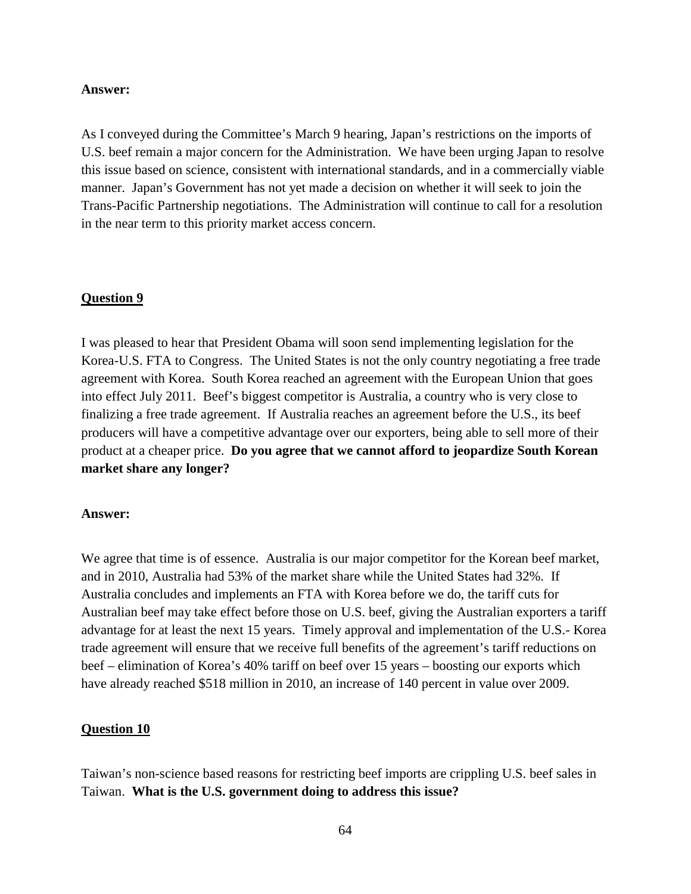**Answer:**

As I conveyed during the Committee's March 9 hearing, Japan's restrictions on the imports of U.S. beef remain a major concern for the Administration. We have been urging Japan to resolve this issue based on science, consistent with international standards, and in a commercially viable manner. Japan's Government has not yet made a decision on whether it will seek to join the Trans-Pacific Partnership negotiations. The Administration will continue to call for a resolution in the near term to this priority market access concern.

**<u>Question 9</u>**

I was pleased to hear that President Obama will soon send implementing legislation for the Korea-U.S. FTA to Congress. The United States is not the only country negotiating a free trade agreement with Korea. South Korea reached an agreement with the European Union that goes into effect July 2011. Beef's biggest competitor is Australia, a country who is very close to finalizing a free trade agreement. If Australia reaches an agreement before the U.S., its beef producers will have a competitive advantage over our exporters, being able to sell more of their product at a cheaper price. **Do you agree that we cannot afford to jeopardize South Korean market share any longer?**

**Answer:**

We agree that time is of essence. Australia is our major competitor for the Korean beef market, and in 2010, Australia had 53% of the market share while the United States had 32%. If Australia concludes and implements an FTA with Korea before we do, the tariff cuts for Australian beef may take effect before those on U.S. beef, giving the Australian exporters a tariff advantage for at least the next 15 years. Timely approval and implementation of the U.S.- Korea trade agreement will ensure that we receive full benefits of the agreement's tariff reductions on beef – elimination of Korea's 40% tariff on beef over 15 years – boosting our exports which have already reached $518 million in 2010, an increase of 140 percent in value over 2009.

**<u>Question 10</u>**

Taiwan's non-science based reasons for restricting beef imports are crippling U.S. beef sales in Taiwan. **What is the U.S. government doing to address this issue?**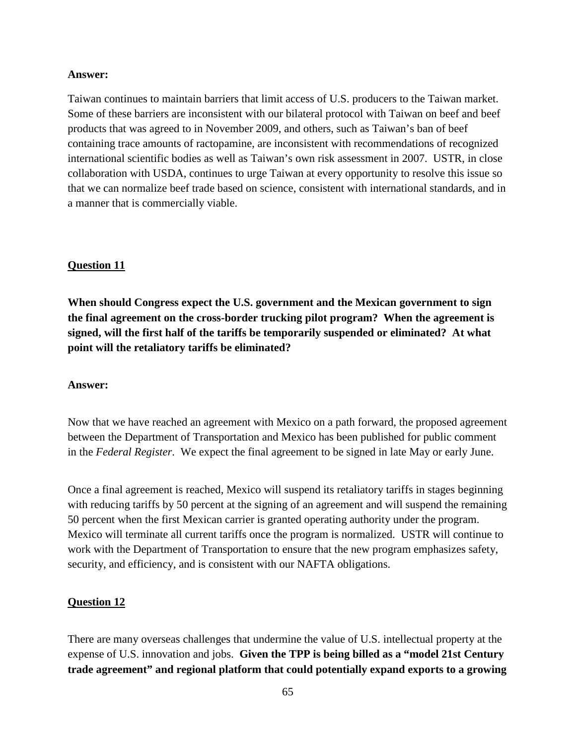**Answer:**

Taiwan continues to maintain barriers that limit access of U.S. producers to the Taiwan market. Some of these barriers are inconsistent with our bilateral protocol with Taiwan on beef and beef products that was agreed to in November 2009, and others, such as Taiwan's ban of beef containing trace amounts of ractopamine, are inconsistent with recommendations of recognized international scientific bodies as well as Taiwan's own risk assessment in 2007. USTR, in close collaboration with USDA, continues to urge Taiwan at every opportunity to resolve this issue so that we can normalize beef trade based on science, consistent with international standards, and in a manner that is commercially viable.

**Question 11**

**When should Congress expect the U.S. government and the Mexican government to sign the final agreement on the cross-border trucking pilot program? When the agreement is signed, will the first half of the tariffs be temporarily suspended or eliminated? At what point will the retaliatory tariffs be eliminated?**

**Answer:**

Now that we have reached an agreement with Mexico on a path forward, the proposed agreement between the Department of Transportation and Mexico has been published for public comment in the *Federal Register*. We expect the final agreement to be signed in late May or early June.

Once a final agreement is reached, Mexico will suspend its retaliatory tariffs in stages beginning with reducing tariffs by 50 percent at the signing of an agreement and will suspend the remaining 50 percent when the first Mexican carrier is granted operating authority under the program. Mexico will terminate all current tariffs once the program is normalized. USTR will continue to work with the Department of Transportation to ensure that the new program emphasizes safety, security, and efficiency, and is consistent with our NAFTA obligations.

**Question 12**

There are many overseas challenges that undermine the value of U.S. intellectual property at the expense of U.S. innovation and jobs. **Given the TPP is being billed as a "model 21st Century trade agreement" and regional platform that could potentially expand exports to a growing**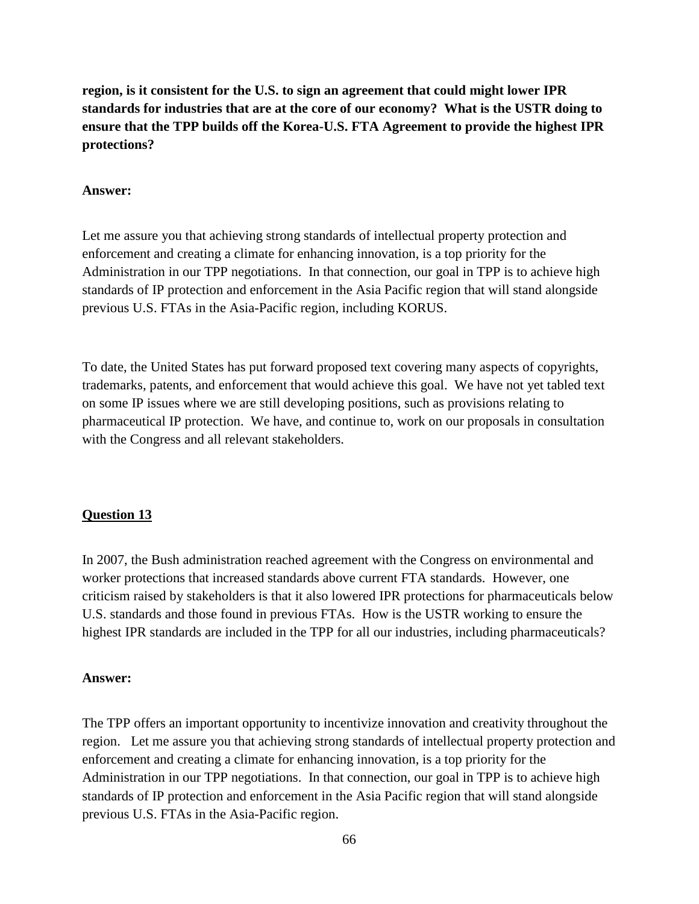**region, is it consistent for the U.S. to sign an agreement that could might lower IPR standards for industries that are at the core of our economy? What is the USTR doing to ensure that the TPP builds off the Korea-U.S. FTA Agreement to provide the highest IPR protections?**

**Answer:**

Let me assure you that achieving strong standards of intellectual property protection and enforcement and creating a climate for enhancing innovation, is a top priority for the Administration in our TPP negotiations. In that connection, our goal in TPP is to achieve high standards of IP protection and enforcement in the Asia Pacific region that will stand alongside previous U.S. FTAs in the Asia-Pacific region, including KORUS.

To date, the United States has put forward proposed text covering many aspects of copyrights, trademarks, patents, and enforcement that would achieve this goal. We have not yet tabled text on some IP issues where we are still developing positions, such as provisions relating to pharmaceutical IP protection. We have, and continue to, work on our proposals in consultation with the Congress and all relevant stakeholders.

**<u>Question 13</u>**

In 2007, the Bush administration reached agreement with the Congress on environmental and worker protections that increased standards above current FTA standards. However, one criticism raised by stakeholders is that it also lowered IPR protections for pharmaceuticals below U.S. standards and those found in previous FTAs. How is the USTR working to ensure the highest IPR standards are included in the TPP for all our industries, including pharmaceuticals?

**Answer:**

The TPP offers an important opportunity to incentivize innovation and creativity throughout the region. Let me assure you that achieving strong standards of intellectual property protection and enforcement and creating a climate for enhancing innovation, is a top priority for the Administration in our TPP negotiations. In that connection, our goal in TPP is to achieve high standards of IP protection and enforcement in the Asia Pacific region that will stand alongside previous U.S. FTAs in the Asia-Pacific region.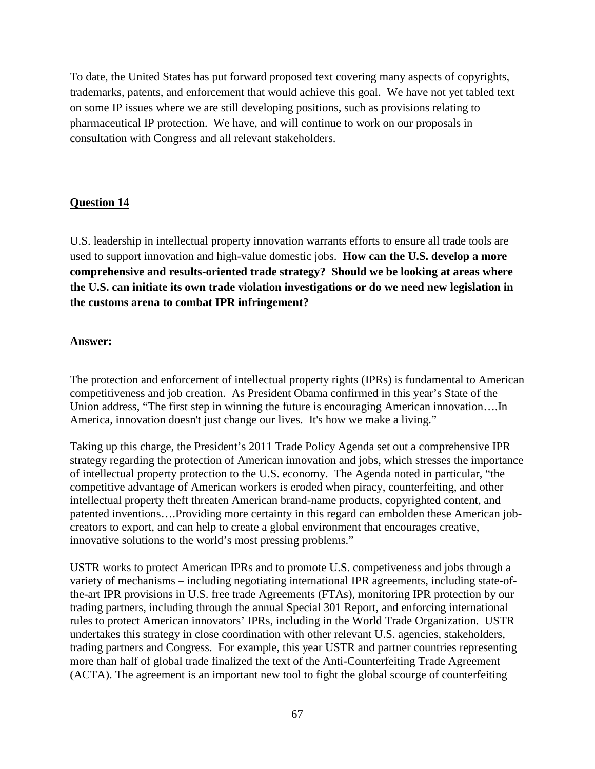To date, the United States has put forward proposed text covering many aspects of copyrights, trademarks, patents, and enforcement that would achieve this goal. We have not yet tabled text on some IP issues where we are still developing positions, such as provisions relating to pharmaceutical IP protection. We have, and will continue to work on our proposals in consultation with Congress and all relevant stakeholders.

**Question 14**

U.S. leadership in intellectual property innovation warrants efforts to ensure all trade tools are used to support innovation and high-value domestic jobs. **How can the U.S. develop a more comprehensive and results-oriented trade strategy? Should we be looking at areas where the U.S. can initiate its own trade violation investigations or do we need new legislation in the customs arena to combat IPR infringement?**

**Answer:**

The protection and enforcement of intellectual property rights (IPRs) is fundamental to American competitiveness and job creation. As President Obama confirmed in this year's State of the Union address, "The first step in winning the future is encouraging American innovation….In America, innovation doesn't just change our lives. It's how we make a living."

Taking up this charge, the President's 2011 Trade Policy Agenda set out a comprehensive IPR strategy regarding the protection of American innovation and jobs, which stresses the importance of intellectual property protection to the U.S. economy. The Agenda noted in particular, "the competitive advantage of American workers is eroded when piracy, counterfeiting, and other intellectual property theft threaten American brand-name products, copyrighted content, and patented inventions….Providing more certainty in this regard can embolden these American job-creators to export, and can help to create a global environment that encourages creative, innovative solutions to the world's most pressing problems."

USTR works to protect American IPRs and to promote U.S. competiveness and jobs through a variety of mechanisms – including negotiating international IPR agreements, including state-of-the-art IPR provisions in U.S. free trade Agreements (FTAs), monitoring IPR protection by our trading partners, including through the annual Special 301 Report, and enforcing international rules to protect American innovators' IPRs, including in the World Trade Organization. USTR undertakes this strategy in close coordination with other relevant U.S. agencies, stakeholders, trading partners and Congress. For example, this year USTR and partner countries representing more than half of global trade finalized the text of the Anti-Counterfeiting Trade Agreement (ACTA). The agreement is an important new tool to fight the global scourge of counterfeiting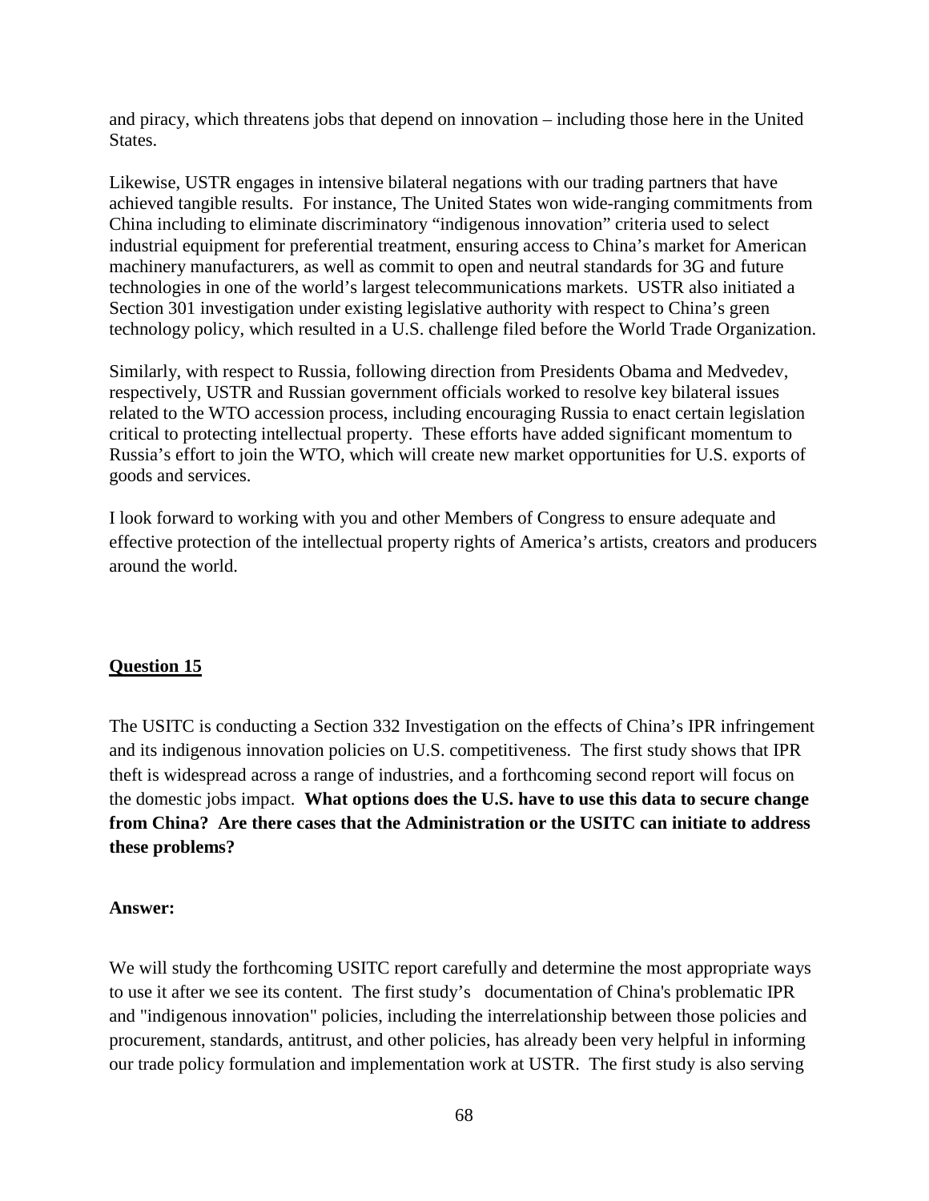and piracy, which threatens jobs that depend on innovation – including those here in the United States.

Likewise, USTR engages in intensive bilateral negations with our trading partners that have achieved tangible results. For instance, The United States won wide-ranging commitments from China including to eliminate discriminatory "indigenous innovation" criteria used to select industrial equipment for preferential treatment, ensuring access to China's market for American machinery manufacturers, as well as commit to open and neutral standards for 3G and future technologies in one of the world's largest telecommunications markets. USTR also initiated a Section 301 investigation under existing legislative authority with respect to China's green technology policy, which resulted in a U.S. challenge filed before the World Trade Organization.

Similarly, with respect to Russia, following direction from Presidents Obama and Medvedev, respectively, USTR and Russian government officials worked to resolve key bilateral issues related to the WTO accession process, including encouraging Russia to enact certain legislation critical to protecting intellectual property. These efforts have added significant momentum to Russia's effort to join the WTO, which will create new market opportunities for U.S. exports of goods and services.

I look forward to working with you and other Members of Congress to ensure adequate and effective protection of the intellectual property rights of America's artists, creators and producers around the world.

**Question 15**

The USITC is conducting a Section 332 Investigation on the effects of China's IPR infringement and its indigenous innovation policies on U.S. competitiveness. The first study shows that IPR theft is widespread across a range of industries, and a forthcoming second report will focus on the domestic jobs impact. **What options does the U.S. have to use this data to secure change from China? Are there cases that the Administration or the USITC can initiate to address these problems?**

**Answer:**

We will study the forthcoming USITC report carefully and determine the most appropriate ways to use it after we see its content. The first study's documentation of China's problematic IPR and "indigenous innovation" policies, including the interrelationship between those policies and procurement, standards, antitrust, and other policies, has already been very helpful in informing our trade policy formulation and implementation work at USTR. The first study is also serving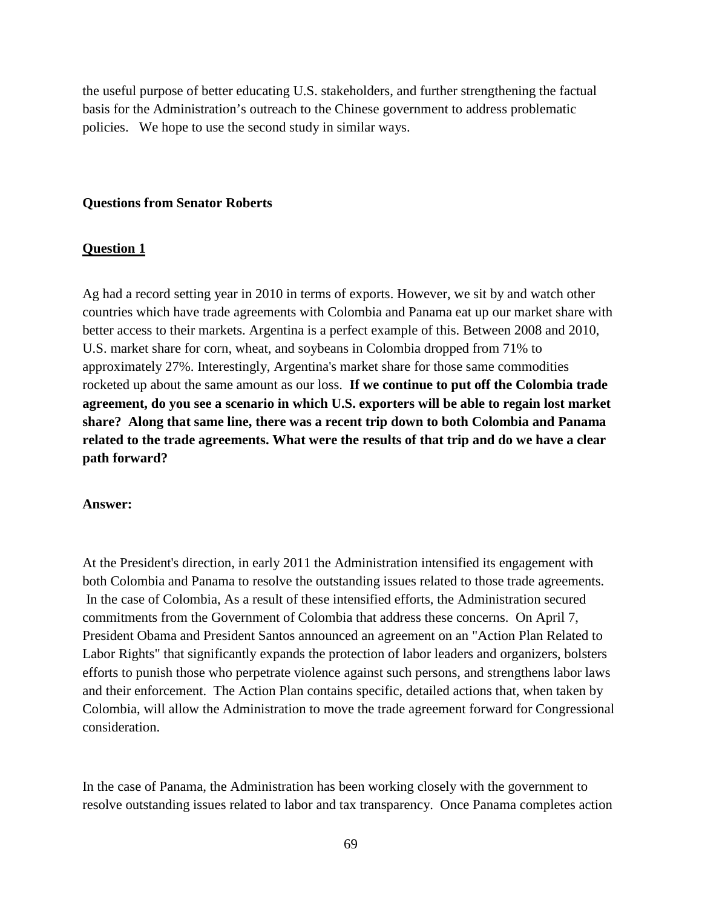the useful purpose of better educating U.S. stakeholders, and further strengthening the factual basis for the Administration's outreach to the Chinese government to address problematic policies. We hope to use the second study in similar ways.

**Questions from Senator Roberts**

**Question 1**

Ag had a record setting year in 2010 in terms of exports. However, we sit by and watch other countries which have trade agreements with Colombia and Panama eat up our market share with better access to their markets. Argentina is a perfect example of this. Between 2008 and 2010, U.S. market share for corn, wheat, and soybeans in Colombia dropped from 71% to approximately 27%. Interestingly, Argentina's market share for those same commodities rocketed up about the same amount as our loss. **If we continue to put off the Colombia trade agreement, do you see a scenario in which U.S. exporters will be able to regain lost market share? Along that same line, there was a recent trip down to both Colombia and Panama related to the trade agreements. What were the results of that trip and do we have a clear path forward?**

**Answer:**

At the President's direction, in early 2011 the Administration intensified its engagement with both Colombia and Panama to resolve the outstanding issues related to those trade agreements. In the case of Colombia, As a result of these intensified efforts, the Administration secured commitments from the Government of Colombia that address these concerns. On April 7, President Obama and President Santos announced an agreement on an "Action Plan Related to Labor Rights" that significantly expands the protection of labor leaders and organizers, bolsters efforts to punish those who perpetrate violence against such persons, and strengthens labor laws and their enforcement. The Action Plan contains specific, detailed actions that, when taken by Colombia, will allow the Administration to move the trade agreement forward for Congressional consideration.

In the case of Panama, the Administration has been working closely with the government to resolve outstanding issues related to labor and tax transparency. Once Panama completes action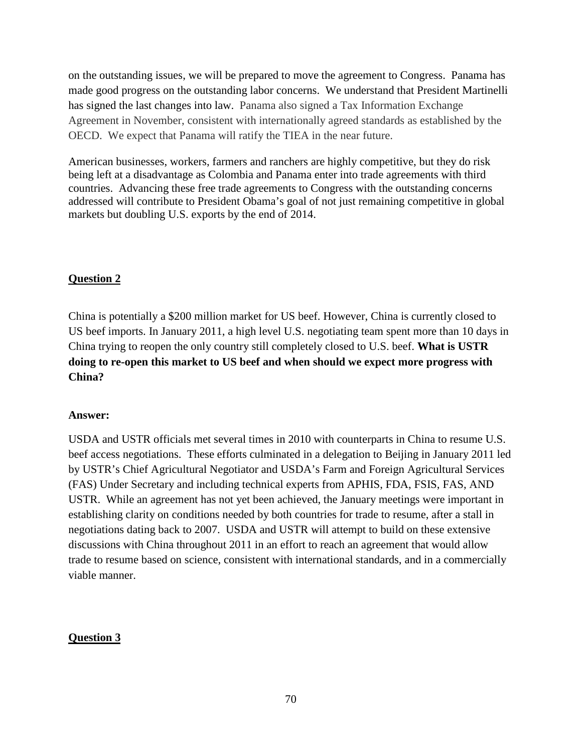on the outstanding issues, we will be prepared to move the agreement to Congress. Panama has made good progress on the outstanding labor concerns. We understand that President Martinelli has signed the last changes into law. Panama also signed a Tax Information Exchange Agreement in November, consistent with internationally agreed standards as established by the OECD. We expect that Panama will ratify the TIEA in the near future.

American businesses, workers, farmers and ranchers are highly competitive, but they do risk being left at a disadvantage as Colombia and Panama enter into trade agreements with third countries. Advancing these free trade agreements to Congress with the outstanding concerns addressed will contribute to President Obama's goal of not just remaining competitive in global markets but doubling U.S. exports by the end of 2014.

**Question 2**

China is potentially a $200 million market for US beef. However, China is currently closed to US beef imports. In January 2011, a high level U.S. negotiating team spent more than 10 days in China trying to reopen the only country still completely closed to U.S. beef. **What is USTR doing to re-open this market to US beef and when should we expect more progress with China?**

**Answer:**

USDA and USTR officials met several times in 2010 with counterparts in China to resume U.S. beef access negotiations. These efforts culminated in a delegation to Beijing in January 2011 led by USTR's Chief Agricultural Negotiator and USDA's Farm and Foreign Agricultural Services (FAS) Under Secretary and including technical experts from APHIS, FDA, FSIS, FAS, AND USTR. While an agreement has not yet been achieved, the January meetings were important in establishing clarity on conditions needed by both countries for trade to resume, after a stall in negotiations dating back to 2007. USDA and USTR will attempt to build on these extensive discussions with China throughout 2011 in an effort to reach an agreement that would allow trade to resume based on science, consistent with international standards, and in a commercially viable manner.

**Question 3**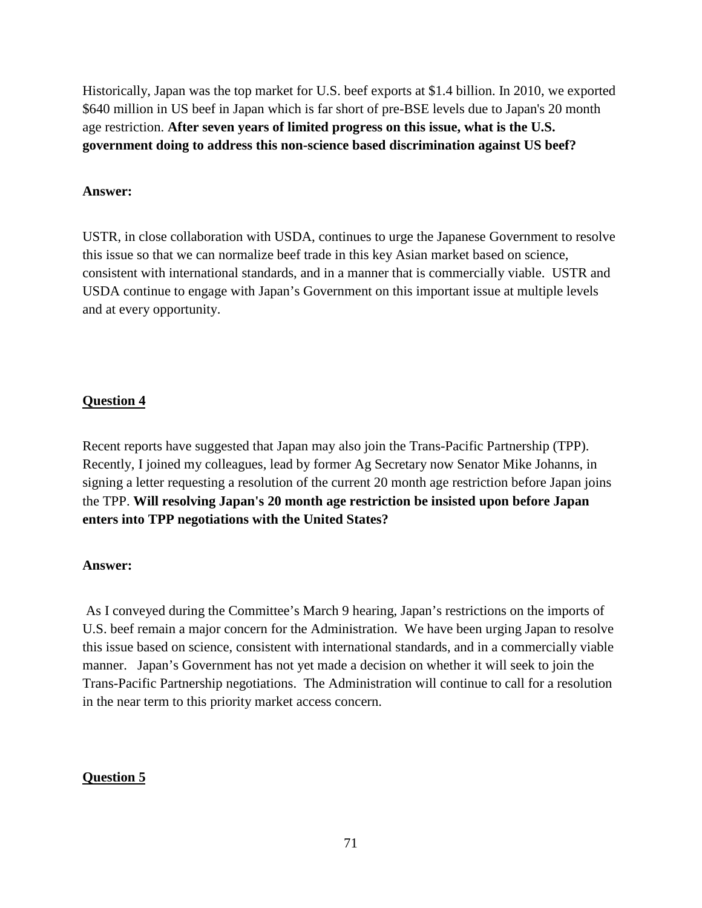Historically, Japan was the top market for U.S. beef exports at $1.4 billion. In 2010, we exported $640 million in US beef in Japan which is far short of pre-BSE levels due to Japan's 20 month age restriction. **After seven years of limited progress on this issue, what is the U.S. government doing to address this non-science based discrimination against US beef?**

**Answer:**

USTR, in close collaboration with USDA, continues to urge the Japanese Government to resolve this issue so that we can normalize beef trade in this key Asian market based on science, consistent with international standards, and in a manner that is commercially viable. USTR and USDA continue to engage with Japan's Government on this important issue at multiple levels and at every opportunity.

**Question 4**

Recent reports have suggested that Japan may also join the Trans-Pacific Partnership (TPP). Recently, I joined my colleagues, lead by former Ag Secretary now Senator Mike Johanns, in signing a letter requesting a resolution of the current 20 month age restriction before Japan joins the TPP. **Will resolving Japan's 20 month age restriction be insisted upon before Japan enters into TPP negotiations with the United States?**

**Answer:**

As I conveyed during the Committee's March 9 hearing, Japan's restrictions on the imports of U.S. beef remain a major concern for the Administration. We have been urging Japan to resolve this issue based on science, consistent with international standards, and in a commercially viable manner. Japan's Government has not yet made a decision on whether it will seek to join the Trans-Pacific Partnership negotiations. The Administration will continue to call for a resolution in the near term to this priority market access concern.

**Question 5**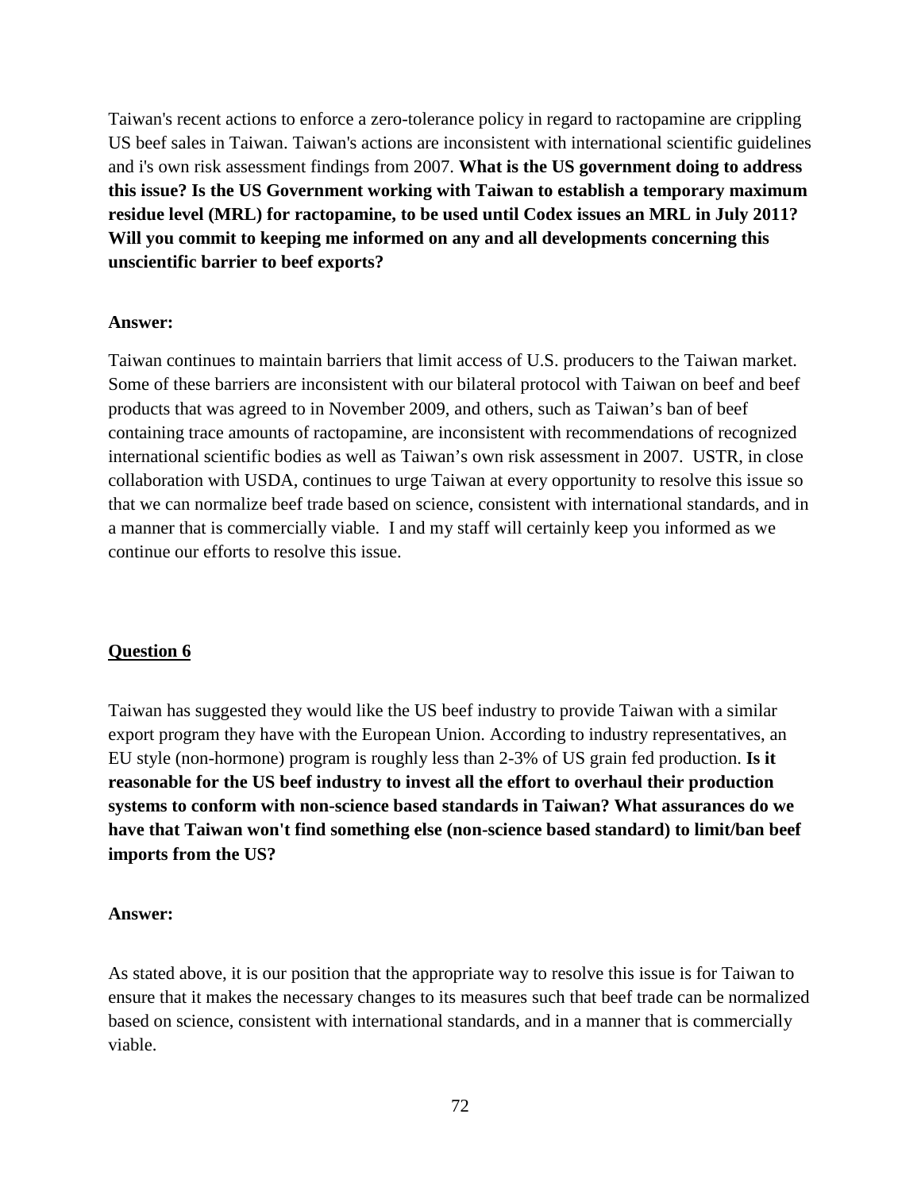Taiwan's recent actions to enforce a zero-tolerance policy in regard to ractopamine are crippling US beef sales in Taiwan. Taiwan's actions are inconsistent with international scientific guidelines and i's own risk assessment findings from 2007. **What is the US government doing to address this issue? Is the US Government working with Taiwan to establish a temporary maximum residue level (MRL) for ractopamine, to be used until Codex issues an MRL in July 2011? Will you commit to keeping me informed on any and all developments concerning this unscientific barrier to beef exports?**

**Answer:**

Taiwan continues to maintain barriers that limit access of U.S. producers to the Taiwan market. Some of these barriers are inconsistent with our bilateral protocol with Taiwan on beef and beef products that was agreed to in November 2009, and others, such as Taiwan's ban of beef containing trace amounts of ractopamine, are inconsistent with recommendations of recognized international scientific bodies as well as Taiwan's own risk assessment in 2007. USTR, in close collaboration with USDA, continues to urge Taiwan at every opportunity to resolve this issue so that we can normalize beef trade based on science, consistent with international standards, and in a manner that is commercially viable. I and my staff will certainly keep you informed as we continue our efforts to resolve this issue.

## Question 6

Taiwan has suggested they would like the US beef industry to provide Taiwan with a similar export program they have with the European Union. According to industry representatives, an EU style (non-hormone) program is roughly less than 2-3% of US grain fed production. **Is it reasonable for the US beef industry to invest all the effort to overhaul their production systems to conform with non-science based standards in Taiwan? What assurances do we have that Taiwan won't find something else (non-science based standard) to limit/ban beef imports from the US?**

**Answer:**

As stated above, it is our position that the appropriate way to resolve this issue is for Taiwan to ensure that it makes the necessary changes to its measures such that beef trade can be normalized based on science, consistent with international standards, and in a manner that is commercially viable.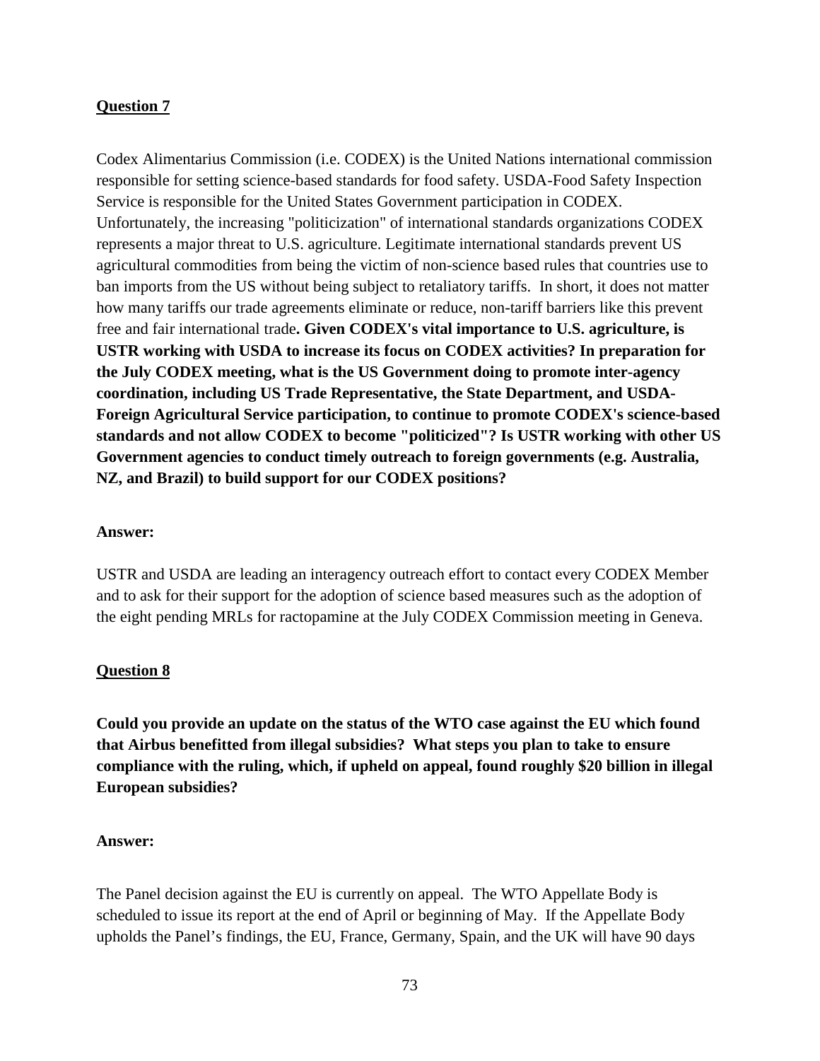**<u>Question 7</u>**

Codex Alimentarius Commission (i.e. CODEX) is the United Nations international commission responsible for setting science-based standards for food safety. USDA-Food Safety Inspection Service is responsible for the United States Government participation in CODEX. Unfortunately, the increasing "politicization" of international standards organizations CODEX represents a major threat to U.S. agriculture. Legitimate international standards prevent US agricultural commodities from being the victim of non-science based rules that countries use to ban imports from the US without being subject to retaliatory tariffs. In short, it does not matter how many tariffs our trade agreements eliminate or reduce, non-tariff barriers like this prevent free and fair international trade**. Given CODEX's vital importance to U.S. agriculture, is USTR working with USDA to increase its focus on CODEX activities? In preparation for the July CODEX meeting, what is the US Government doing to promote inter-agency coordination, including US Trade Representative, the State Department, and USDA-Foreign Agricultural Service participation, to continue to promote CODEX's science-based standards and not allow CODEX to become "politicized"? Is USTR working with other US Government agencies to conduct timely outreach to foreign governments (e.g. Australia, NZ, and Brazil) to build support for our CODEX positions?**

**Answer:**

USTR and USDA are leading an interagency outreach effort to contact every CODEX Member and to ask for their support for the adoption of science based measures such as the adoption of the eight pending MRLs for ractopamine at the July CODEX Commission meeting in Geneva.

**<u>Question 8</u>**

**Could you provide an update on the status of the WTO case against the EU which found that Airbus benefitted from illegal subsidies? What steps you plan to take to ensure compliance with the ruling, which, if upheld on appeal, found roughly $20 billion in illegal European subsidies?**

**Answer:**

The Panel decision against the EU is currently on appeal. The WTO Appellate Body is scheduled to issue its report at the end of April or beginning of May. If the Appellate Body upholds the Panel's findings, the EU, France, Germany, Spain, and the UK will have 90 days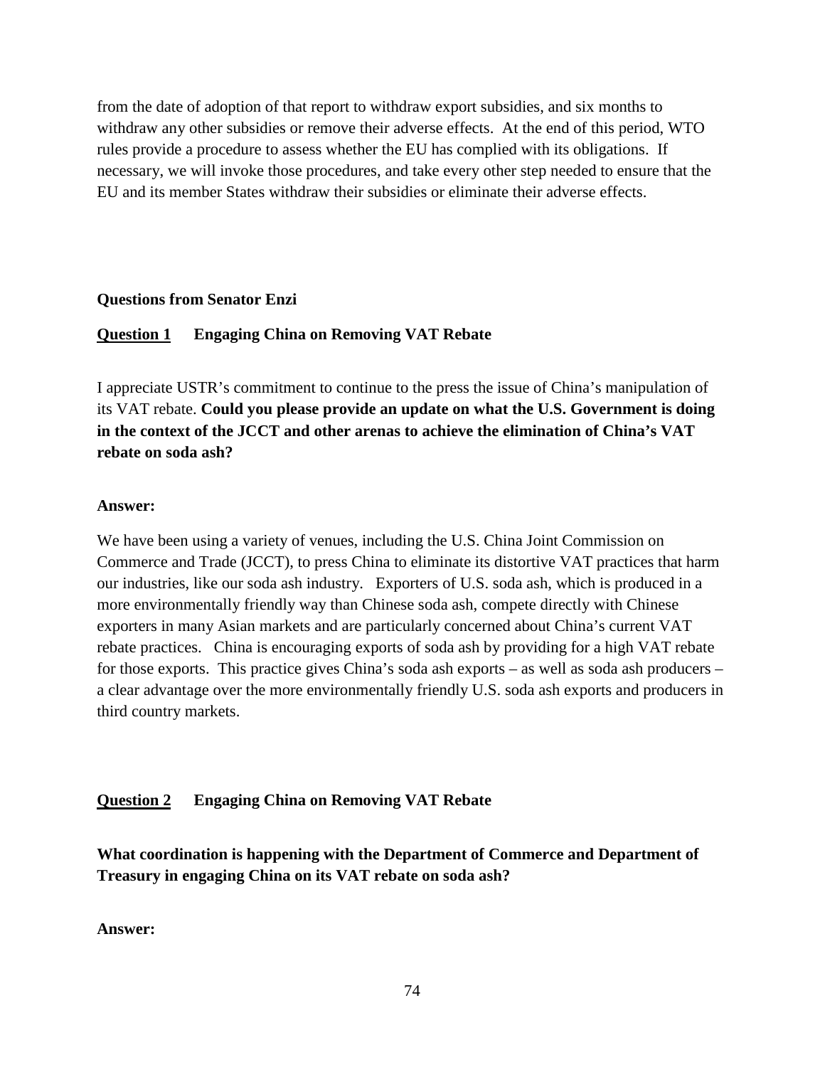from the date of adoption of that report to withdraw export subsidies, and six months to withdraw any other subsidies or remove their adverse effects. At the end of this period, WTO rules provide a procedure to assess whether the EU has complied with its obligations. If necessary, we will invoke those procedures, and take every other step needed to ensure that the EU and its member States withdraw their subsidies or eliminate their adverse effects.

**Questions from Senator Enzi**

**<u>Question 1</u> Engaging China on Removing VAT Rebate**

I appreciate USTR's commitment to continue to the press the issue of China's manipulation of its VAT rebate. **Could you please provide an update on what the U.S. Government is doing in the context of the JCCT and other arenas to achieve the elimination of China's VAT rebate on soda ash?**

**Answer:**

We have been using a variety of venues, including the U.S. China Joint Commission on Commerce and Trade (JCCT), to press China to eliminate its distortive VAT practices that harm our industries, like our soda ash industry. Exporters of U.S. soda ash, which is produced in a more environmentally friendly way than Chinese soda ash, compete directly with Chinese exporters in many Asian markets and are particularly concerned about China's current VAT rebate practices. China is encouraging exports of soda ash by providing for a high VAT rebate for those exports. This practice gives China's soda ash exports – as well as soda ash producers – a clear advantage over the more environmentally friendly U.S. soda ash exports and producers in third country markets.

**<u>Question 2</u> Engaging China on Removing VAT Rebate**

**What coordination is happening with the Department of Commerce and Department of Treasury in engaging China on its VAT rebate on soda ash?**

**Answer:**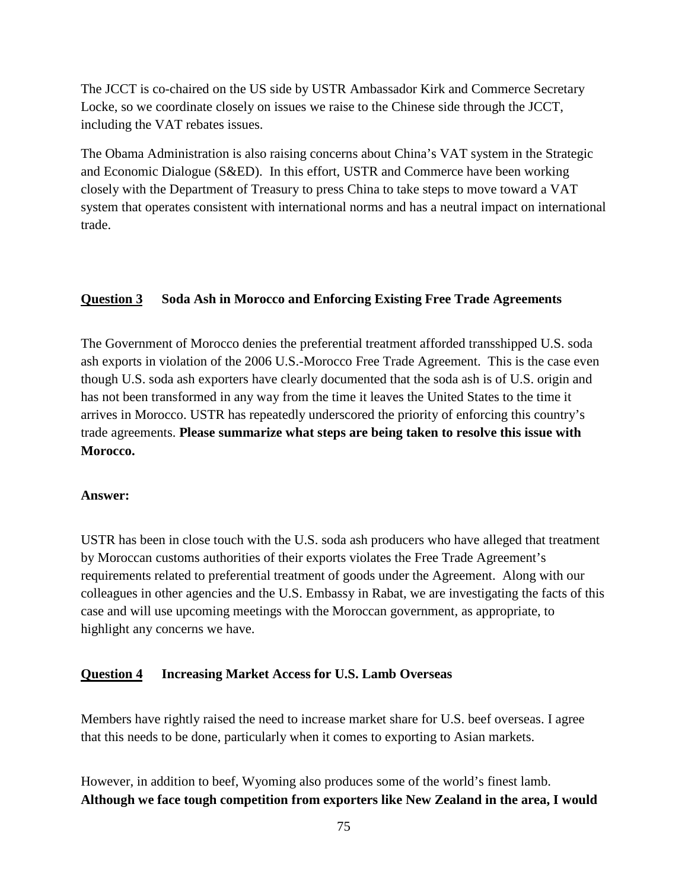The JCCT is co-chaired on the US side by USTR Ambassador Kirk and Commerce Secretary Locke, so we coordinate closely on issues we raise to the Chinese side through the JCCT, including the VAT rebates issues.

The Obama Administration is also raising concerns about China's VAT system in the Strategic and Economic Dialogue (S&ED). In this effort, USTR and Commerce have been working closely with the Department of Treasury to press China to take steps to move toward a VAT system that operates consistent with international norms and has a neutral impact on international trade.

**<u>Question 3</u>     Soda Ash in Morocco and Enforcing Existing Free Trade Agreements**

The Government of Morocco denies the preferential treatment afforded transshipped U.S. soda ash exports in violation of the 2006 U.S.-Morocco Free Trade Agreement. This is the case even though U.S. soda ash exporters have clearly documented that the soda ash is of U.S. origin and has not been transformed in any way from the time it leaves the United States to the time it arrives in Morocco. USTR has repeatedly underscored the priority of enforcing this country's trade agreements. **Please summarize what steps are being taken to resolve this issue with Morocco.**

**Answer:**

USTR has been in close touch with the U.S. soda ash producers who have alleged that treatment by Moroccan customs authorities of their exports violates the Free Trade Agreement's requirements related to preferential treatment of goods under the Agreement. Along with our colleagues in other agencies and the U.S. Embassy in Rabat, we are investigating the facts of this case and will use upcoming meetings with the Moroccan government, as appropriate, to highlight any concerns we have.

**<u>Question 4</u>     Increasing Market Access for U.S. Lamb Overseas**

Members have rightly raised the need to increase market share for U.S. beef overseas. I agree that this needs to be done, particularly when it comes to exporting to Asian markets.

However, in addition to beef, Wyoming also produces some of the world's finest lamb. **Although we face tough competition from exporters like New Zealand in the area, I would**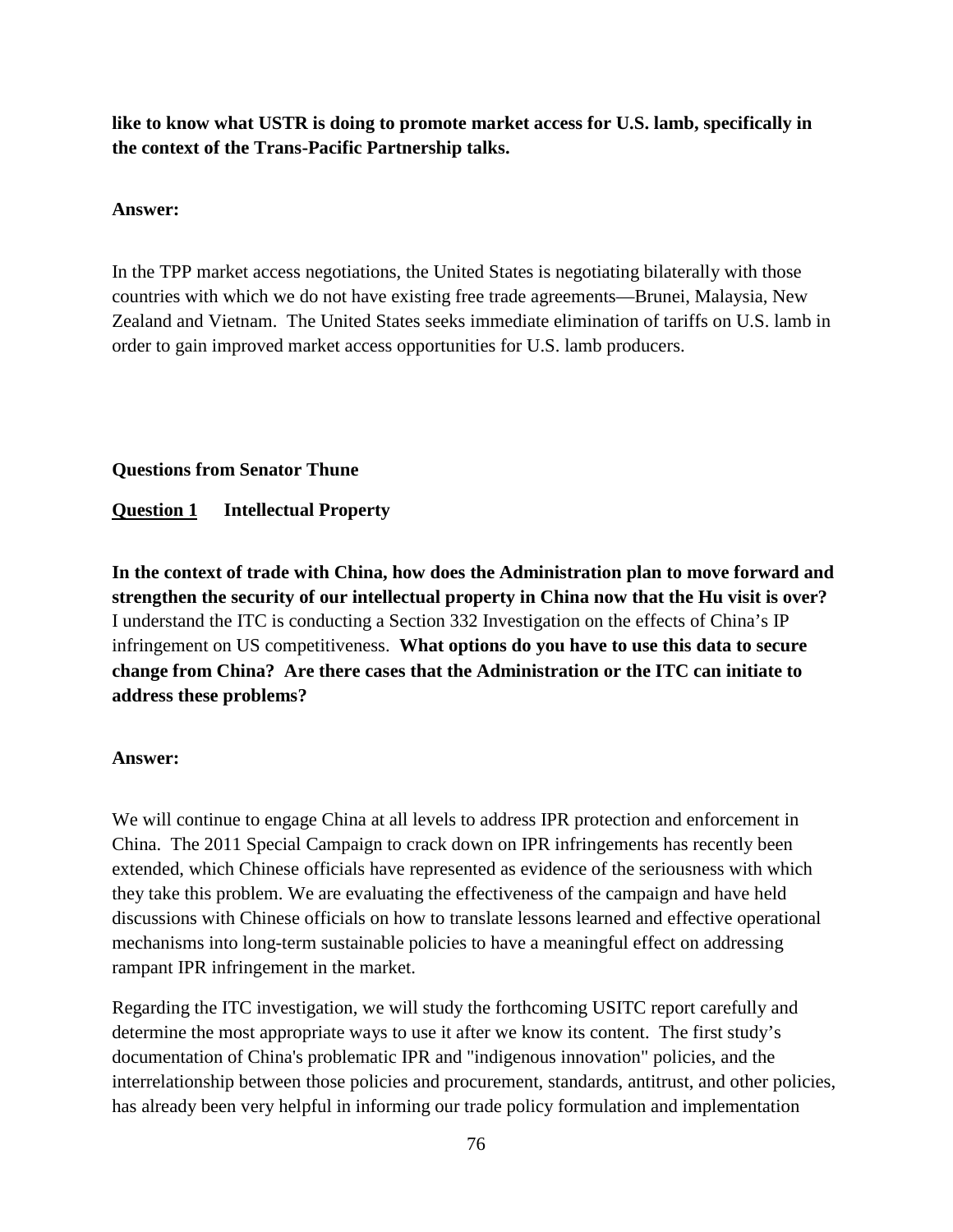**like to know what USTR is doing to promote market access for U.S. lamb, specifically in the context of the Trans-Pacific Partnership talks.**

**Answer:**

In the TPP market access negotiations, the United States is negotiating bilaterally with those countries with which we do not have existing free trade agreements—Brunei, Malaysia, New Zealand and Vietnam. The United States seeks immediate elimination of tariffs on U.S. lamb in order to gain improved market access opportunities for U.S. lamb producers.

**Questions from Senator Thune**

**<u>Question 1</u> Intellectual Property**

**In the context of trade with China, how does the Administration plan to move forward and strengthen the security of our intellectual property in China now that the Hu visit is over?** I understand the ITC is conducting a Section 332 Investigation on the effects of China's IP infringement on US competitiveness. **What options do you have to use this data to secure change from China? Are there cases that the Administration or the ITC can initiate to address these problems?**

**Answer:**

We will continue to engage China at all levels to address IPR protection and enforcement in China. The 2011 Special Campaign to crack down on IPR infringements has recently been extended, which Chinese officials have represented as evidence of the seriousness with which they take this problem. We are evaluating the effectiveness of the campaign and have held discussions with Chinese officials on how to translate lessons learned and effective operational mechanisms into long-term sustainable policies to have a meaningful effect on addressing rampant IPR infringement in the market.

Regarding the ITC investigation, we will study the forthcoming USITC report carefully and determine the most appropriate ways to use it after we know its content. The first study's documentation of China's problematic IPR and "indigenous innovation" policies, and the interrelationship between those policies and procurement, standards, antitrust, and other policies, has already been very helpful in informing our trade policy formulation and implementation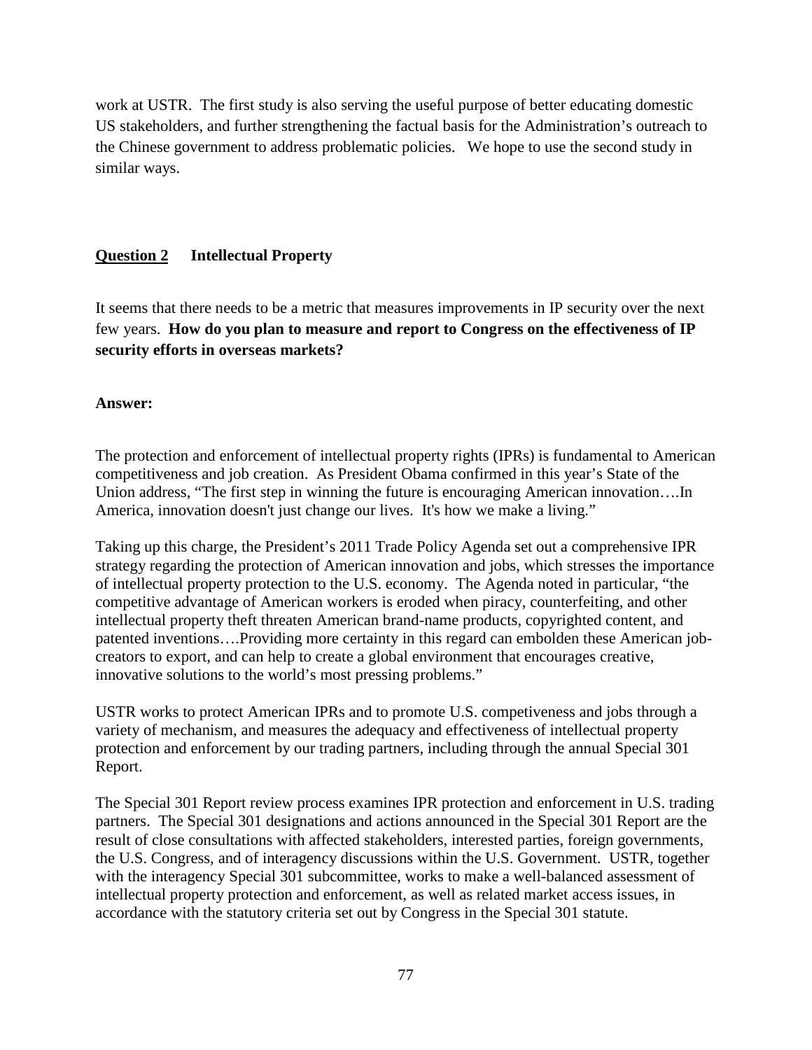work at USTR. The first study is also serving the useful purpose of better educating domestic US stakeholders, and further strengthening the factual basis for the Administration's outreach to the Chinese government to address problematic policies. We hope to use the second study in similar ways.

**<u>Question 2</u>      Intellectual Property**

It seems that there needs to be a metric that measures improvements in IP security over the next few years. **How do you plan to measure and report to Congress on the effectiveness of IP security efforts in overseas markets?**

**Answer:**

The protection and enforcement of intellectual property rights (IPRs) is fundamental to American competitiveness and job creation. As President Obama confirmed in this year's State of the Union address, "The first step in winning the future is encouraging American innovation….In America, innovation doesn't just change our lives. It's how we make a living."

Taking up this charge, the President's 2011 Trade Policy Agenda set out a comprehensive IPR strategy regarding the protection of American innovation and jobs, which stresses the importance of intellectual property protection to the U.S. economy. The Agenda noted in particular, "the competitive advantage of American workers is eroded when piracy, counterfeiting, and other intellectual property theft threaten American brand-name products, copyrighted content, and patented inventions….Providing more certainty in this regard can embolden these American job-creators to export, and can help to create a global environment that encourages creative, innovative solutions to the world's most pressing problems."

USTR works to protect American IPRs and to promote U.S. competiveness and jobs through a variety of mechanism, and measures the adequacy and effectiveness of intellectual property protection and enforcement by our trading partners, including through the annual Special 301 Report.

The Special 301 Report review process examines IPR protection and enforcement in U.S. trading partners. The Special 301 designations and actions announced in the Special 301 Report are the result of close consultations with affected stakeholders, interested parties, foreign governments, the U.S. Congress, and of interagency discussions within the U.S. Government. USTR, together with the interagency Special 301 subcommittee, works to make a well-balanced assessment of intellectual property protection and enforcement, as well as related market access issues, in accordance with the statutory criteria set out by Congress in the Special 301 statute.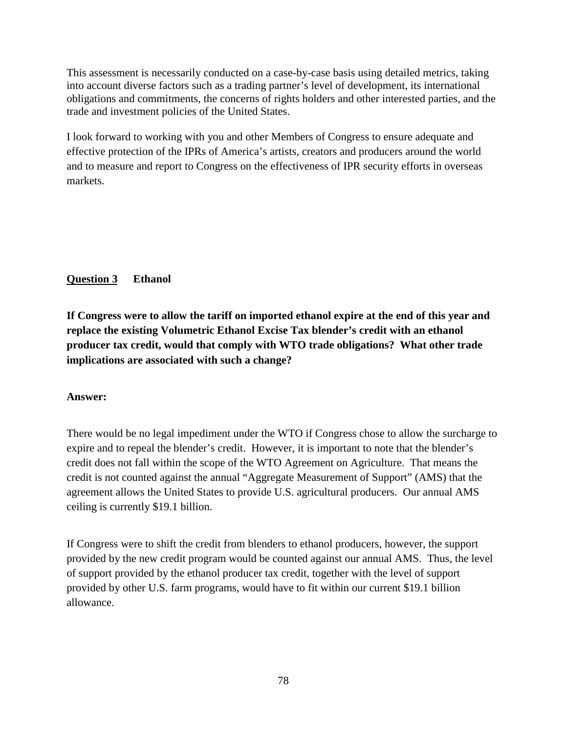This assessment is necessarily conducted on a case-by-case basis using detailed metrics, taking into account diverse factors such as a trading partner's level of development, its international obligations and commitments, the concerns of rights holders and other interested parties, and the trade and investment policies of the United States.

I look forward to working with you and other Members of Congress to ensure adequate and effective protection of the IPRs of America's artists, creators and producers around the world and to measure and report to Congress on the effectiveness of IPR security efforts in overseas markets.

**<u>Question 3</u> Ethanol**

**If Congress were to allow the tariff on imported ethanol expire at the end of this year and replace the existing Volumetric Ethanol Excise Tax blender's credit with an ethanol producer tax credit, would that comply with WTO trade obligations? What other trade implications are associated with such a change?**

**Answer:**

There would be no legal impediment under the WTO if Congress chose to allow the surcharge to expire and to repeal the blender's credit. However, it is important to note that the blender's credit does not fall within the scope of the WTO Agreement on Agriculture. That means the credit is not counted against the annual "Aggregate Measurement of Support" (AMS) that the agreement allows the United States to provide U.S. agricultural producers. Our annual AMS ceiling is currently $19.1 billion.

If Congress were to shift the credit from blenders to ethanol producers, however, the support provided by the new credit program would be counted against our annual AMS. Thus, the level of support provided by the ethanol producer tax credit, together with the level of support provided by other U.S. farm programs, would have to fit within our current $19.1 billion allowance.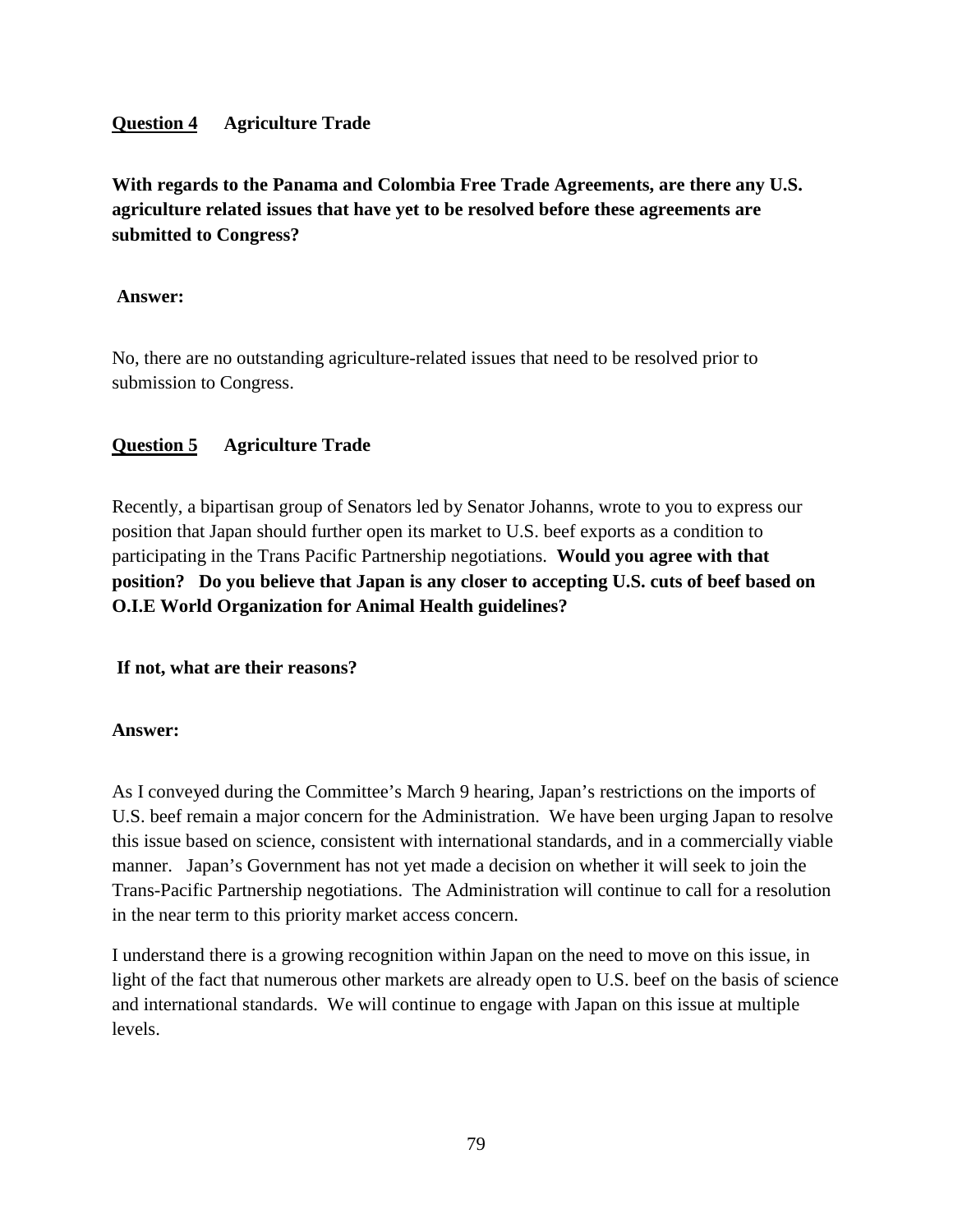**<u>Question 4</u>    Agriculture Trade**

**With regards to the Panama and Colombia Free Trade Agreements, are there any U.S. agriculture related issues that have yet to be resolved before these agreements are submitted to Congress?**

**Answer:**

No, there are no outstanding agriculture-related issues that need to be resolved prior to submission to Congress.

**<u>Question 5</u>    Agriculture Trade**

Recently, a bipartisan group of Senators led by Senator Johanns, wrote to you to express our position that Japan should further open its market to U.S. beef exports as a condition to participating in the Trans Pacific Partnership negotiations. **Would you agree with that position? Do you believe that Japan is any closer to accepting U.S. cuts of beef based on O.I.E World Organization for Animal Health guidelines?**

**If not, what are their reasons?**

**Answer:**

As I conveyed during the Committee's March 9 hearing, Japan's restrictions on the imports of U.S. beef remain a major concern for the Administration. We have been urging Japan to resolve this issue based on science, consistent with international standards, and in a commercially viable manner. Japan's Government has not yet made a decision on whether it will seek to join the Trans-Pacific Partnership negotiations. The Administration will continue to call for a resolution in the near term to this priority market access concern.

I understand there is a growing recognition within Japan on the need to move on this issue, in light of the fact that numerous other markets are already open to U.S. beef on the basis of science and international standards. We will continue to engage with Japan on this issue at multiple levels.